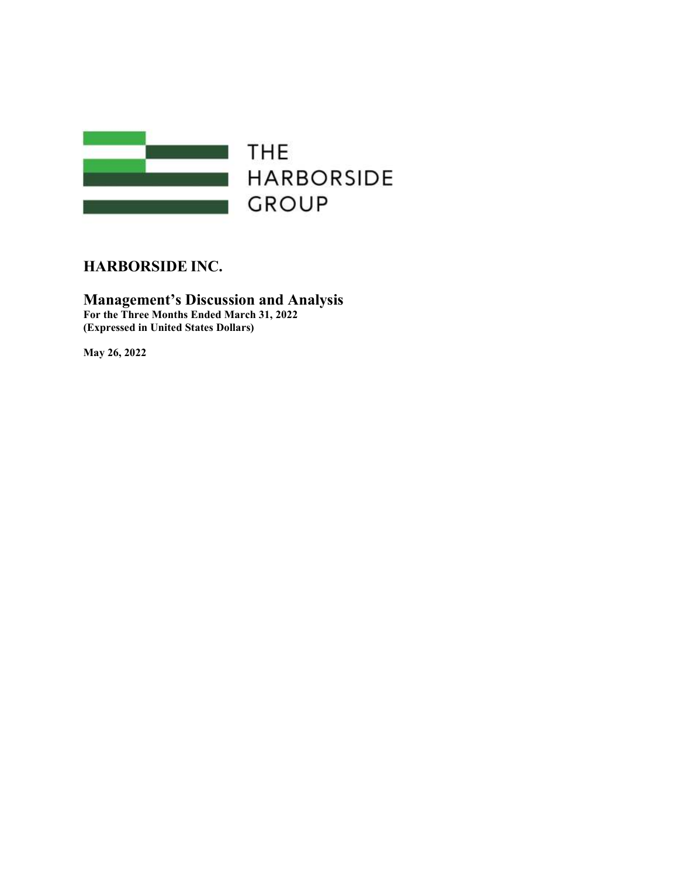THE HARBORSIDE GROUP

# HARBORSIDE INC.

## Management's Discussion and Analysis

**For the Three Months Ended March 31, 2022**
**(Expressed in United States Dollars)**

**May 26, 2022**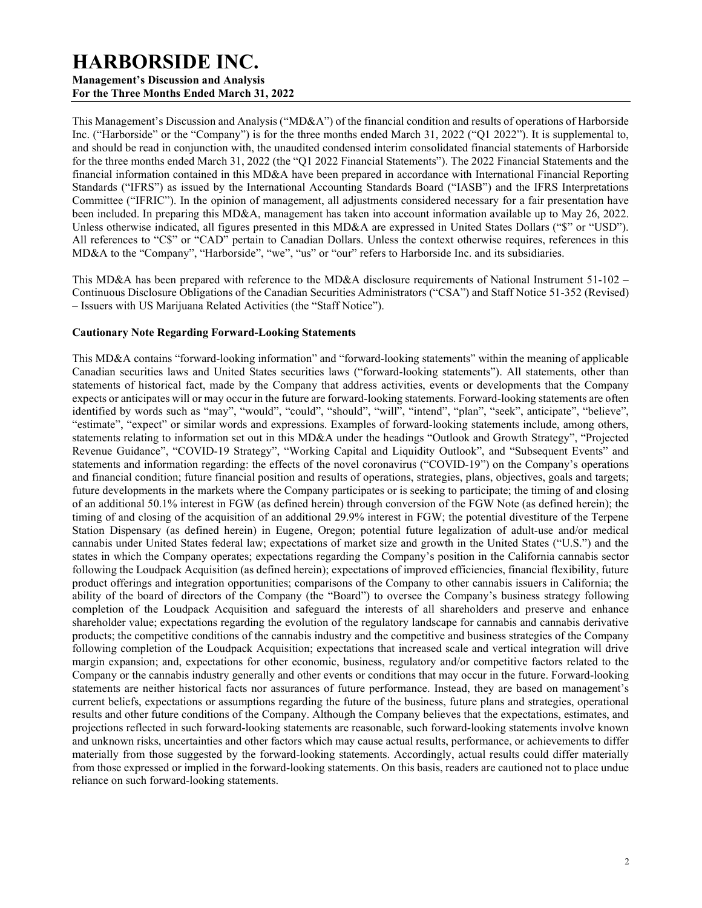This Management's Discussion and Analysis ("MD&A") of the financial condition and results of operations of Harborside Inc. ("Harborside" or the "Company") is for the three months ended March 31, 2022 ("Q1 2022"). It is supplemental to, and should be read in conjunction with, the unaudited condensed interim consolidated financial statements of Harborside for the three months ended March 31, 2022 (the "Q1 2022 Financial Statements"). The 2022 Financial Statements and the financial information contained in this MD&A have been prepared in accordance with International Financial Reporting Standards ("IFRS") as issued by the International Accounting Standards Board ("IASB") and the IFRS Interpretations Committee ("IFRIC"). In the opinion of management, all adjustments considered necessary for a fair presentation have been included. In preparing this MD&A, management has taken into account information available up to May 26, 2022. Unless otherwise indicated, all figures presented in this MD&A are expressed in United States Dollars ("$" or "USD"). All references to "C$" or "CAD" pertain to Canadian Dollars. Unless the context otherwise requires, references in this MD&A to the "Company", "Harborside", "we", "us" or "our" refers to Harborside Inc. and its subsidiaries.

This MD&A has been prepared with reference to the MD&A disclosure requirements of National Instrument 51-102 – Continuous Disclosure Obligations of the Canadian Securities Administrators ("CSA") and Staff Notice 51-352 (Revised) – Issuers with US Marijuana Related Activities (the "Staff Notice").

**Cautionary Note Regarding Forward-Looking Statements**

This MD&A contains "forward-looking information" and "forward-looking statements" within the meaning of applicable Canadian securities laws and United States securities laws ("forward-looking statements"). All statements, other than statements of historical fact, made by the Company that address activities, events or developments that the Company expects or anticipates will or may occur in the future are forward-looking statements. Forward-looking statements are often identified by words such as "may", "would", "could", "should", "will", "intend", "plan", "seek", anticipate", "believe", "estimate", "expect" or similar words and expressions. Examples of forward-looking statements include, among others, statements relating to information set out in this MD&A under the headings "Outlook and Growth Strategy", "Projected Revenue Guidance", "COVID-19 Strategy", "Working Capital and Liquidity Outlook", and "Subsequent Events" and statements and information regarding: the effects of the novel coronavirus ("COVID-19") on the Company's operations and financial condition; future financial position and results of operations, strategies, plans, objectives, goals and targets; future developments in the markets where the Company participates or is seeking to participate; the timing of and closing of an additional 50.1% interest in FGW (as defined herein) through conversion of the FGW Note (as defined herein); the timing of and closing of the acquisition of an additional 29.9% interest in FGW; the potential divestiture of the Terpene Station Dispensary (as defined herein) in Eugene, Oregon; potential future legalization of adult-use and/or medical cannabis under United States federal law; expectations of market size and growth in the United States ("U.S.") and the states in which the Company operates; expectations regarding the Company's position in the California cannabis sector following the Loudpack Acquisition (as defined herein); expectations of improved efficiencies, financial flexibility, future product offerings and integration opportunities; comparisons of the Company to other cannabis issuers in California; the ability of the board of directors of the Company (the "Board") to oversee the Company's business strategy following completion of the Loudpack Acquisition and safeguard the interests of all shareholders and preserve and enhance shareholder value; expectations regarding the evolution of the regulatory landscape for cannabis and cannabis derivative products; the competitive conditions of the cannabis industry and the competitive and business strategies of the Company following completion of the Loudpack Acquisition; expectations that increased scale and vertical integration will drive margin expansion; and, expectations for other economic, business, regulatory and/or competitive factors related to the Company or the cannabis industry generally and other events or conditions that may occur in the future. Forward-looking statements are neither historical facts nor assurances of future performance. Instead, they are based on management's current beliefs, expectations or assumptions regarding the future of the business, future plans and strategies, operational results and other future conditions of the Company. Although the Company believes that the expectations, estimates, and projections reflected in such forward-looking statements are reasonable, such forward-looking statements involve known and unknown risks, uncertainties and other factors which may cause actual results, performance, or achievements to differ materially from those suggested by the forward-looking statements. Accordingly, actual results could differ materially from those expressed or implied in the forward-looking statements. On this basis, readers are cautioned not to place undue reliance on such forward-looking statements.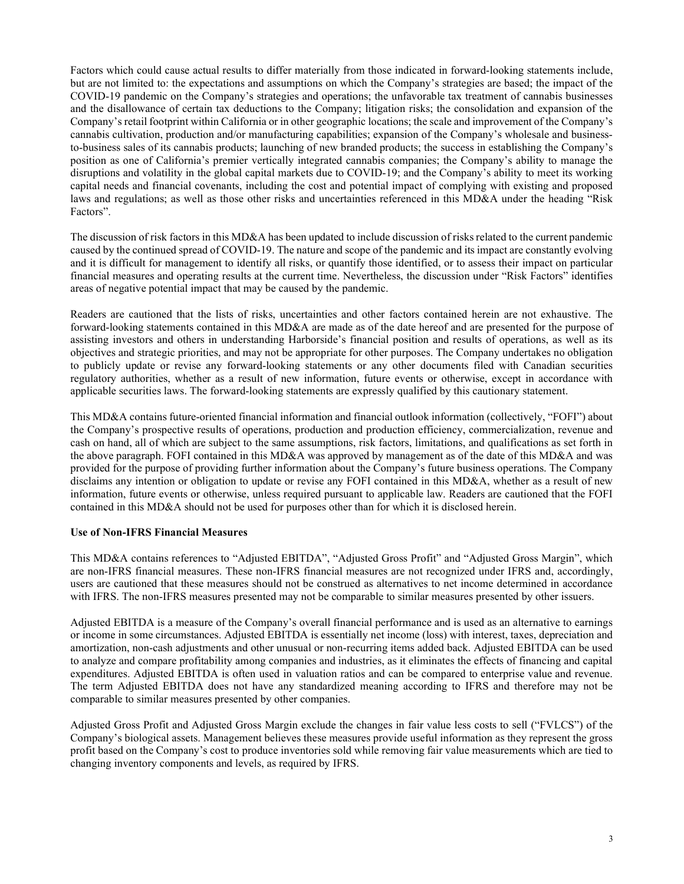Factors which could cause actual results to differ materially from those indicated in forward-looking statements include, but are not limited to: the expectations and assumptions on which the Company's strategies are based; the impact of the COVID-19 pandemic on the Company's strategies and operations; the unfavorable tax treatment of cannabis businesses and the disallowance of certain tax deductions to the Company; litigation risks; the consolidation and expansion of the Company's retail footprint within California or in other geographic locations; the scale and improvement of the Company's cannabis cultivation, production and/or manufacturing capabilities; expansion of the Company's wholesale and business-to-business sales of its cannabis products; launching of new branded products; the success in establishing the Company's position as one of California's premier vertically integrated cannabis companies; the Company's ability to manage the disruptions and volatility in the global capital markets due to COVID-19; and the Company's ability to meet its working capital needs and financial covenants, including the cost and potential impact of complying with existing and proposed laws and regulations; as well as those other risks and uncertainties referenced in this MD&A under the heading "Risk Factors".

The discussion of risk factors in this MD&A has been updated to include discussion of risks related to the current pandemic caused by the continued spread of COVID-19. The nature and scope of the pandemic and its impact are constantly evolving and it is difficult for management to identify all risks, or quantify those identified, or to assess their impact on particular financial measures and operating results at the current time. Nevertheless, the discussion under "Risk Factors" identifies areas of negative potential impact that may be caused by the pandemic.

Readers are cautioned that the lists of risks, uncertainties and other factors contained herein are not exhaustive. The forward-looking statements contained in this MD&A are made as of the date hereof and are presented for the purpose of assisting investors and others in understanding Harborside's financial position and results of operations, as well as its objectives and strategic priorities, and may not be appropriate for other purposes. The Company undertakes no obligation to publicly update or revise any forward-looking statements or any other documents filed with Canadian securities regulatory authorities, whether as a result of new information, future events or otherwise, except in accordance with applicable securities laws. The forward-looking statements are expressly qualified by this cautionary statement.

This MD&A contains future-oriented financial information and financial outlook information (collectively, "FOFI") about the Company's prospective results of operations, production and production efficiency, commercialization, revenue and cash on hand, all of which are subject to the same assumptions, risk factors, limitations, and qualifications as set forth in the above paragraph. FOFI contained in this MD&A was approved by management as of the date of this MD&A and was provided for the purpose of providing further information about the Company's future business operations. The Company disclaims any intention or obligation to update or revise any FOFI contained in this MD&A, whether as a result of new information, future events or otherwise, unless required pursuant to applicable law. Readers are cautioned that the FOFI contained in this MD&A should not be used for purposes other than for which it is disclosed herein.

**Use of Non-IFRS Financial Measures**

This MD&A contains references to "Adjusted EBITDA", "Adjusted Gross Profit" and "Adjusted Gross Margin", which are non-IFRS financial measures. These non-IFRS financial measures are not recognized under IFRS and, accordingly, users are cautioned that these measures should not be construed as alternatives to net income determined in accordance with IFRS. The non-IFRS measures presented may not be comparable to similar measures presented by other issuers.

Adjusted EBITDA is a measure of the Company's overall financial performance and is used as an alternative to earnings or income in some circumstances. Adjusted EBITDA is essentially net income (loss) with interest, taxes, depreciation and amortization, non-cash adjustments and other unusual or non-recurring items added back. Adjusted EBITDA can be used to analyze and compare profitability among companies and industries, as it eliminates the effects of financing and capital expenditures. Adjusted EBITDA is often used in valuation ratios and can be compared to enterprise value and revenue. The term Adjusted EBITDA does not have any standardized meaning according to IFRS and therefore may not be comparable to similar measures presented by other companies.

Adjusted Gross Profit and Adjusted Gross Margin exclude the changes in fair value less costs to sell ("FVLCS") of the Company's biological assets. Management believes these measures provide useful information as they represent the gross profit based on the Company's cost to produce inventories sold while removing fair value measurements which are tied to changing inventory components and levels, as required by IFRS.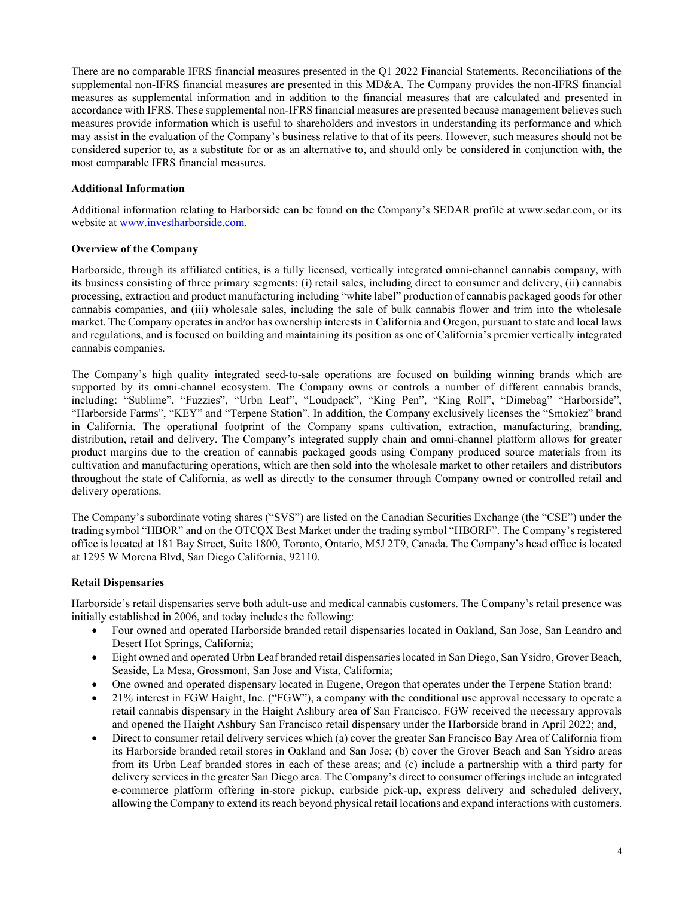There are no comparable IFRS financial measures presented in the Q1 2022 Financial Statements. Reconciliations of the supplemental non-IFRS financial measures are presented in this MD&A. The Company provides the non-IFRS financial measures as supplemental information and in addition to the financial measures that are calculated and presented in accordance with IFRS. These supplemental non-IFRS financial measures are presented because management believes such measures provide information which is useful to shareholders and investors in understanding its performance and which may assist in the evaluation of the Company's business relative to that of its peers. However, such measures should not be considered superior to, as a substitute for or as an alternative to, and should only be considered in conjunction with, the most comparable IFRS financial measures.

### Additional Information

Additional information relating to Harborside can be found on the Company's SEDAR profile at www.sedar.com, or its website at www.investharborside.com.

### Overview of the Company

Harborside, through its affiliated entities, is a fully licensed, vertically integrated omni-channel cannabis company, with its business consisting of three primary segments: (i) retail sales, including direct to consumer and delivery, (ii) cannabis processing, extraction and product manufacturing including "white label" production of cannabis packaged goods for other cannabis companies, and (iii) wholesale sales, including the sale of bulk cannabis flower and trim into the wholesale market. The Company operates in and/or has ownership interests in California and Oregon, pursuant to state and local laws and regulations, and is focused on building and maintaining its position as one of California's premier vertically integrated cannabis companies.

The Company's high quality integrated seed-to-sale operations are focused on building winning brands which are supported by its omni-channel ecosystem. The Company owns or controls a number of different cannabis brands, including: "Sublime", "Fuzzies", "Urbn Leaf", "Loudpack", "King Pen", "King Roll", "Dimebag" "Harborside", "Harborside Farms", "KEY" and "Terpene Station". In addition, the Company exclusively licenses the "Smokiez" brand in California. The operational footprint of the Company spans cultivation, extraction, manufacturing, branding, distribution, retail and delivery. The Company's integrated supply chain and omni-channel platform allows for greater product margins due to the creation of cannabis packaged goods using Company produced source materials from its cultivation and manufacturing operations, which are then sold into the wholesale market to other retailers and distributors throughout the state of California, as well as directly to the consumer through Company owned or controlled retail and delivery operations.

The Company's subordinate voting shares ("SVS") are listed on the Canadian Securities Exchange (the "CSE") under the trading symbol "HBOR" and on the OTCQX Best Market under the trading symbol "HBORF". The Company's registered office is located at 181 Bay Street, Suite 1800, Toronto, Ontario, M5J 2T9, Canada. The Company's head office is located at 1295 W Morena Blvd, San Diego California, 92110.

### Retail Dispensaries

Harborside's retail dispensaries serve both adult-use and medical cannabis customers. The Company's retail presence was initially established in 2006, and today includes the following:

- Four owned and operated Harborside branded retail dispensaries located in Oakland, San Jose, San Leandro and Desert Hot Springs, California;
- Eight owned and operated Urbn Leaf branded retail dispensaries located in San Diego, San Ysidro, Grover Beach, Seaside, La Mesa, Grossmont, San Jose and Vista, California;
- One owned and operated dispensary located in Eugene, Oregon that operates under the Terpene Station brand;
- 21% interest in FGW Haight, Inc. ("FGW"), a company with the conditional use approval necessary to operate a retail cannabis dispensary in the Haight Ashbury area of San Francisco. FGW received the necessary approvals and opened the Haight Ashbury San Francisco retail dispensary under the Harborside brand in April 2022; and,
- Direct to consumer retail delivery services which (a) cover the greater San Francisco Bay Area of California from its Harborside branded retail stores in Oakland and San Jose; (b) cover the Grover Beach and San Ysidro areas from its Urbn Leaf branded stores in each of these areas; and (c) include a partnership with a third party for delivery services in the greater San Diego area. The Company's direct to consumer offerings include an integrated e-commerce platform offering in-store pickup, curbside pick-up, express delivery and scheduled delivery, allowing the Company to extend its reach beyond physical retail locations and expand interactions with customers.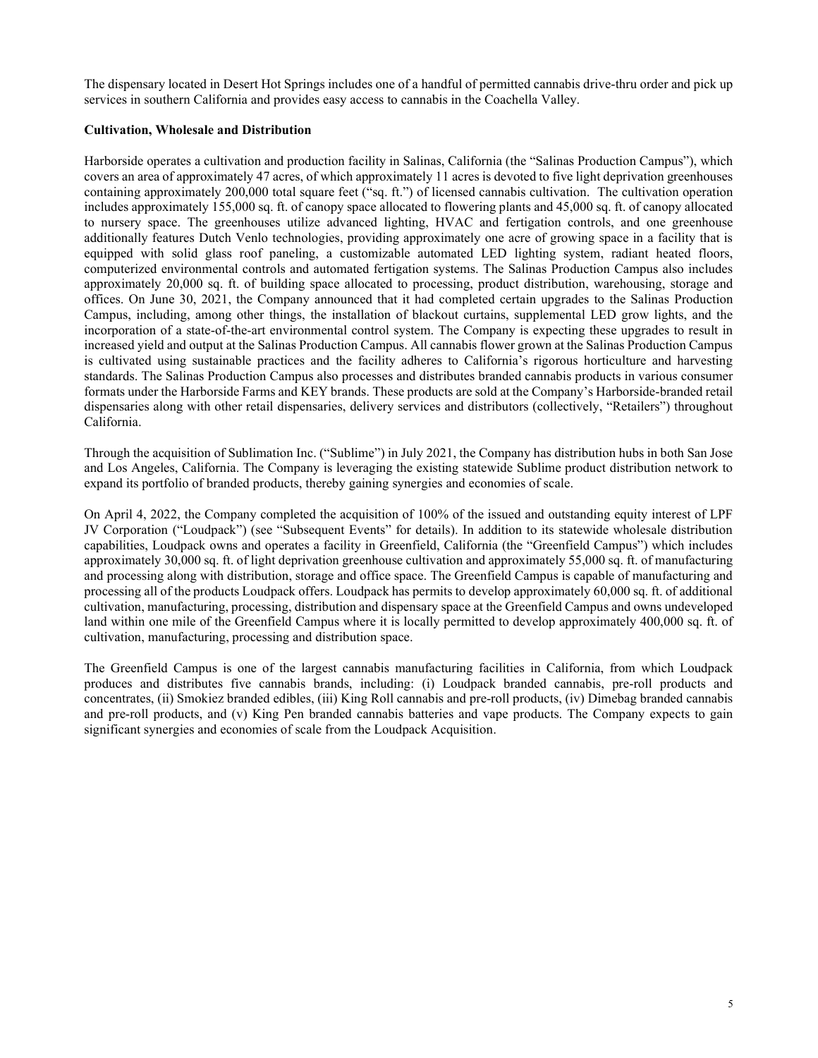The dispensary located in Desert Hot Springs includes one of a handful of permitted cannabis drive-thru order and pick up services in southern California and provides easy access to cannabis in the Coachella Valley.

**Cultivation, Wholesale and Distribution**

Harborside operates a cultivation and production facility in Salinas, California (the "Salinas Production Campus"), which covers an area of approximately 47 acres, of which approximately 11 acres is devoted to five light deprivation greenhouses containing approximately 200,000 total square feet ("sq. ft.") of licensed cannabis cultivation. The cultivation operation includes approximately 155,000 sq. ft. of canopy space allocated to flowering plants and 45,000 sq. ft. of canopy allocated to nursery space. The greenhouses utilize advanced lighting, HVAC and fertigation controls, and one greenhouse additionally features Dutch Venlo technologies, providing approximately one acre of growing space in a facility that is equipped with solid glass roof paneling, a customizable automated LED lighting system, radiant heated floors, computerized environmental controls and automated fertigation systems. The Salinas Production Campus also includes approximately 20,000 sq. ft. of building space allocated to processing, product distribution, warehousing, storage and offices. On June 30, 2021, the Company announced that it had completed certain upgrades to the Salinas Production Campus, including, among other things, the installation of blackout curtains, supplemental LED grow lights, and the incorporation of a state-of-the-art environmental control system. The Company is expecting these upgrades to result in increased yield and output at the Salinas Production Campus. All cannabis flower grown at the Salinas Production Campus is cultivated using sustainable practices and the facility adheres to California's rigorous horticulture and harvesting standards. The Salinas Production Campus also processes and distributes branded cannabis products in various consumer formats under the Harborside Farms and KEY brands. These products are sold at the Company's Harborside-branded retail dispensaries along with other retail dispensaries, delivery services and distributors (collectively, "Retailers") throughout California.

Through the acquisition of Sublimation Inc. ("Sublime") in July 2021, the Company has distribution hubs in both San Jose and Los Angeles, California. The Company is leveraging the existing statewide Sublime product distribution network to expand its portfolio of branded products, thereby gaining synergies and economies of scale.

On April 4, 2022, the Company completed the acquisition of 100% of the issued and outstanding equity interest of LPF JV Corporation ("Loudpack") (see "Subsequent Events" for details). In addition to its statewide wholesale distribution capabilities, Loudpack owns and operates a facility in Greenfield, California (the "Greenfield Campus") which includes approximately 30,000 sq. ft. of light deprivation greenhouse cultivation and approximately 55,000 sq. ft. of manufacturing and processing along with distribution, storage and office space. The Greenfield Campus is capable of manufacturing and processing all of the products Loudpack offers. Loudpack has permits to develop approximately 60,000 sq. ft. of additional cultivation, manufacturing, processing, distribution and dispensary space at the Greenfield Campus and owns undeveloped land within one mile of the Greenfield Campus where it is locally permitted to develop approximately 400,000 sq. ft. of cultivation, manufacturing, processing and distribution space.

The Greenfield Campus is one of the largest cannabis manufacturing facilities in California, from which Loudpack produces and distributes five cannabis brands, including: (i) Loudpack branded cannabis, pre-roll products and concentrates, (ii) Smokiez branded edibles, (iii) King Roll cannabis and pre-roll products, (iv) Dimebag branded cannabis and pre-roll products, and (v) King Pen branded cannabis batteries and vape products. The Company expects to gain significant synergies and economies of scale from the Loudpack Acquisition.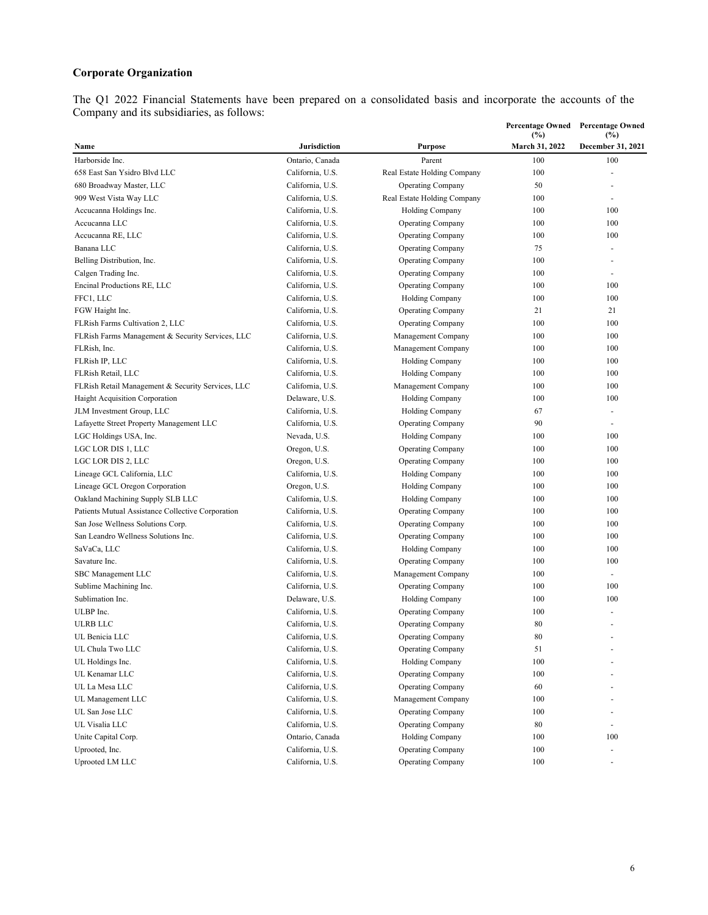## Corporate Organization

The Q1 2022 Financial Statements have been prepared on a consolidated basis and incorporate the accounts of the Company and its subsidiaries, as follows:

| Name | Jurisdiction | Purpose | Percentage Owned (%) March 31, 2022 | Percentage Owned (%) December 31, 2021 |
|---|---|---|---|---|
| Harborside Inc. | Ontario, Canada | Parent | 100 | 100 |
| 658 East San Ysidro Blvd LLC | California, U.S. | Real Estate Holding Company | 100 | - |
| 680 Broadway Master, LLC | California, U.S. | Operating Company | 50 | - |
| 909 West Vista Way LLC | California, U.S. | Real Estate Holding Company | 100 | - |
| Accucanna Holdings Inc. | California, U.S. | Holding Company | 100 | 100 |
| Accucanna LLC | California, U.S. | Operating Company | 100 | 100 |
| Accucanna RE, LLC | California, U.S. | Operating Company | 100 | 100 |
| Banana LLC | California, U.S. | Operating Company | 75 | - |
| Belling Distribution, Inc. | California, U.S. | Operating Company | 100 | - |
| Calgen Trading Inc. | California, U.S. | Operating Company | 100 | - |
| Encinal Productions RE, LLC | California, U.S. | Operating Company | 100 | 100 |
| FFC1, LLC | California, U.S. | Holding Company | 100 | 100 |
| FGW Haight Inc. | California, U.S. | Operating Company | 21 | 21 |
| FLRish Farms Cultivation 2, LLC | California, U.S. | Operating Company | 100 | 100 |
| FLRish Farms Management & Security Services, LLC | California, U.S. | Management Company | 100 | 100 |
| FLRish, Inc. | California, U.S. | Management Company | 100 | 100 |
| FLRish IP, LLC | California, U.S. | Holding Company | 100 | 100 |
| FLRish Retail, LLC | California, U.S. | Holding Company | 100 | 100 |
| FLRish Retail Management & Security Services, LLC | California, U.S. | Management Company | 100 | 100 |
| Haight Acquisition Corporation | Delaware, U.S. | Holding Company | 100 | 100 |
| JLM Investment Group, LLC | California, U.S. | Holding Company | 67 | - |
| Lafayette Street Property Management LLC | California, U.S. | Operating Company | 90 | - |
| LGC Holdings USA, Inc. | Nevada, U.S. | Holding Company | 100 | 100 |
| LGC LOR DIS 1, LLC | Oregon, U.S. | Operating Company | 100 | 100 |
| LGC LOR DIS 2, LLC | Oregon, U.S. | Operating Company | 100 | 100 |
| Lineage GCL California, LLC | California, U.S. | Holding Company | 100 | 100 |
| Lineage GCL Oregon Corporation | Oregon, U.S. | Holding Company | 100 | 100 |
| Oakland Machining Supply SLB LLC | California, U.S. | Holding Company | 100 | 100 |
| Patients Mutual Assistance Collective Corporation | California, U.S. | Operating Company | 100 | 100 |
| San Jose Wellness Solutions Corp. | California, U.S. | Operating Company | 100 | 100 |
| San Leandro Wellness Solutions Inc. | California, U.S. | Operating Company | 100 | 100 |
| SaVaCa, LLC | California, U.S. | Holding Company | 100 | 100 |
| Savature Inc. | California, U.S. | Operating Company | 100 | 100 |
| SBC Management LLC | California, U.S. | Management Company | 100 | - |
| Sublime Machining Inc. | California, U.S. | Operating Company | 100 | 100 |
| Sublimation Inc. | Delaware, U.S. | Holding Company | 100 | 100 |
| ULBP Inc. | California, U.S. | Operating Company | 100 | - |
| ULRB LLC | California, U.S. | Operating Company | 80 | - |
| UL Benicia LLC | California, U.S. | Operating Company | 80 | - |
| UL Chula Two LLC | California, U.S. | Operating Company | 51 | - |
| UL Holdings Inc. | California, U.S. | Holding Company | 100 | - |
| UL Kenamar LLC | California, U.S. | Operating Company | 100 | - |
| UL La Mesa LLC | California, U.S. | Operating Company | 60 | - |
| UL Management LLC | California, U.S. | Management Company | 100 | - |
| UL San Jose LLC | California, U.S. | Operating Company | 100 | - |
| UL Visalia LLC | California, U.S. | Operating Company | 80 | - |
| Unite Capital Corp. | Ontario, Canada | Holding Company | 100 | 100 |
| Uprooted, Inc. | California, U.S. | Operating Company | 100 | - |
| Uprooted LM LLC | California, U.S. | Operating Company | 100 | - |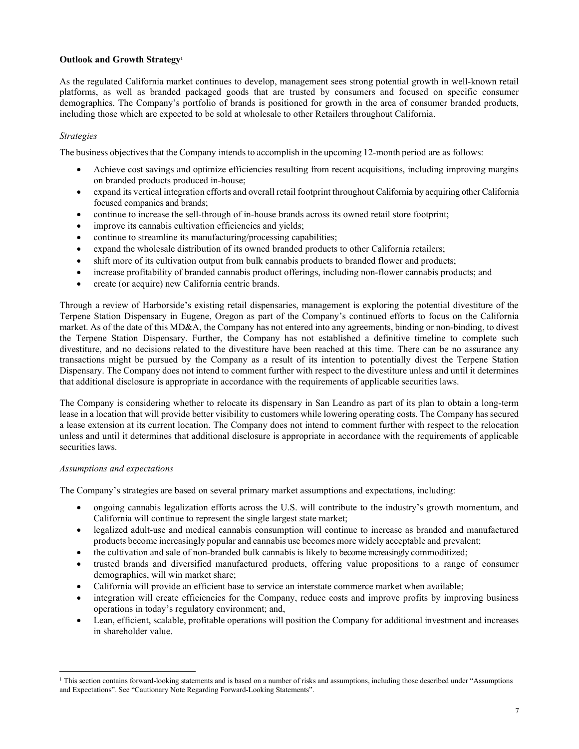**Outlook and Growth Strategy**[1]

As the regulated California market continues to develop, management sees strong potential growth in well-known retail platforms, as well as branded packaged goods that are trusted by consumers and focused on specific consumer demographics. The Company's portfolio of brands is positioned for growth in the area of consumer branded products, including those which are expected to be sold at wholesale to other Retailers throughout California.

*Strategies*

The business objectives that the Company intends to accomplish in the upcoming 12-month period are as follows:

- Achieve cost savings and optimize efficiencies resulting from recent acquisitions, including improving margins on branded products produced in-house;
- expand its vertical integration efforts and overall retail footprint throughout California by acquiring other California focused companies and brands;
- continue to increase the sell-through of in-house brands across its owned retail store footprint;
- improve its cannabis cultivation efficiencies and yields;
- continue to streamline its manufacturing/processing capabilities;
- expand the wholesale distribution of its owned branded products to other California retailers;
- shift more of its cultivation output from bulk cannabis products to branded flower and products;
- increase profitability of branded cannabis product offerings, including non-flower cannabis products; and
- create (or acquire) new California centric brands.

Through a review of Harborside's existing retail dispensaries, management is exploring the potential divestiture of the Terpene Station Dispensary in Eugene, Oregon as part of the Company's continued efforts to focus on the California market. As of the date of this MD&A, the Company has not entered into any agreements, binding or non-binding, to divest the Terpene Station Dispensary. Further, the Company has not established a definitive timeline to complete such divestiture, and no decisions related to the divestiture have been reached at this time. There can be no assurance any transactions might be pursued by the Company as a result of its intention to potentially divest the Terpene Station Dispensary. The Company does not intend to comment further with respect to the divestiture unless and until it determines that additional disclosure is appropriate in accordance with the requirements of applicable securities laws.

The Company is considering whether to relocate its dispensary in San Leandro as part of its plan to obtain a long-term lease in a location that will provide better visibility to customers while lowering operating costs. The Company has secured a lease extension at its current location. The Company does not intend to comment further with respect to the relocation unless and until it determines that additional disclosure is appropriate in accordance with the requirements of applicable securities laws.

*Assumptions and expectations*

The Company's strategies are based on several primary market assumptions and expectations, including:

- ongoing cannabis legalization efforts across the U.S. will contribute to the industry's growth momentum, and California will continue to represent the single largest state market;
- legalized adult-use and medical cannabis consumption will continue to increase as branded and manufactured products become increasingly popular and cannabis use becomes more widely acceptable and prevalent;
- the cultivation and sale of non-branded bulk cannabis is likely to become increasingly commoditized;
- trusted brands and diversified manufactured products, offering value propositions to a range of consumer demographics, will win market share;
- California will provide an efficient base to service an interstate commerce market when available;
- integration will create efficiencies for the Company, reduce costs and improve profits by improving business operations in today's regulatory environment; and,
- Lean, efficient, scalable, profitable operations will position the Company for additional investment and increases in shareholder value.

[1] This section contains forward-looking statements and is based on a number of risks and assumptions, including those described under "Assumptions and Expectations". See "Cautionary Note Regarding Forward-Looking Statements".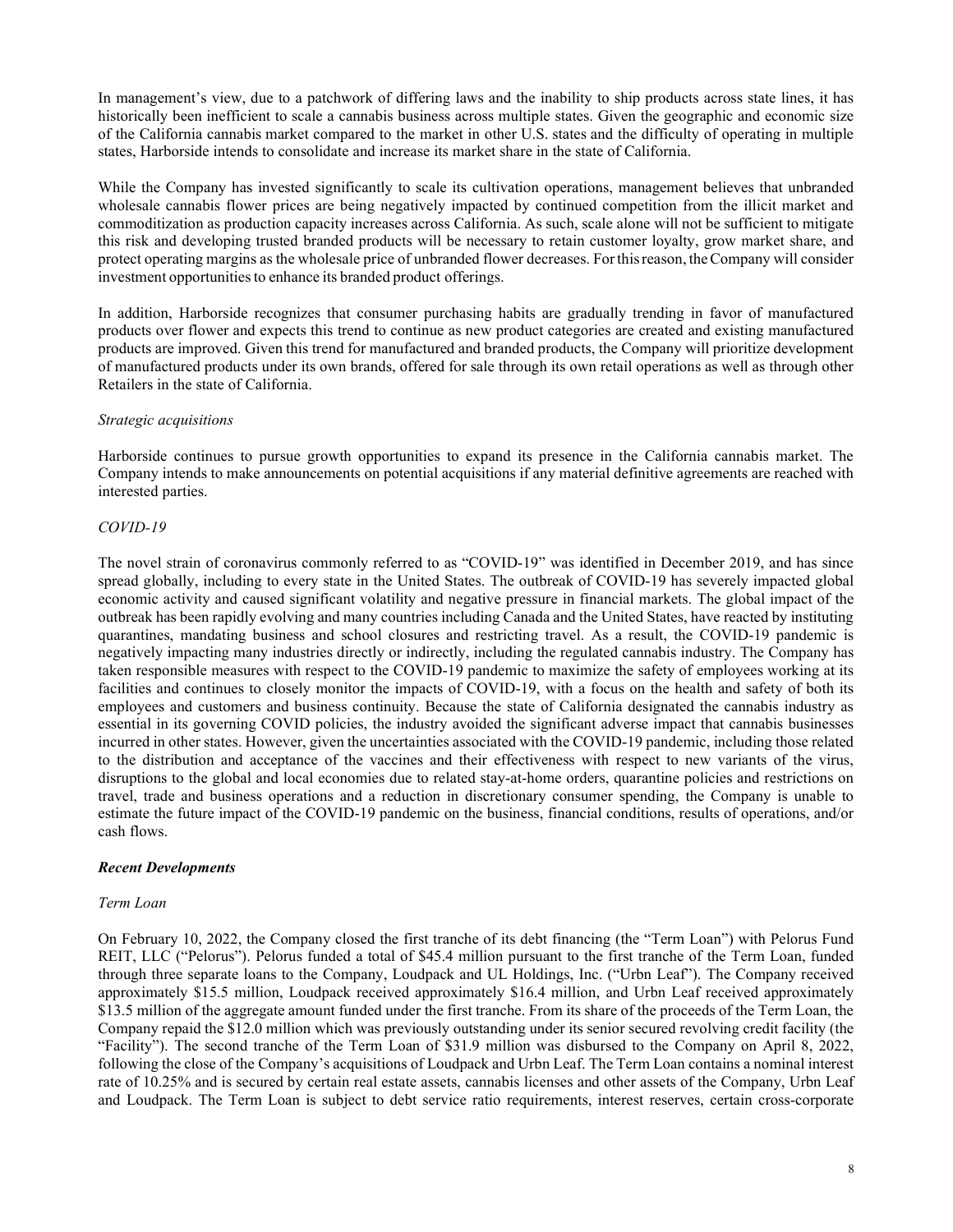In management's view, due to a patchwork of differing laws and the inability to ship products across state lines, it has historically been inefficient to scale a cannabis business across multiple states. Given the geographic and economic size of the California cannabis market compared to the market in other U.S. states and the difficulty of operating in multiple states, Harborside intends to consolidate and increase its market share in the state of California.

While the Company has invested significantly to scale its cultivation operations, management believes that unbranded wholesale cannabis flower prices are being negatively impacted by continued competition from the illicit market and commoditization as production capacity increases across California. As such, scale alone will not be sufficient to mitigate this risk and developing trusted branded products will be necessary to retain customer loyalty, grow market share, and protect operating margins as the wholesale price of unbranded flower decreases. For this reason, the Company will consider investment opportunities to enhance its branded product offerings.

In addition, Harborside recognizes that consumer purchasing habits are gradually trending in favor of manufactured products over flower and expects this trend to continue as new product categories are created and existing manufactured products are improved. Given this trend for manufactured and branded products, the Company will prioritize development of manufactured products under its own brands, offered for sale through its own retail operations as well as through other Retailers in the state of California.

*Strategic acquisitions*

Harborside continues to pursue growth opportunities to expand its presence in the California cannabis market. The Company intends to make announcements on potential acquisitions if any material definitive agreements are reached with interested parties.

*COVID-19*

The novel strain of coronavirus commonly referred to as "COVID-19" was identified in December 2019, and has since spread globally, including to every state in the United States. The outbreak of COVID-19 has severely impacted global economic activity and caused significant volatility and negative pressure in financial markets. The global impact of the outbreak has been rapidly evolving and many countries including Canada and the United States, have reacted by instituting quarantines, mandating business and school closures and restricting travel. As a result, the COVID-19 pandemic is negatively impacting many industries directly or indirectly, including the regulated cannabis industry. The Company has taken responsible measures with respect to the COVID-19 pandemic to maximize the safety of employees working at its facilities and continues to closely monitor the impacts of COVID-19, with a focus on the health and safety of both its employees and customers and business continuity. Because the state of California designated the cannabis industry as essential in its governing COVID policies, the industry avoided the significant adverse impact that cannabis businesses incurred in other states. However, given the uncertainties associated with the COVID-19 pandemic, including those related to the distribution and acceptance of the vaccines and their effectiveness with respect to new variants of the virus, disruptions to the global and local economies due to related stay-at-home orders, quarantine policies and restrictions on travel, trade and business operations and a reduction in discretionary consumer spending, the Company is unable to estimate the future impact of the COVID-19 pandemic on the business, financial conditions, results of operations, and/or cash flows.

***Recent Developments***

*Term Loan*

On February 10, 2022, the Company closed the first tranche of its debt financing (the "Term Loan") with Pelorus Fund REIT, LLC ("Pelorus"). Pelorus funded a total of $45.4 million pursuant to the first tranche of the Term Loan, funded through three separate loans to the Company, Loudpack and UL Holdings, Inc. ("Urbn Leaf"). The Company received approximately $15.5 million, Loudpack received approximately $16.4 million, and Urbn Leaf received approximately $13.5 million of the aggregate amount funded under the first tranche. From its share of the proceeds of the Term Loan, the Company repaid the $12.0 million which was previously outstanding under its senior secured revolving credit facility (the "Facility"). The second tranche of the Term Loan of $31.9 million was disbursed to the Company on April 8, 2022, following the close of the Company's acquisitions of Loudpack and Urbn Leaf. The Term Loan contains a nominal interest rate of 10.25% and is secured by certain real estate assets, cannabis licenses and other assets of the Company, Urbn Leaf and Loudpack. The Term Loan is subject to debt service ratio requirements, interest reserves, certain cross-corporate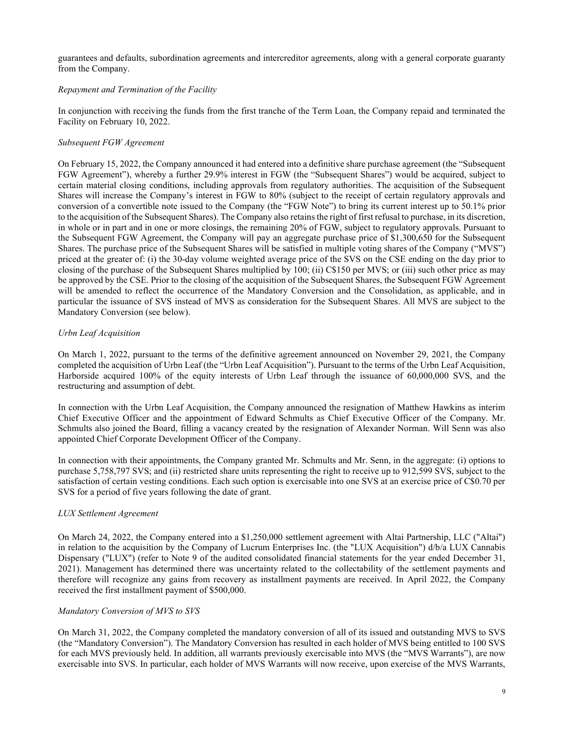guarantees and defaults, subordination agreements and intercreditor agreements, along with a general corporate guaranty from the Company.

*Repayment and Termination of the Facility*

In conjunction with receiving the funds from the first tranche of the Term Loan, the Company repaid and terminated the Facility on February 10, 2022.

*Subsequent FGW Agreement*

On February 15, 2022, the Company announced it had entered into a definitive share purchase agreement (the "Subsequent FGW Agreement"), whereby a further 29.9% interest in FGW (the "Subsequent Shares") would be acquired, subject to certain material closing conditions, including approvals from regulatory authorities. The acquisition of the Subsequent Shares will increase the Company's interest in FGW to 80% (subject to the receipt of certain regulatory approvals and conversion of a convertible note issued to the Company (the "FGW Note") to bring its current interest up to 50.1% prior to the acquisition of the Subsequent Shares). The Company also retains the right of first refusal to purchase, in its discretion, in whole or in part and in one or more closings, the remaining 20% of FGW, subject to regulatory approvals. Pursuant to the Subsequent FGW Agreement, the Company will pay an aggregate purchase price of $1,300,650 for the Subsequent Shares. The purchase price of the Subsequent Shares will be satisfied in multiple voting shares of the Company ("MVS") priced at the greater of: (i) the 30-day volume weighted average price of the SVS on the CSE ending on the day prior to closing of the purchase of the Subsequent Shares multiplied by 100; (ii) C$150 per MVS; or (iii) such other price as may be approved by the CSE. Prior to the closing of the acquisition of the Subsequent Shares, the Subsequent FGW Agreement will be amended to reflect the occurrence of the Mandatory Conversion and the Consolidation, as applicable, and in particular the issuance of SVS instead of MVS as consideration for the Subsequent Shares. All MVS are subject to the Mandatory Conversion (see below).

*Urbn Leaf Acquisition*

On March 1, 2022, pursuant to the terms of the definitive agreement announced on November 29, 2021, the Company completed the acquisition of Urbn Leaf (the "Urbn Leaf Acquisition"). Pursuant to the terms of the Urbn Leaf Acquisition, Harborside acquired 100% of the equity interests of Urbn Leaf through the issuance of 60,000,000 SVS, and the restructuring and assumption of debt.

In connection with the Urbn Leaf Acquisition, the Company announced the resignation of Matthew Hawkins as interim Chief Executive Officer and the appointment of Edward Schmults as Chief Executive Officer of the Company. Mr. Schmults also joined the Board, filling a vacancy created by the resignation of Alexander Norman. Will Senn was also appointed Chief Corporate Development Officer of the Company.

In connection with their appointments, the Company granted Mr. Schmults and Mr. Senn, in the aggregate: (i) options to purchase 5,758,797 SVS; and (ii) restricted share units representing the right to receive up to 912,599 SVS, subject to the satisfaction of certain vesting conditions. Each such option is exercisable into one SVS at an exercise price of C$0.70 per SVS for a period of five years following the date of grant.

*LUX Settlement Agreement*

On March 24, 2022, the Company entered into a $1,250,000 settlement agreement with Altai Partnership, LLC ("Altai") in relation to the acquisition by the Company of Lucrum Enterprises Inc. (the "LUX Acquisition") d/b/a LUX Cannabis Dispensary ("LUX") (refer to Note 9 of the audited consolidated financial statements for the year ended December 31, 2021). Management has determined there was uncertainty related to the collectability of the settlement payments and therefore will recognize any gains from recovery as installment payments are received. In April 2022, the Company received the first installment payment of $500,000.

*Mandatory Conversion of MVS to SVS*

On March 31, 2022, the Company completed the mandatory conversion of all of its issued and outstanding MVS to SVS (the "Mandatory Conversion"). The Mandatory Conversion has resulted in each holder of MVS being entitled to 100 SVS for each MVS previously held. In addition, all warrants previously exercisable into MVS (the "MVS Warrants"), are now exercisable into SVS. In particular, each holder of MVS Warrants will now receive, upon exercise of the MVS Warrants,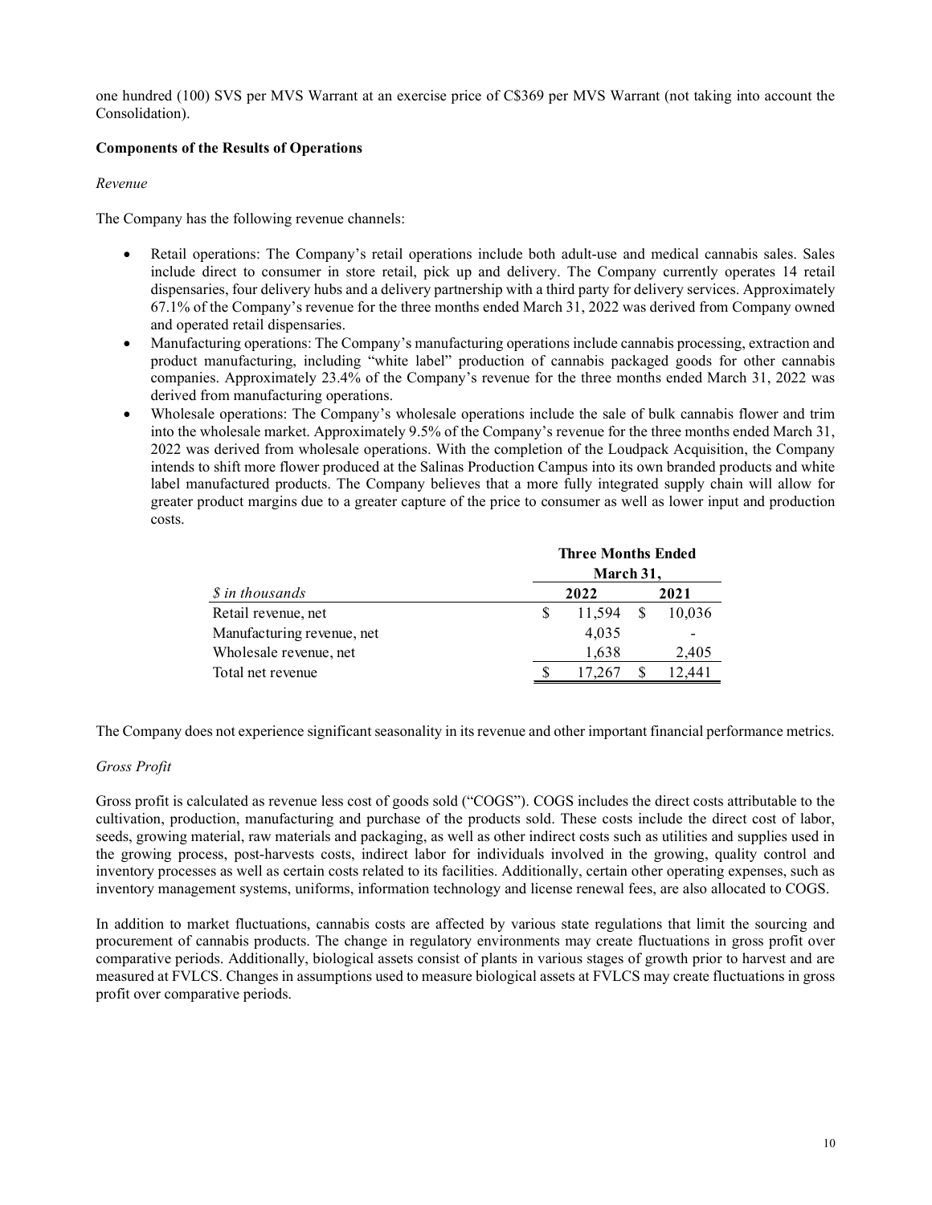one hundred (100) SVS per MVS Warrant at an exercise price of C$369 per MVS Warrant (not taking into account the Consolidation).

**Components of the Results of Operations**

*Revenue*

The Company has the following revenue channels:

- Retail operations: The Company's retail operations include both adult-use and medical cannabis sales. Sales include direct to consumer in store retail, pick up and delivery. The Company currently operates 14 retail dispensaries, four delivery hubs and a delivery partnership with a third party for delivery services. Approximately 67.1% of the Company's revenue for the three months ended March 31, 2022 was derived from Company owned and operated retail dispensaries.
- Manufacturing operations: The Company's manufacturing operations include cannabis processing, extraction and product manufacturing, including "white label" production of cannabis packaged goods for other cannabis companies. Approximately 23.4% of the Company's revenue for the three months ended March 31, 2022 was derived from manufacturing operations.
- Wholesale operations: The Company's wholesale operations include the sale of bulk cannabis flower and trim into the wholesale market. Approximately 9.5% of the Company's revenue for the three months ended March 31, 2022 was derived from wholesale operations. With the completion of the Loudpack Acquisition, the Company intends to shift more flower produced at the Salinas Production Campus into its own branded products and white label manufactured products. The Company believes that a more fully integrated supply chain will allow for greater product margins due to a greater capture of the price to consumer as well as lower input and production costs.

| | Three Months Ended March 31, | |
|---|---|---|
| *$ in thousands* | 2022 | 2021 |
| Retail revenue, net | $ 11,594 | $ 10,036 |
| Manufacturing revenue, net | 4,035 | - |
| Wholesale revenue, net | 1,638 | 2,405 |
| Total net revenue | $ 17,267 | $ 12,441 |

The Company does not experience significant seasonality in its revenue and other important financial performance metrics.

*Gross Profit*

Gross profit is calculated as revenue less cost of goods sold ("COGS"). COGS includes the direct costs attributable to the cultivation, production, manufacturing and purchase of the products sold. These costs include the direct cost of labor, seeds, growing material, raw materials and packaging, as well as other indirect costs such as utilities and supplies used in the growing process, post-harvests costs, indirect labor for individuals involved in the growing, quality control and inventory processes as well as certain costs related to its facilities. Additionally, certain other operating expenses, such as inventory management systems, uniforms, information technology and license renewal fees, are also allocated to COGS.

In addition to market fluctuations, cannabis costs are affected by various state regulations that limit the sourcing and procurement of cannabis products. The change in regulatory environments may create fluctuations in gross profit over comparative periods. Additionally, biological assets consist of plants in various stages of growth prior to harvest and are measured at FVLCS. Changes in assumptions used to measure biological assets at FVLCS may create fluctuations in gross profit over comparative periods.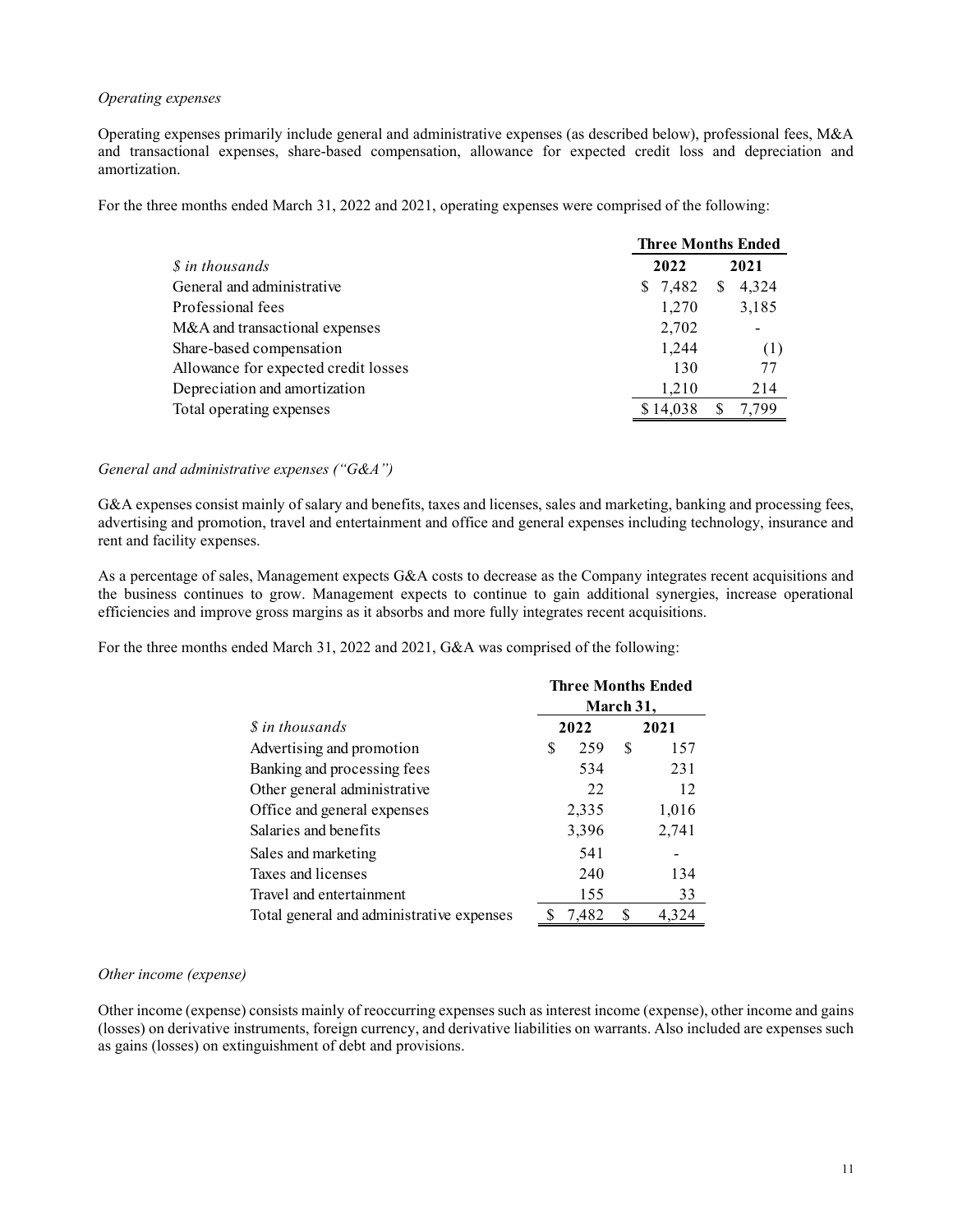*Operating expenses*

Operating expenses primarily include general and administrative expenses (as described below), professional fees, M&A and transactional expenses, share-based compensation, allowance for expected credit loss and depreciation and amortization.

For the three months ended March 31, 2022 and 2021, operating expenses were comprised of the following:

| | Three Months Ended | |
|---|---|---|
| *$ in thousands* | **2022** | **2021** |
| General and administrative | $ 7,482 | $ 4,324 |
| Professional fees | 1,270 | 3,185 |
| M&A and transactional expenses | 2,702 | - |
| Share-based compensation | 1,244 | (1) |
| Allowance for expected credit losses | 130 | 77 |
| Depreciation and amortization | 1,210 | 214 |
| Total operating expenses | $ 14,038 | $ 7,799 |

*General and administrative expenses ("G&A")*

G&A expenses consist mainly of salary and benefits, taxes and licenses, sales and marketing, banking and processing fees, advertising and promotion, travel and entertainment and office and general expenses including technology, insurance and rent and facility expenses.

As a percentage of sales, Management expects G&A costs to decrease as the Company integrates recent acquisitions and the business continues to grow. Management expects to continue to gain additional synergies, increase operational efficiencies and improve gross margins as it absorbs and more fully integrates recent acquisitions.

For the three months ended March 31, 2022 and 2021, G&A was comprised of the following:

| | Three Months Ended March 31, | |
|---|---|---|
| *$ in thousands* | **2022** | **2021** |
| Advertising and promotion | $ 259 | $ 157 |
| Banking and processing fees | 534 | 231 |
| Other general administrative | 22 | 12 |
| Office and general expenses | 2,335 | 1,016 |
| Salaries and benefits | 3,396 | 2,741 |
| Sales and marketing | 541 | - |
| Taxes and licenses | 240 | 134 |
| Travel and entertainment | 155 | 33 |
| Total general and administrative expenses | $ 7,482 | $ 4,324 |

*Other income (expense)*

Other income (expense) consists mainly of reoccurring expenses such as interest income (expense), other income and gains (losses) on derivative instruments, foreign currency, and derivative liabilities on warrants. Also included are expenses such as gains (losses) on extinguishment of debt and provisions.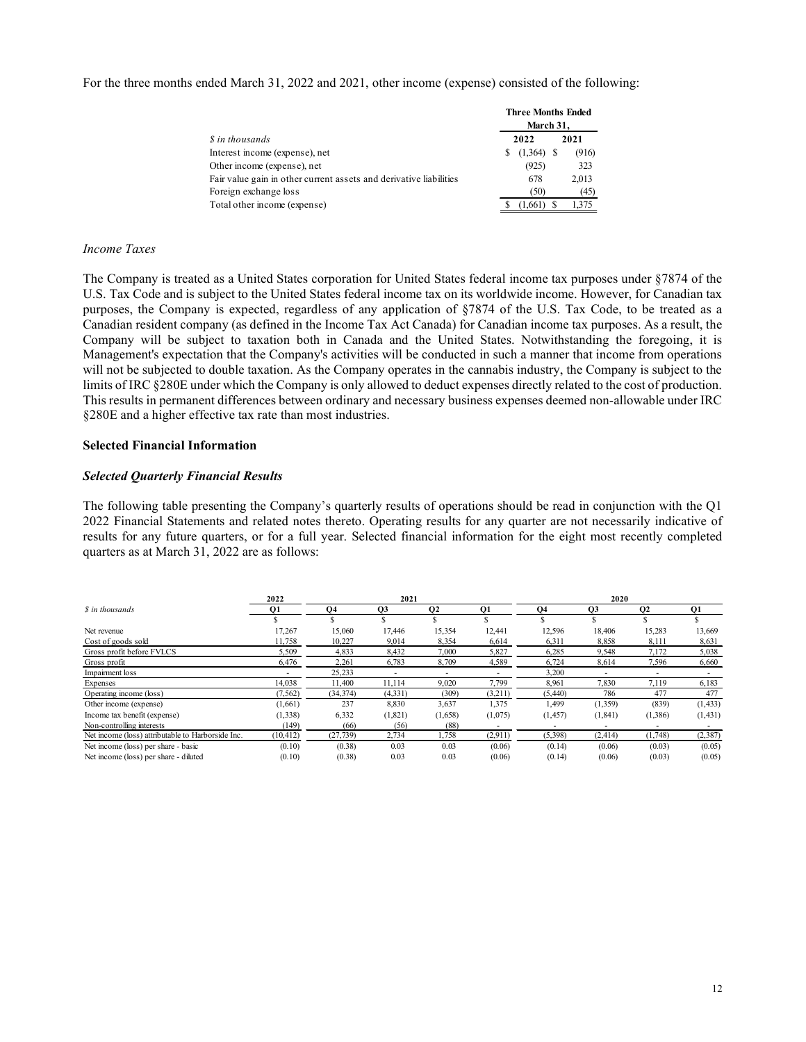For the three months ended March 31, 2022 and 2021, other income (expense) consisted of the following:

| | Three Months Ended March 31, | |
|---|---|---|
| *$ in thousands* | 2022 | 2021 |
| Interest income (expense), net | $ (1,364) | $ (916) |
| Other income (expense), net | (925) | 323 |
| Fair value gain in other current assets and derivative liabilities | 678 | 2,013 |
| Foreign exchange loss | (50) | (45) |
| Total other income (expense) | $ (1,661) | $ 1,375 |

### *Income Taxes*

The Company is treated as a United States corporation for United States federal income tax purposes under §7874 of the U.S. Tax Code and is subject to the United States federal income tax on its worldwide income. However, for Canadian tax purposes, the Company is expected, regardless of any application of §7874 of the U.S. Tax Code, to be treated as a Canadian resident company (as defined in the Income Tax Act Canada) for Canadian income tax purposes. As a result, the Company will be subject to taxation both in Canada and the United States. Notwithstanding the foregoing, it is Management's expectation that the Company's activities will be conducted in such a manner that income from operations will not be subjected to double taxation. As the Company operates in the cannabis industry, the Company is subject to the limits of IRC §280E under which the Company is only allowed to deduct expenses directly related to the cost of production. This results in permanent differences between ordinary and necessary business expenses deemed non-allowable under IRC §280E and a higher effective tax rate than most industries.

## Selected Financial Information

### *Selected Quarterly Financial Results*

The following table presenting the Company's quarterly results of operations should be read in conjunction with the Q1 2022 Financial Statements and related notes thereto. Operating results for any quarter are not necessarily indicative of results for any future quarters, or for a full year. Selected financial information for the eight most recently completed quarters as at March 31, 2022 are as follows:

| | 2022 | 2021 | | | | 2020 | | | |
|---|---|---|---|---|---|---|---|---|---|
| *$ in thousands* | Q1 | Q4 | Q3 | Q2 | Q1 | Q4 | Q3 | Q2 | Q1 |
| | $ | $ | $ | $ | $ | $ | $ | $ | $ |
| Net revenue | 17,267 | 15,060 | 17,446 | 15,354 | 12,441 | 12,596 | 18,406 | 15,283 | 13,669 |
| Cost of goods sold | 11,758 | 10,227 | 9,014 | 8,354 | 6,614 | 6,311 | 8,858 | 8,111 | 8,631 |
| Gross profit before FVLCS | 5,509 | 4,833 | 8,432 | 7,000 | 5,827 | 6,285 | 9,548 | 7,172 | 5,038 |
| Gross profit | 6,476 | 2,261 | 6,783 | 8,709 | 4,589 | 6,724 | 8,614 | 7,596 | 6,660 |
| Impairment loss | - | 25,233 | - | - | - | 3,200 | - | - | - |
| Expenses | 14,038 | 11,400 | 11,114 | 9,020 | 7,799 | 8,961 | 7,830 | 7,119 | 6,183 |
| Operating income (loss) | (7,562) | (34,374) | (4,331) | (309) | (3,211) | (5,440) | 786 | 477 | 477 |
| Other income (expense) | (1,661) | 237 | 8,830 | 3,637 | 1,375 | 1,499 | (1,359) | (839) | (1,433) |
| Income tax benefit (expense) | (1,338) | 6,332 | (1,821) | (1,658) | (1,075) | (1,457) | (1,841) | (1,386) | (1,431) |
| Non-controlling interests | (149) | (66) | (56) | (88) | - | - | - | - | - |
| Net income (loss) attributable to Harborside Inc. | (10,412) | (27,739) | 2,734 | 1,758 | (2,911) | (5,398) | (2,414) | (1,748) | (2,387) |
| Net income (loss) per share - basic | (0.10) | (0.38) | 0.03 | 0.03 | (0.06) | (0.14) | (0.06) | (0.03) | (0.05) |
| Net income (loss) per share - diluted | (0.10) | (0.38) | 0.03 | 0.03 | (0.06) | (0.14) | (0.06) | (0.03) | (0.05) |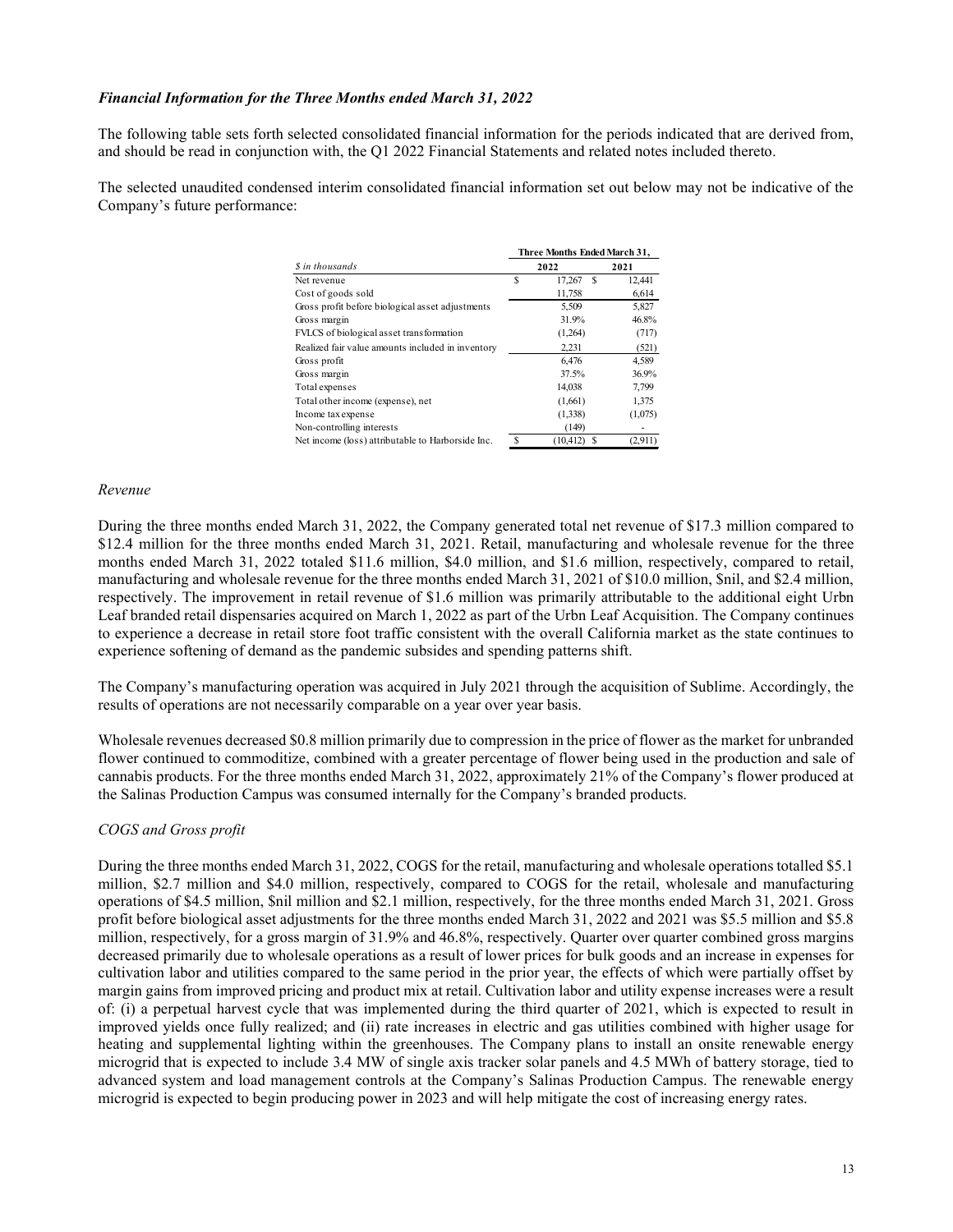### *Financial Information for the Three Months ended March 31, 2022*

The following table sets forth selected consolidated financial information for the periods indicated that are derived from, and should be read in conjunction with, the Q1 2022 Financial Statements and related notes included thereto.

The selected unaudited condensed interim consolidated financial information set out below may not be indicative of the Company's future performance:

| *$ in thousands* | Three Months Ended March 31, 2022 | Three Months Ended March 31, 2021 |
|---|---|---|
| Net revenue | $ 17,267 | $ 12,441 |
| Cost of goods sold | 11,758 | 6,614 |
| Gross profit before biological asset adjustments | 5,509 | 5,827 |
| Gross margin | 31.9% | 46.8% |
| FVLCS of biological asset transformation | (1,264) | (717) |
| Realized fair value amounts included in inventory | 2,231 | (521) |
| Gross profit | 6,476 | 4,589 |
| Gross margin | 37.5% | 36.9% |
| Total expenses | 14,038 | 7,799 |
| Total other income (expense), net | (1,661) | 1,375 |
| Income tax expense | (1,338) | (1,075) |
| Non-controlling interests | (149) | - |
| Net income (loss) attributable to Harborside Inc. | $ (10,412) | $ (2,911) |

*Revenue*

During the three months ended March 31, 2022, the Company generated total net revenue of $17.3 million compared to $12.4 million for the three months ended March 31, 2021. Retail, manufacturing and wholesale revenue for the three months ended March 31, 2022 totaled $11.6 million, $4.0 million, and $1.6 million, respectively, compared to retail, manufacturing and wholesale revenue for the three months ended March 31, 2021 of $10.0 million, $nil, and $2.4 million, respectively. The improvement in retail revenue of $1.6 million was primarily attributable to the additional eight Urbn Leaf branded retail dispensaries acquired on March 1, 2022 as part of the Urbn Leaf Acquisition. The Company continues to experience a decrease in retail store foot traffic consistent with the overall California market as the state continues to experience softening of demand as the pandemic subsides and spending patterns shift.

The Company's manufacturing operation was acquired in July 2021 through the acquisition of Sublime. Accordingly, the results of operations are not necessarily comparable on a year over year basis.

Wholesale revenues decreased $0.8 million primarily due to compression in the price of flower as the market for unbranded flower continued to commoditize, combined with a greater percentage of flower being used in the production and sale of cannabis products. For the three months ended March 31, 2022, approximately 21% of the Company's flower produced at the Salinas Production Campus was consumed internally for the Company's branded products.

*COGS and Gross profit*

During the three months ended March 31, 2022, COGS for the retail, manufacturing and wholesale operations totalled $5.1 million, $2.7 million and $4.0 million, respectively, compared to COGS for the retail, wholesale and manufacturing operations of $4.5 million, $nil million and $2.1 million, respectively, for the three months ended March 31, 2021. Gross profit before biological asset adjustments for the three months ended March 31, 2022 and 2021 was $5.5 million and $5.8 million, respectively, for a gross margin of 31.9% and 46.8%, respectively. Quarter over quarter combined gross margins decreased primarily due to wholesale operations as a result of lower prices for bulk goods and an increase in expenses for cultivation labor and utilities compared to the same period in the prior year, the effects of which were partially offset by margin gains from improved pricing and product mix at retail. Cultivation labor and utility expense increases were a result of: (i) a perpetual harvest cycle that was implemented during the third quarter of 2021, which is expected to result in improved yields once fully realized; and (ii) rate increases in electric and gas utilities combined with higher usage for heating and supplemental lighting within the greenhouses. The Company plans to install an onsite renewable energy microgrid that is expected to include 3.4 MW of single axis tracker solar panels and 4.5 MWh of battery storage, tied to advanced system and load management controls at the Company's Salinas Production Campus. The renewable energy microgrid is expected to begin producing power in 2023 and will help mitigate the cost of increasing energy rates.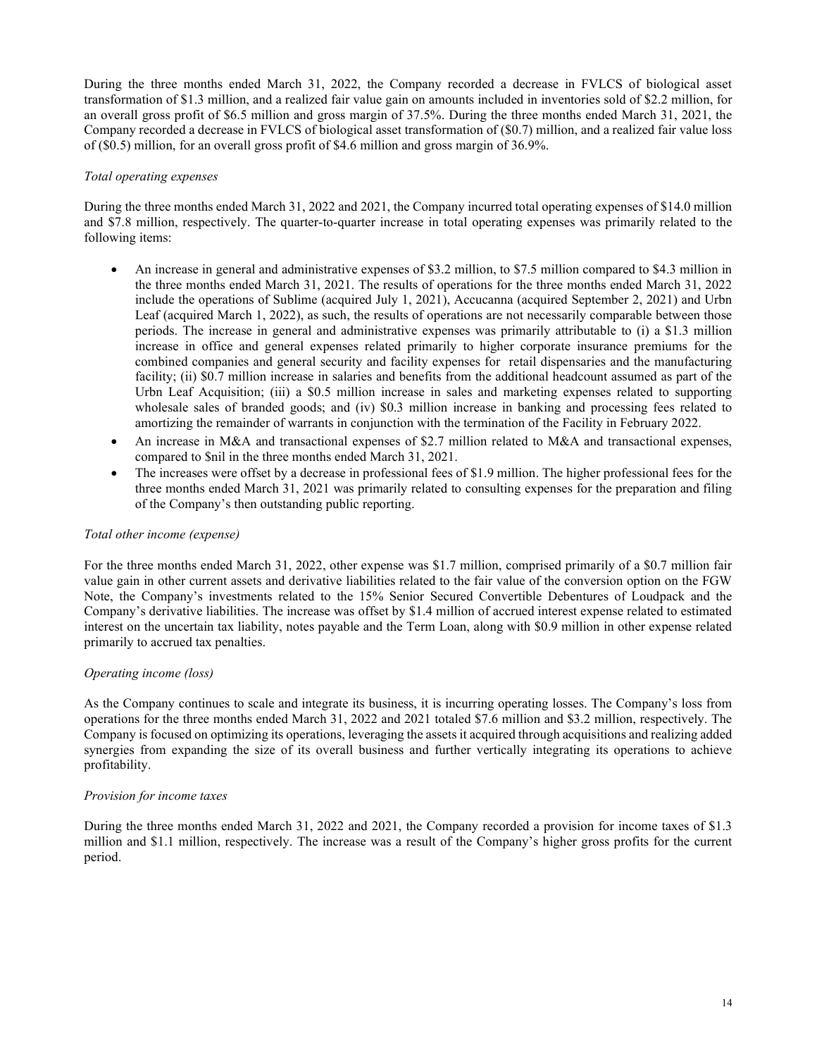During the three months ended March 31, 2022, the Company recorded a decrease in FVLCS of biological asset transformation of $1.3 million, and a realized fair value gain on amounts included in inventories sold of $2.2 million, for an overall gross profit of $6.5 million and gross margin of 37.5%. During the three months ended March 31, 2021, the Company recorded a decrease in FVLCS of biological asset transformation of ($0.7) million, and a realized fair value loss of ($0.5) million, for an overall gross profit of $4.6 million and gross margin of 36.9%.

*Total operating expenses*

During the three months ended March 31, 2022 and 2021, the Company incurred total operating expenses of $14.0 million and $7.8 million, respectively. The quarter-to-quarter increase in total operating expenses was primarily related to the following items:

- An increase in general and administrative expenses of $3.2 million, to $7.5 million compared to $4.3 million in the three months ended March 31, 2021. The results of operations for the three months ended March 31, 2022 include the operations of Sublime (acquired July 1, 2021), Accucanna (acquired September 2, 2021) and Urbn Leaf (acquired March 1, 2022), as such, the results of operations are not necessarily comparable between those periods. The increase in general and administrative expenses was primarily attributable to (i) a $1.3 million increase in office and general expenses related primarily to higher corporate insurance premiums for the combined companies and general security and facility expenses for retail dispensaries and the manufacturing facility; (ii) $0.7 million increase in salaries and benefits from the additional headcount assumed as part of the Urbn Leaf Acquisition; (iii) a $0.5 million increase in sales and marketing expenses related to supporting wholesale sales of branded goods; and (iv) $0.3 million increase in banking and processing fees related to amortizing the remainder of warrants in conjunction with the termination of the Facility in February 2022.
- An increase in M&A and transactional expenses of $2.7 million related to M&A and transactional expenses, compared to $nil in the three months ended March 31, 2021.
- The increases were offset by a decrease in professional fees of $1.9 million. The higher professional fees for the three months ended March 31, 2021 was primarily related to consulting expenses for the preparation and filing of the Company's then outstanding public reporting.

*Total other income (expense)*

For the three months ended March 31, 2022, other expense was $1.7 million, comprised primarily of a $0.7 million fair value gain in other current assets and derivative liabilities related to the fair value of the conversion option on the FGW Note, the Company's investments related to the 15% Senior Secured Convertible Debentures of Loudpack and the Company's derivative liabilities. The increase was offset by $1.4 million of accrued interest expense related to estimated interest on the uncertain tax liability, notes payable and the Term Loan, along with $0.9 million in other expense related primarily to accrued tax penalties.

*Operating income (loss)*

As the Company continues to scale and integrate its business, it is incurring operating losses. The Company's loss from operations for the three months ended March 31, 2022 and 2021 totaled $7.6 million and $3.2 million, respectively. The Company is focused on optimizing its operations, leveraging the assets it acquired through acquisitions and realizing added synergies from expanding the size of its overall business and further vertically integrating its operations to achieve profitability.

*Provision for income taxes*

During the three months ended March 31, 2022 and 2021, the Company recorded a provision for income taxes of $1.3 million and $1.1 million, respectively. The increase was a result of the Company's higher gross profits for the current period.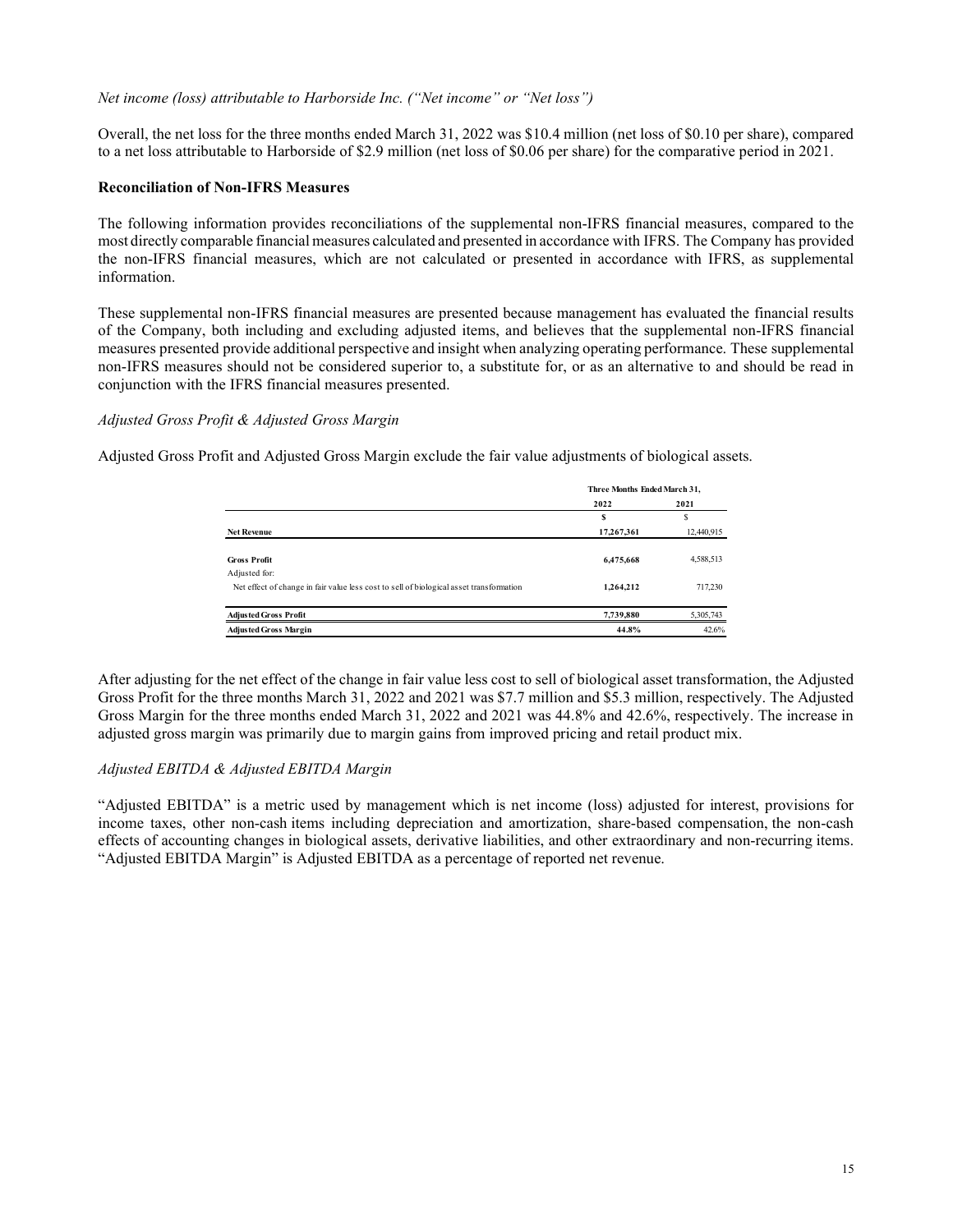*Net income (loss) attributable to Harborside Inc. ("Net income" or "Net loss")*

Overall, the net loss for the three months ended March 31, 2022 was $10.4 million (net loss of $0.10 per share), compared to a net loss attributable to Harborside of $2.9 million (net loss of $0.06 per share) for the comparative period in 2021.

**Reconciliation of Non-IFRS Measures**

The following information provides reconciliations of the supplemental non-IFRS financial measures, compared to the most directly comparable financial measures calculated and presented in accordance with IFRS. The Company has provided the non-IFRS financial measures, which are not calculated or presented in accordance with IFRS, as supplemental information.

These supplemental non-IFRS financial measures are presented because management has evaluated the financial results of the Company, both including and excluding adjusted items, and believes that the supplemental non-IFRS financial measures presented provide additional perspective and insight when analyzing operating performance. These supplemental non-IFRS measures should not be considered superior to, a substitute for, or as an alternative to and should be read in conjunction with the IFRS financial measures presented.

*Adjusted Gross Profit & Adjusted Gross Margin*

Adjusted Gross Profit and Adjusted Gross Margin exclude the fair value adjustments of biological assets.

| | Three Months Ended March 31, | |
|---|---|---|
| | 2022 | 2021 |
| | $ | $ |
| **Net Revenue** | **17,267,361** | 12,440,915 |
| | | |
| **Gross Profit** | **6,475,668** | 4,588,513 |
| Adjusted for: | | |
| Net effect of change in fair value less cost to sell of biological asset transformation | **1,264,212** | 717,230 |
| | | |
| **Adjusted Gross Profit** | **7,739,880** | 5,305,743 |
| **Adjusted Gross Margin** | **44.8%** | 42.6% |

After adjusting for the net effect of the change in fair value less cost to sell of biological asset transformation, the Adjusted Gross Profit for the three months March 31, 2022 and 2021 was $7.7 million and $5.3 million, respectively. The Adjusted Gross Margin for the three months ended March 31, 2022 and 2021 was 44.8% and 42.6%, respectively. The increase in adjusted gross margin was primarily due to margin gains from improved pricing and retail product mix.

*Adjusted EBITDA & Adjusted EBITDA Margin*

"Adjusted EBITDA" is a metric used by management which is net income (loss) adjusted for interest, provisions for income taxes, other non-cash items including depreciation and amortization, share-based compensation, the non-cash effects of accounting changes in biological assets, derivative liabilities, and other extraordinary and non-recurring items. "Adjusted EBITDA Margin" is Adjusted EBITDA as a percentage of reported net revenue.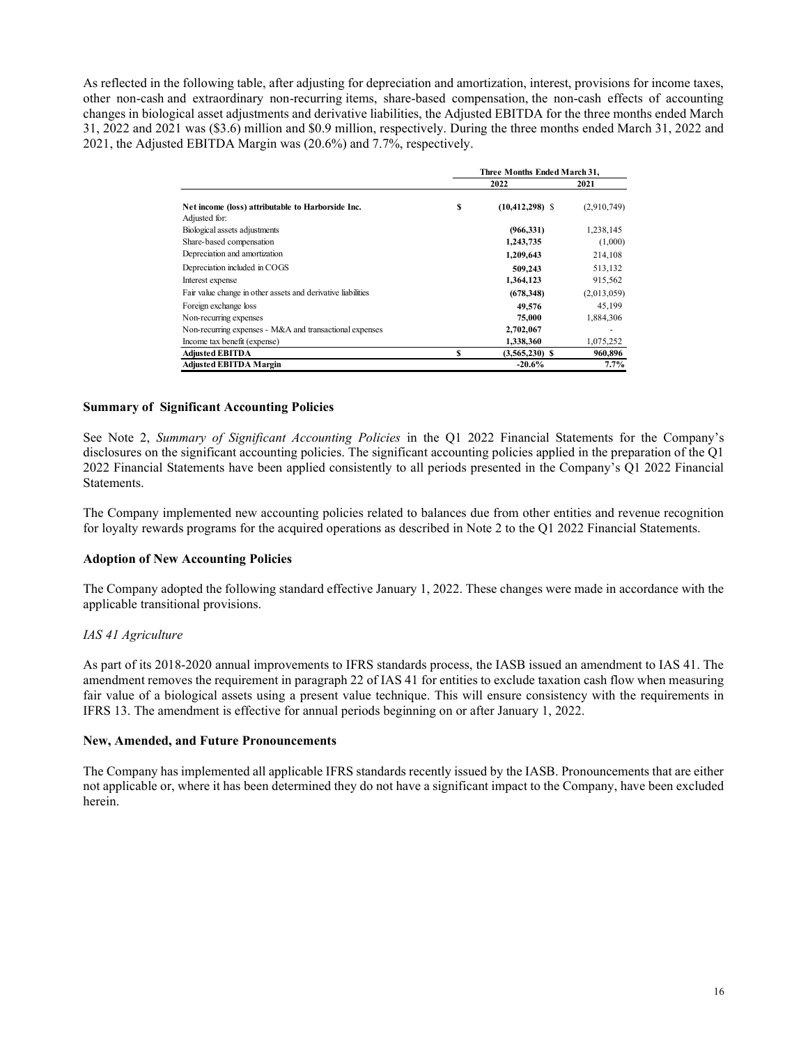As reflected in the following table, after adjusting for depreciation and amortization, interest, provisions for income taxes, other non-cash and extraordinary non-recurring items, share-based compensation, the non-cash effects of accounting changes in biological asset adjustments and derivative liabilities, the Adjusted EBITDA for the three months ended March 31, 2022 and 2021 was ($3.6) million and $0.9 million, respectively. During the three months ended March 31, 2022 and 2021, the Adjusted EBITDA Margin was (20.6%) and 7.7%, respectively.

| | Three Months Ended March 31, | |
|---|---|---|
| | **2022** | **2021** |
| **Net income (loss) attributable to Harborside Inc.** | $ **(10,412,298)** | $ (2,910,749) |
| Adjusted for: | | |
| Biological assets adjustments | **(966,331)** | 1,238,145 |
| Share-based compensation | **1,243,735** | (1,000) |
| Depreciation and amortization | **1,209,643** | 214,108 |
| Depreciation included in COGS | **509,243** | 513,132 |
| Interest expense | **1,364,123** | 915,562 |
| Fair value change in other assets and derivative liabilities | **(678,348)** | (2,013,059) |
| Foreign exchange loss | **49,576** | 45,199 |
| Non-recurring expenses | **75,000** | 1,884,306 |
| Non-recurring expenses - M&A and transactional expenses | **2,702,067** | - |
| Income tax benefit (expense) | **1,338,360** | 1,075,252 |
| **Adjusted EBITDA** | $ **(3,565,230)** | $ **960,896** |
| **Adjusted EBITDA Margin** | **-20.6%** | **7.7%** |

## Summary of Significant Accounting Policies

See Note 2, *Summary of Significant Accounting Policies* in the Q1 2022 Financial Statements for the Company's disclosures on the significant accounting policies. The significant accounting policies applied in the preparation of the Q1 2022 Financial Statements have been applied consistently to all periods presented in the Company's Q1 2022 Financial Statements.

The Company implemented new accounting policies related to balances due from other entities and revenue recognition for loyalty rewards programs for the acquired operations as described in Note 2 to the Q1 2022 Financial Statements.

## Adoption of New Accounting Policies

The Company adopted the following standard effective January 1, 2022. These changes were made in accordance with the applicable transitional provisions.

*IAS 41 Agriculture*

As part of its 2018-2020 annual improvements to IFRS standards process, the IASB issued an amendment to IAS 41. The amendment removes the requirement in paragraph 22 of IAS 41 for entities to exclude taxation cash flow when measuring fair value of a biological assets using a present value technique. This will ensure consistency with the requirements in IFRS 13. The amendment is effective for annual periods beginning on or after January 1, 2022.

## New, Amended, and Future Pronouncements

The Company has implemented all applicable IFRS standards recently issued by the IASB. Pronouncements that are either not applicable or, where it has been determined they do not have a significant impact to the Company, have been excluded herein.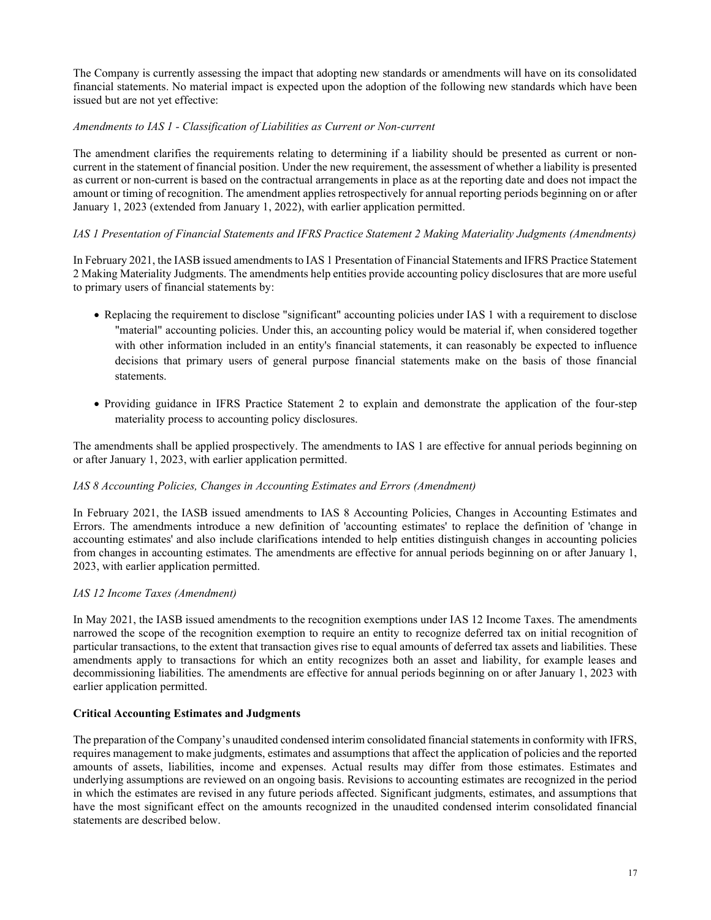The Company is currently assessing the impact that adopting new standards or amendments will have on its consolidated financial statements. No material impact is expected upon the adoption of the following new standards which have been issued but are not yet effective:

*Amendments to IAS 1 - Classification of Liabilities as Current or Non-current*

The amendment clarifies the requirements relating to determining if a liability should be presented as current or non-current in the statement of financial position. Under the new requirement, the assessment of whether a liability is presented as current or non-current is based on the contractual arrangements in place as at the reporting date and does not impact the amount or timing of recognition. The amendment applies retrospectively for annual reporting periods beginning on or after January 1, 2023 (extended from January 1, 2022), with earlier application permitted.

*IAS 1 Presentation of Financial Statements and IFRS Practice Statement 2 Making Materiality Judgments (Amendments)*

In February 2021, the IASB issued amendments to IAS 1 Presentation of Financial Statements and IFRS Practice Statement 2 Making Materiality Judgments. The amendments help entities provide accounting policy disclosures that are more useful to primary users of financial statements by:

- Replacing the requirement to disclose "significant" accounting policies under IAS 1 with a requirement to disclose "material" accounting policies. Under this, an accounting policy would be material if, when considered together with other information included in an entity's financial statements, it can reasonably be expected to influence decisions that primary users of general purpose financial statements make on the basis of those financial statements.

- Providing guidance in IFRS Practice Statement 2 to explain and demonstrate the application of the four-step materiality process to accounting policy disclosures.

The amendments shall be applied prospectively. The amendments to IAS 1 are effective for annual periods beginning on or after January 1, 2023, with earlier application permitted.

*IAS 8 Accounting Policies, Changes in Accounting Estimates and Errors (Amendment)*

In February 2021, the IASB issued amendments to IAS 8 Accounting Policies, Changes in Accounting Estimates and Errors. The amendments introduce a new definition of 'accounting estimates' to replace the definition of 'change in accounting estimates' and also include clarifications intended to help entities distinguish changes in accounting policies from changes in accounting estimates. The amendments are effective for annual periods beginning on or after January 1, 2023, with earlier application permitted.

*IAS 12 Income Taxes (Amendment)*

In May 2021, the IASB issued amendments to the recognition exemptions under IAS 12 Income Taxes. The amendments narrowed the scope of the recognition exemption to require an entity to recognize deferred tax on initial recognition of particular transactions, to the extent that transaction gives rise to equal amounts of deferred tax assets and liabilities. These amendments apply to transactions for which an entity recognizes both an asset and liability, for example leases and decommissioning liabilities. The amendments are effective for annual periods beginning on or after January 1, 2023 with earlier application permitted.

**Critical Accounting Estimates and Judgments**

The preparation of the Company's unaudited condensed interim consolidated financial statements in conformity with IFRS, requires management to make judgments, estimates and assumptions that affect the application of policies and the reported amounts of assets, liabilities, income and expenses. Actual results may differ from those estimates. Estimates and underlying assumptions are reviewed on an ongoing basis. Revisions to accounting estimates are recognized in the period in which the estimates are revised in any future periods affected. Significant judgments, estimates, and assumptions that have the most significant effect on the amounts recognized in the unaudited condensed interim consolidated financial statements are described below.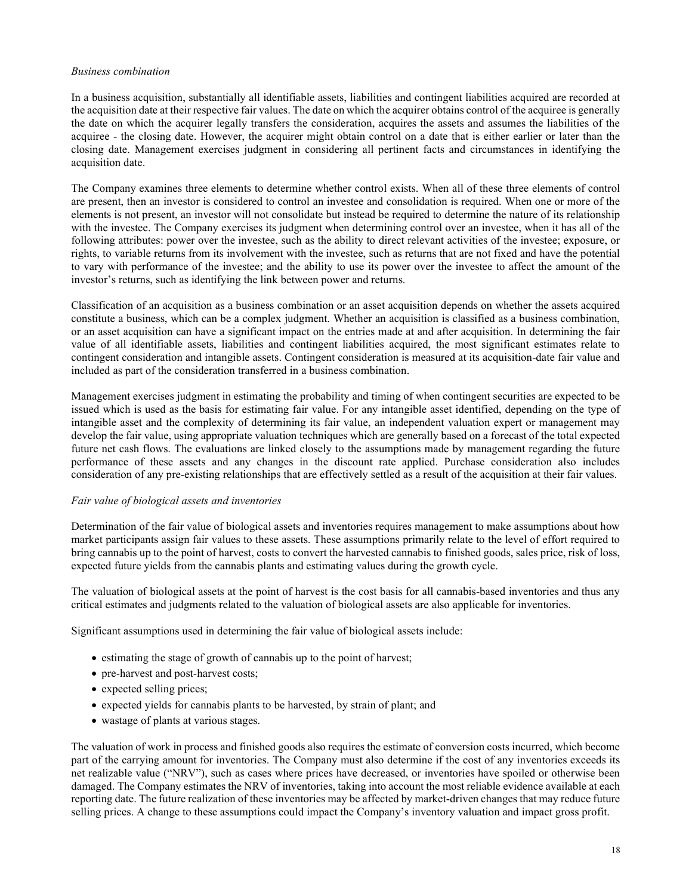*Business combination*

In a business acquisition, substantially all identifiable assets, liabilities and contingent liabilities acquired are recorded at the acquisition date at their respective fair values. The date on which the acquirer obtains control of the acquiree is generally the date on which the acquirer legally transfers the consideration, acquires the assets and assumes the liabilities of the acquiree - the closing date. However, the acquirer might obtain control on a date that is either earlier or later than the closing date. Management exercises judgment in considering all pertinent facts and circumstances in identifying the acquisition date.

The Company examines three elements to determine whether control exists. When all of these three elements of control are present, then an investor is considered to control an investee and consolidation is required. When one or more of the elements is not present, an investor will not consolidate but instead be required to determine the nature of its relationship with the investee. The Company exercises its judgment when determining control over an investee, when it has all of the following attributes: power over the investee, such as the ability to direct relevant activities of the investee; exposure, or rights, to variable returns from its involvement with the investee, such as returns that are not fixed and have the potential to vary with performance of the investee; and the ability to use its power over the investee to affect the amount of the investor's returns, such as identifying the link between power and returns.

Classification of an acquisition as a business combination or an asset acquisition depends on whether the assets acquired constitute a business, which can be a complex judgment. Whether an acquisition is classified as a business combination, or an asset acquisition can have a significant impact on the entries made at and after acquisition. In determining the fair value of all identifiable assets, liabilities and contingent liabilities acquired, the most significant estimates relate to contingent consideration and intangible assets. Contingent consideration is measured at its acquisition-date fair value and included as part of the consideration transferred in a business combination.

Management exercises judgment in estimating the probability and timing of when contingent securities are expected to be issued which is used as the basis for estimating fair value. For any intangible asset identified, depending on the type of intangible asset and the complexity of determining its fair value, an independent valuation expert or management may develop the fair value, using appropriate valuation techniques which are generally based on a forecast of the total expected future net cash flows. The evaluations are linked closely to the assumptions made by management regarding the future performance of these assets and any changes in the discount rate applied. Purchase consideration also includes consideration of any pre-existing relationships that are effectively settled as a result of the acquisition at their fair values.

*Fair value of biological assets and inventories*

Determination of the fair value of biological assets and inventories requires management to make assumptions about how market participants assign fair values to these assets. These assumptions primarily relate to the level of effort required to bring cannabis up to the point of harvest, costs to convert the harvested cannabis to finished goods, sales price, risk of loss, expected future yields from the cannabis plants and estimating values during the growth cycle.

The valuation of biological assets at the point of harvest is the cost basis for all cannabis-based inventories and thus any critical estimates and judgments related to the valuation of biological assets are also applicable for inventories.

Significant assumptions used in determining the fair value of biological assets include:

- estimating the stage of growth of cannabis up to the point of harvest;
- pre-harvest and post-harvest costs;
- expected selling prices;
- expected yields for cannabis plants to be harvested, by strain of plant; and
- wastage of plants at various stages.

The valuation of work in process and finished goods also requires the estimate of conversion costs incurred, which become part of the carrying amount for inventories. The Company must also determine if the cost of any inventories exceeds its net realizable value ("NRV"), such as cases where prices have decreased, or inventories have spoiled or otherwise been damaged. The Company estimates the NRV of inventories, taking into account the most reliable evidence available at each reporting date. The future realization of these inventories may be affected by market-driven changes that may reduce future selling prices. A change to these assumptions could impact the Company's inventory valuation and impact gross profit.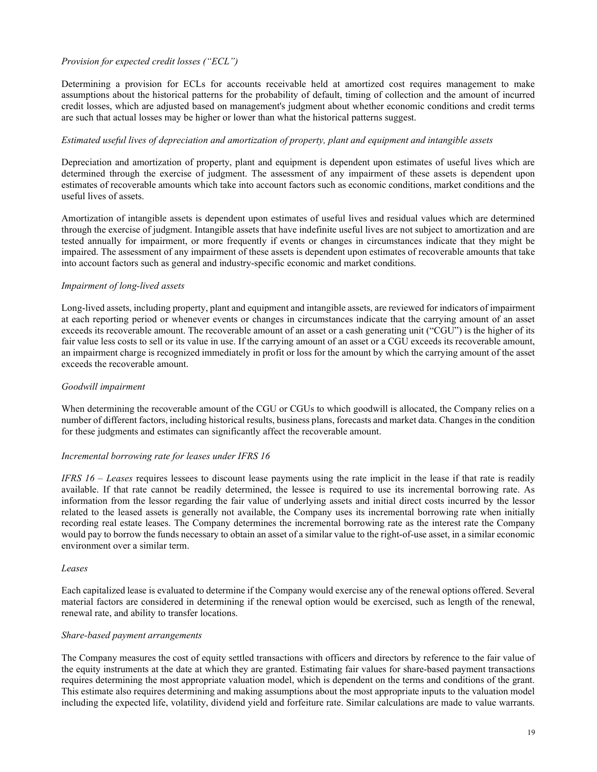*Provision for expected credit losses ("ECL")*

Determining a provision for ECLs for accounts receivable held at amortized cost requires management to make assumptions about the historical patterns for the probability of default, timing of collection and the amount of incurred credit losses, which are adjusted based on management's judgment about whether economic conditions and credit terms are such that actual losses may be higher or lower than what the historical patterns suggest.

*Estimated useful lives of depreciation and amortization of property, plant and equipment and intangible assets*

Depreciation and amortization of property, plant and equipment is dependent upon estimates of useful lives which are determined through the exercise of judgment. The assessment of any impairment of these assets is dependent upon estimates of recoverable amounts which take into account factors such as economic conditions, market conditions and the useful lives of assets.

Amortization of intangible assets is dependent upon estimates of useful lives and residual values which are determined through the exercise of judgment. Intangible assets that have indefinite useful lives are not subject to amortization and are tested annually for impairment, or more frequently if events or changes in circumstances indicate that they might be impaired. The assessment of any impairment of these assets is dependent upon estimates of recoverable amounts that take into account factors such as general and industry-specific economic and market conditions.

*Impairment of long-lived assets*

Long-lived assets, including property, plant and equipment and intangible assets, are reviewed for indicators of impairment at each reporting period or whenever events or changes in circumstances indicate that the carrying amount of an asset exceeds its recoverable amount. The recoverable amount of an asset or a cash generating unit ("CGU") is the higher of its fair value less costs to sell or its value in use. If the carrying amount of an asset or a CGU exceeds its recoverable amount, an impairment charge is recognized immediately in profit or loss for the amount by which the carrying amount of the asset exceeds the recoverable amount.

*Goodwill impairment*

When determining the recoverable amount of the CGU or CGUs to which goodwill is allocated, the Company relies on a number of different factors, including historical results, business plans, forecasts and market data. Changes in the condition for these judgments and estimates can significantly affect the recoverable amount.

*Incremental borrowing rate for leases under IFRS 16*

*IFRS 16 – Leases* requires lessees to discount lease payments using the rate implicit in the lease if that rate is readily available. If that rate cannot be readily determined, the lessee is required to use its incremental borrowing rate. As information from the lessor regarding the fair value of underlying assets and initial direct costs incurred by the lessor related to the leased assets is generally not available, the Company uses its incremental borrowing rate when initially recording real estate leases. The Company determines the incremental borrowing rate as the interest rate the Company would pay to borrow the funds necessary to obtain an asset of a similar value to the right-of-use asset, in a similar economic environment over a similar term.

*Leases*

Each capitalized lease is evaluated to determine if the Company would exercise any of the renewal options offered. Several material factors are considered in determining if the renewal option would be exercised, such as length of the renewal, renewal rate, and ability to transfer locations.

*Share-based payment arrangements*

The Company measures the cost of equity settled transactions with officers and directors by reference to the fair value of the equity instruments at the date at which they are granted. Estimating fair values for share-based payment transactions requires determining the most appropriate valuation model, which is dependent on the terms and conditions of the grant. This estimate also requires determining and making assumptions about the most appropriate inputs to the valuation model including the expected life, volatility, dividend yield and forfeiture rate. Similar calculations are made to value warrants.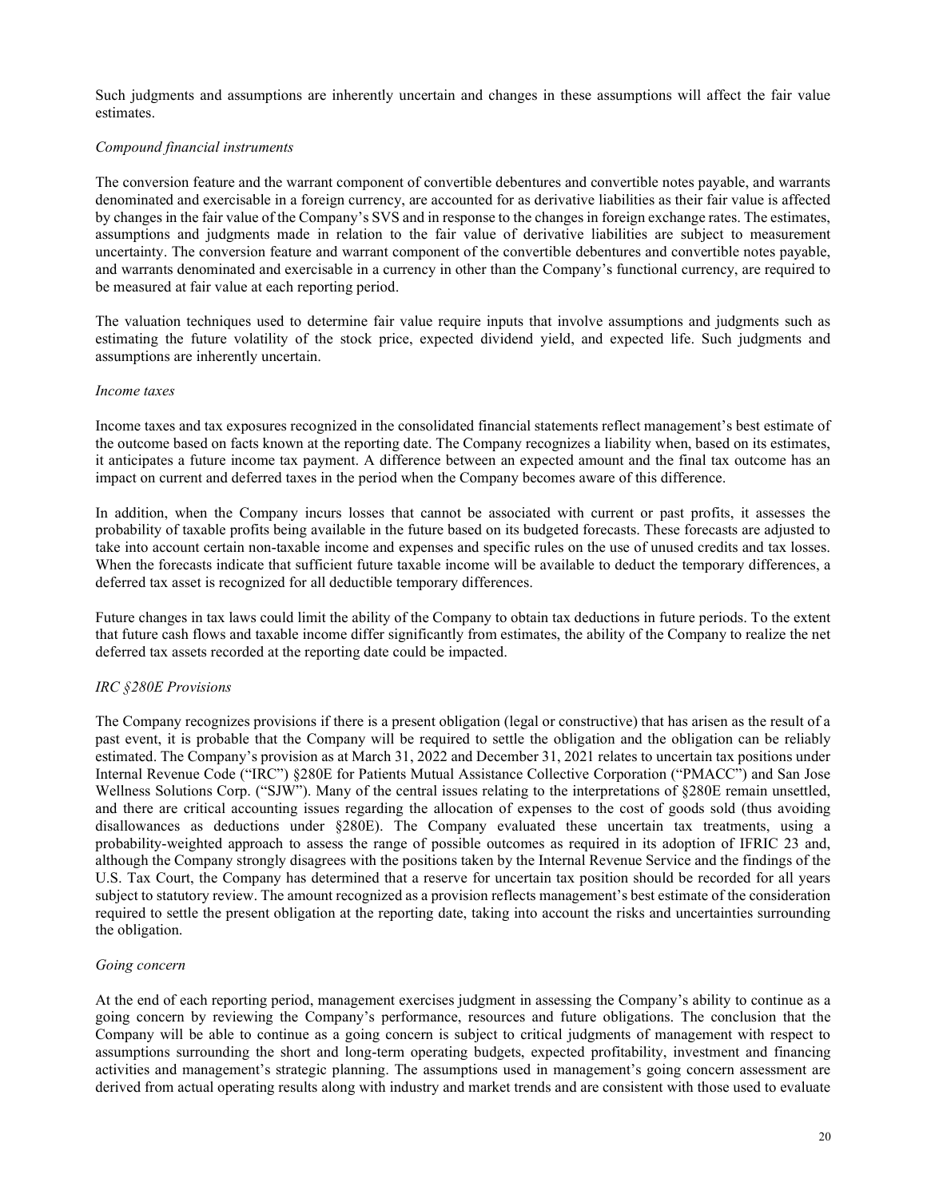Such judgments and assumptions are inherently uncertain and changes in these assumptions will affect the fair value estimates.

*Compound financial instruments*

The conversion feature and the warrant component of convertible debentures and convertible notes payable, and warrants denominated and exercisable in a foreign currency, are accounted for as derivative liabilities as their fair value is affected by changes in the fair value of the Company's SVS and in response to the changes in foreign exchange rates. The estimates, assumptions and judgments made in relation to the fair value of derivative liabilities are subject to measurement uncertainty. The conversion feature and warrant component of the convertible debentures and convertible notes payable, and warrants denominated and exercisable in a currency in other than the Company's functional currency, are required to be measured at fair value at each reporting period.

The valuation techniques used to determine fair value require inputs that involve assumptions and judgments such as estimating the future volatility of the stock price, expected dividend yield, and expected life. Such judgments and assumptions are inherently uncertain.

*Income taxes*

Income taxes and tax exposures recognized in the consolidated financial statements reflect management's best estimate of the outcome based on facts known at the reporting date. The Company recognizes a liability when, based on its estimates, it anticipates a future income tax payment. A difference between an expected amount and the final tax outcome has an impact on current and deferred taxes in the period when the Company becomes aware of this difference.

In addition, when the Company incurs losses that cannot be associated with current or past profits, it assesses the probability of taxable profits being available in the future based on its budgeted forecasts. These forecasts are adjusted to take into account certain non-taxable income and expenses and specific rules on the use of unused credits and tax losses. When the forecasts indicate that sufficient future taxable income will be available to deduct the temporary differences, a deferred tax asset is recognized for all deductible temporary differences.

Future changes in tax laws could limit the ability of the Company to obtain tax deductions in future periods. To the extent that future cash flows and taxable income differ significantly from estimates, the ability of the Company to realize the net deferred tax assets recorded at the reporting date could be impacted.

*IRC §280E Provisions*

The Company recognizes provisions if there is a present obligation (legal or constructive) that has arisen as the result of a past event, it is probable that the Company will be required to settle the obligation and the obligation can be reliably estimated. The Company's provision as at March 31, 2022 and December 31, 2021 relates to uncertain tax positions under Internal Revenue Code ("IRC") §280E for Patients Mutual Assistance Collective Corporation ("PMACC") and San Jose Wellness Solutions Corp. ("SJW"). Many of the central issues relating to the interpretations of §280E remain unsettled, and there are critical accounting issues regarding the allocation of expenses to the cost of goods sold (thus avoiding disallowances as deductions under §280E). The Company evaluated these uncertain tax treatments, using a probability-weighted approach to assess the range of possible outcomes as required in its adoption of IFRIC 23 and, although the Company strongly disagrees with the positions taken by the Internal Revenue Service and the findings of the U.S. Tax Court, the Company has determined that a reserve for uncertain tax position should be recorded for all years subject to statutory review. The amount recognized as a provision reflects management's best estimate of the consideration required to settle the present obligation at the reporting date, taking into account the risks and uncertainties surrounding the obligation.

*Going concern*

At the end of each reporting period, management exercises judgment in assessing the Company's ability to continue as a going concern by reviewing the Company's performance, resources and future obligations. The conclusion that the Company will be able to continue as a going concern is subject to critical judgments of management with respect to assumptions surrounding the short and long-term operating budgets, expected profitability, investment and financing activities and management's strategic planning. The assumptions used in management's going concern assessment are derived from actual operating results along with industry and market trends and are consistent with those used to evaluate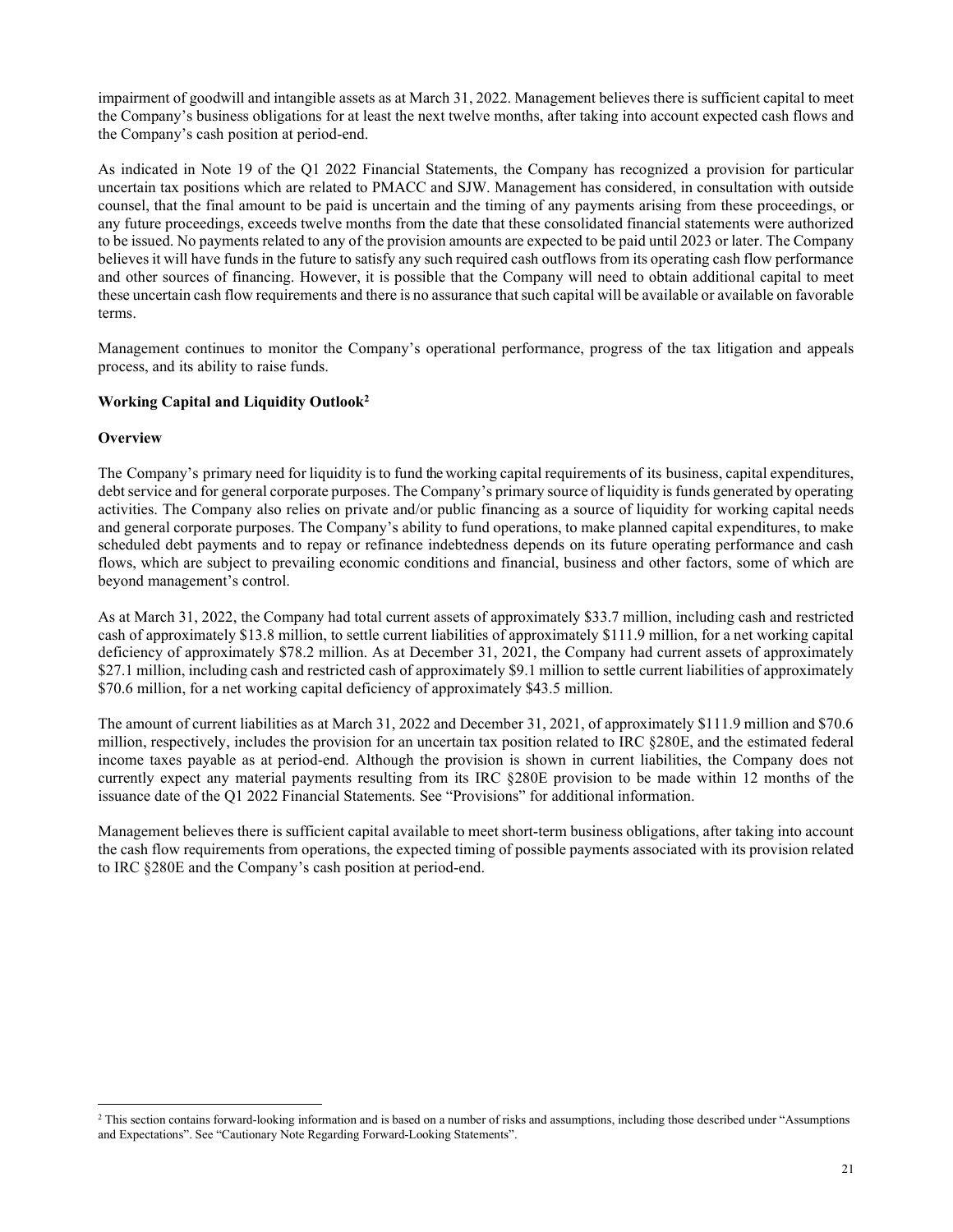impairment of goodwill and intangible assets as at March 31, 2022. Management believes there is sufficient capital to meet the Company's business obligations for at least the next twelve months, after taking into account expected cash flows and the Company's cash position at period-end.

As indicated in Note 19 of the Q1 2022 Financial Statements, the Company has recognized a provision for particular uncertain tax positions which are related to PMACC and SJW. Management has considered, in consultation with outside counsel, that the final amount to be paid is uncertain and the timing of any payments arising from these proceedings, or any future proceedings, exceeds twelve months from the date that these consolidated financial statements were authorized to be issued. No payments related to any of the provision amounts are expected to be paid until 2023 or later. The Company believes it will have funds in the future to satisfy any such required cash outflows from its operating cash flow performance and other sources of financing. However, it is possible that the Company will need to obtain additional capital to meet these uncertain cash flow requirements and there is no assurance that such capital will be available or available on favorable terms.

Management continues to monitor the Company's operational performance, progress of the tax litigation and appeals process, and its ability to raise funds.

### Working Capital and Liquidity Outlook[2]

### Overview

The Company's primary need for liquidity is to fund the working capital requirements of its business, capital expenditures, debt service and for general corporate purposes. The Company's primary source of liquidity is funds generated by operating activities. The Company also relies on private and/or public financing as a source of liquidity for working capital needs and general corporate purposes. The Company's ability to fund operations, to make planned capital expenditures, to make scheduled debt payments and to repay or refinance indebtedness depends on its future operating performance and cash flows, which are subject to prevailing economic conditions and financial, business and other factors, some of which are beyond management's control.

As at March 31, 2022, the Company had total current assets of approximately $33.7 million, including cash and restricted cash of approximately $13.8 million, to settle current liabilities of approximately $111.9 million, for a net working capital deficiency of approximately $78.2 million. As at December 31, 2021, the Company had current assets of approximately $27.1 million, including cash and restricted cash of approximately $9.1 million to settle current liabilities of approximately $70.6 million, for a net working capital deficiency of approximately $43.5 million.

The amount of current liabilities as at March 31, 2022 and December 31, 2021, of approximately $111.9 million and $70.6 million, respectively, includes the provision for an uncertain tax position related to IRC §280E, and the estimated federal income taxes payable as at period-end. Although the provision is shown in current liabilities, the Company does not currently expect any material payments resulting from its IRC §280E provision to be made within 12 months of the issuance date of the Q1 2022 Financial Statements. See "Provisions" for additional information.

Management believes there is sufficient capital available to meet short-term business obligations, after taking into account the cash flow requirements from operations, the expected timing of possible payments associated with its provision related to IRC §280E and the Company's cash position at period-end.

[2] This section contains forward-looking information and is based on a number of risks and assumptions, including those described under "Assumptions and Expectations". See "Cautionary Note Regarding Forward-Looking Statements".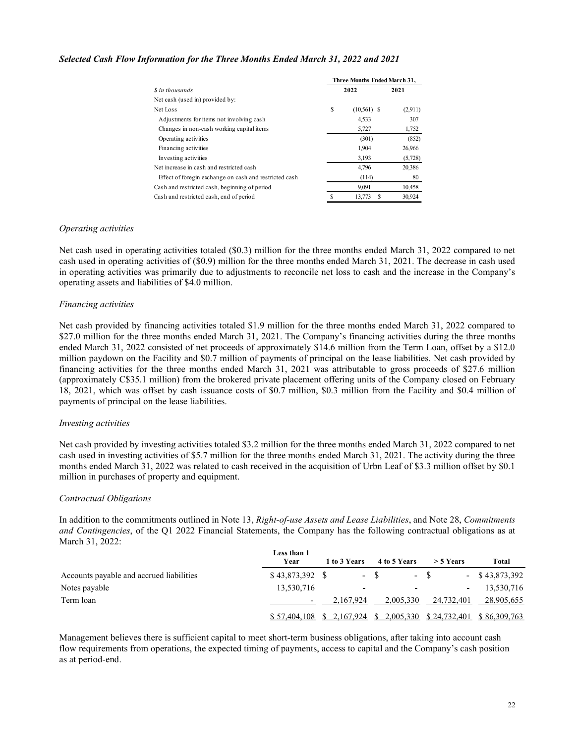### *Selected Cash Flow Information for the Three Months Ended March 31, 2022 and 2021*

| *$ in thousands* | Three Months Ended March 31, 2022 | 2021 |
|---|---|---|
| Net cash (used in) provided by: | | |
| Net Loss | $ (10,561) | $ (2,911) |
| Adjustments for items not involving cash | 4,533 | 307 |
| Changes in non-cash working capital items | 5,727 | 1,752 |
| Operating activities | (301) | (852) |
| Financing activities | 1,904 | 26,966 |
| Investing activities | 3,193 | (5,728) |
| Net increase in cash and restricted cash | 4,796 | 20,386 |
| Effect of foregin exchange on cash and restricted cash | (114) | 80 |
| Cash and restricted cash, beginning of period | 9,091 | 10,458 |
| Cash and restricted cash, end of period | $ 13,773 | $ 30,924 |

*Operating activities*

Net cash used in operating activities totaled ($0.3) million for the three months ended March 31, 2022 compared to net cash used in operating activities of ($0.9) million for the three months ended March 31, 2021. The decrease in cash used in operating activities was primarily due to adjustments to reconcile net loss to cash and the increase in the Company's operating assets and liabilities of $4.0 million.

*Financing activities*

Net cash provided by financing activities totaled $1.9 million for the three months ended March 31, 2022 compared to $27.0 million for the three months ended March 31, 2021. The Company's financing activities during the three months ended March 31, 2022 consisted of net proceeds of approximately $14.6 million from the Term Loan, offset by a $12.0 million paydown on the Facility and $0.7 million of payments of principal on the lease liabilities. Net cash provided by financing activities for the three months ended March 31, 2021 was attributable to gross proceeds of $27.6 million (approximately C$35.1 million) from the brokered private placement offering units of the Company closed on February 18, 2021, which was offset by cash issuance costs of $0.7 million, $0.3 million from the Facility and $0.4 million of payments of principal on the lease liabilities.

*Investing activities*

Net cash provided by investing activities totaled $3.2 million for the three months ended March 31, 2022 compared to net cash used in investing activities of $5.7 million for the three months ended March 31, 2021. The activity during the three months ended March 31, 2022 was related to cash received in the acquisition of Urbn Leaf of $3.3 million offset by $0.1 million in purchases of property and equipment.

*Contractual Obligations*

In addition to the commitments outlined in Note 13, *Right-of-use Assets and Lease Liabilities*, and Note 28, *Commitments and Contingencies*, of the Q1 2022 Financial Statements, the Company has the following contractual obligations as at March 31, 2022:

| | Less than 1 Year | 1 to 3 Years | 4 to 5 Years | > 5 Years | Total |
|---|---|---|---|---|---|
| Accounts payable and accrued liabilities | $ 43,873,392 | $ - | $ - | $ - | $ 43,873,392 |
| Notes payable | 13,530,716 | - | - | - | 13,530,716 |
| Term loan | - | 2,167,924 | 2,005,330 | 24,732,401 | 28,905,655 |
| | $ 57,404,108 | $ 2,167,924 | $ 2,005,330 | $ 24,732,401 | $ 86,309,763 |

Management believes there is sufficient capital to meet short-term business obligations, after taking into account cash flow requirements from operations, the expected timing of payments, access to capital and the Company's cash position as at period-end.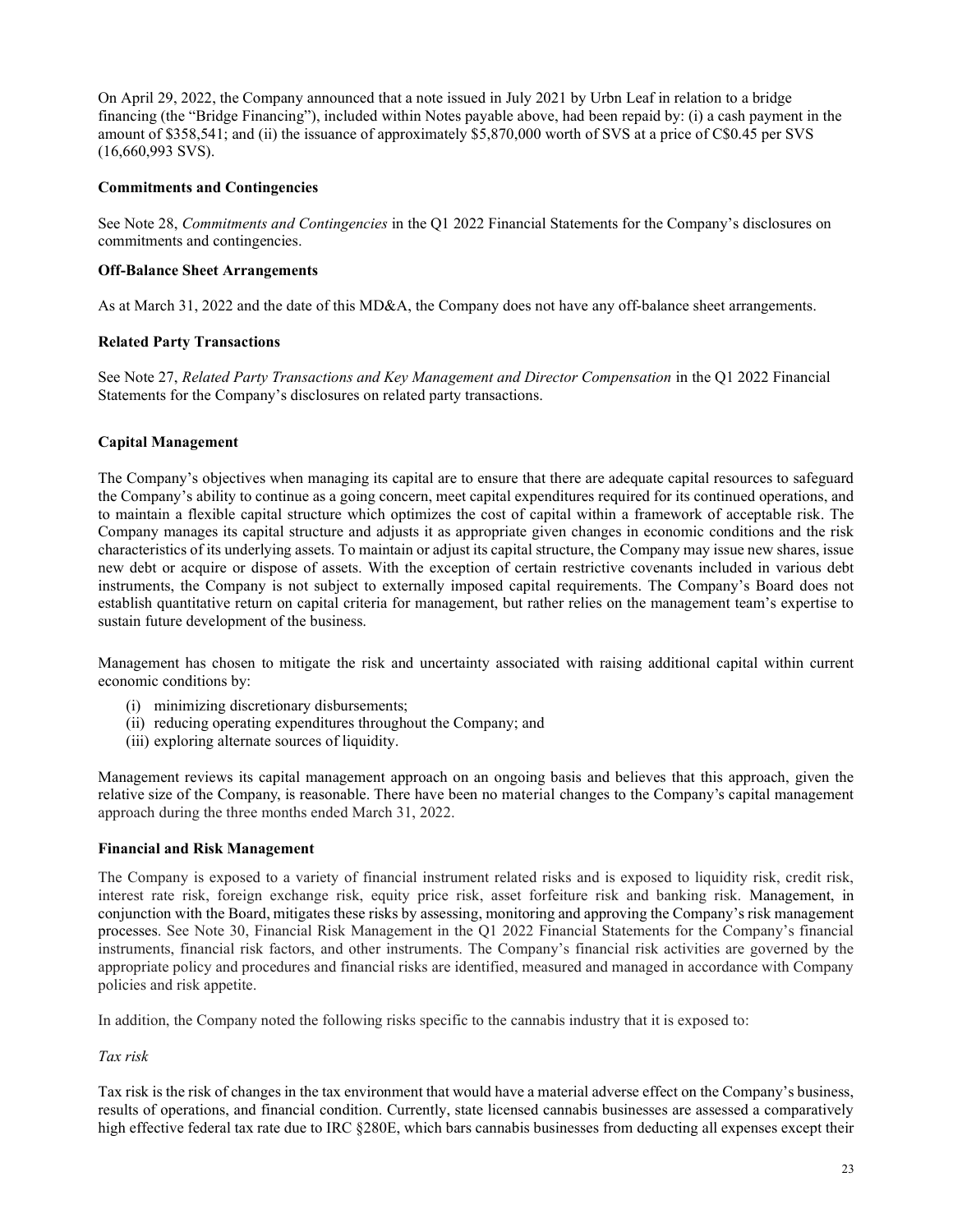On April 29, 2022, the Company announced that a note issued in July 2021 by Urbn Leaf in relation to a bridge financing (the "Bridge Financing"), included within Notes payable above, had been repaid by: (i) a cash payment in the amount of $358,541; and (ii) the issuance of approximately $5,870,000 worth of SVS at a price of C$0.45 per SVS (16,660,993 SVS).

**Commitments and Contingencies**

See Note 28, *Commitments and Contingencies* in the Q1 2022 Financial Statements for the Company's disclosures on commitments and contingencies.

**Off-Balance Sheet Arrangements**

As at March 31, 2022 and the date of this MD&A, the Company does not have any off-balance sheet arrangements.

**Related Party Transactions**

See Note 27, *Related Party Transactions and Key Management and Director Compensation* in the Q1 2022 Financial Statements for the Company's disclosures on related party transactions.

**Capital Management**

The Company's objectives when managing its capital are to ensure that there are adequate capital resources to safeguard the Company's ability to continue as a going concern, meet capital expenditures required for its continued operations, and to maintain a flexible capital structure which optimizes the cost of capital within a framework of acceptable risk. The Company manages its capital structure and adjusts it as appropriate given changes in economic conditions and the risk characteristics of its underlying assets. To maintain or adjust its capital structure, the Company may issue new shares, issue new debt or acquire or dispose of assets. With the exception of certain restrictive covenants included in various debt instruments, the Company is not subject to externally imposed capital requirements. The Company's Board does not establish quantitative return on capital criteria for management, but rather relies on the management team's expertise to sustain future development of the business.

Management has chosen to mitigate the risk and uncertainty associated with raising additional capital within current economic conditions by:

(i) minimizing discretionary disbursements;
(ii) reducing operating expenditures throughout the Company; and
(iii) exploring alternate sources of liquidity.

Management reviews its capital management approach on an ongoing basis and believes that this approach, given the relative size of the Company, is reasonable. There have been no material changes to the Company's capital management approach during the three months ended March 31, 2022.

**Financial and Risk Management**

The Company is exposed to a variety of financial instrument related risks and is exposed to liquidity risk, credit risk, interest rate risk, foreign exchange risk, equity price risk, asset forfeiture risk and banking risk. Management, in conjunction with the Board, mitigates these risks by assessing, monitoring and approving the Company's risk management processes. See Note 30, Financial Risk Management in the Q1 2022 Financial Statements for the Company's financial instruments, financial risk factors, and other instruments. The Company's financial risk activities are governed by the appropriate policy and procedures and financial risks are identified, measured and managed in accordance with Company policies and risk appetite.

In addition, the Company noted the following risks specific to the cannabis industry that it is exposed to:

*Tax risk*

Tax risk is the risk of changes in the tax environment that would have a material adverse effect on the Company's business, results of operations, and financial condition. Currently, state licensed cannabis businesses are assessed a comparatively high effective federal tax rate due to IRC §280E, which bars cannabis businesses from deducting all expenses except their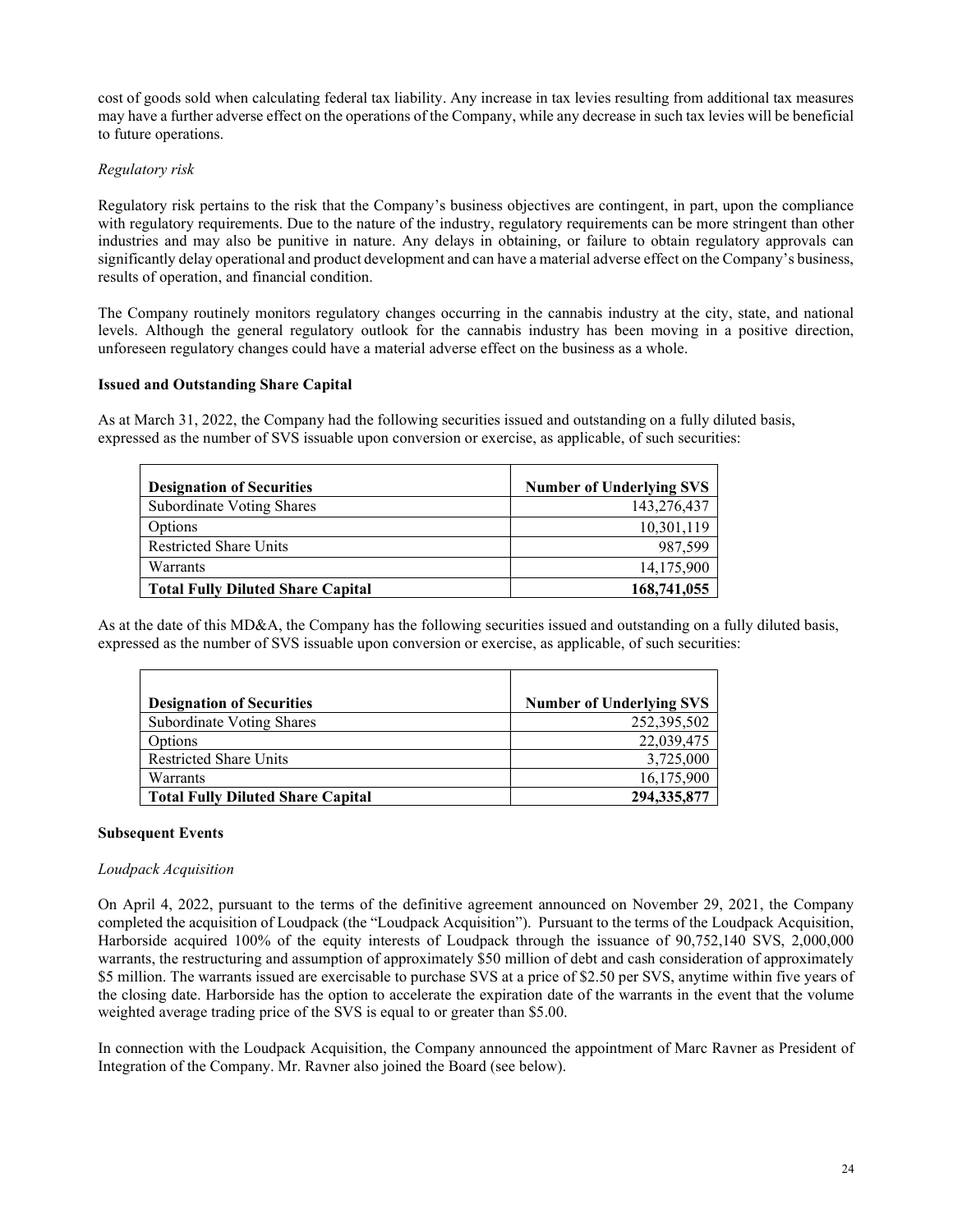cost of goods sold when calculating federal tax liability. Any increase in tax levies resulting from additional tax measures may have a further adverse effect on the operations of the Company, while any decrease in such tax levies will be beneficial to future operations.

*Regulatory risk*

Regulatory risk pertains to the risk that the Company's business objectives are contingent, in part, upon the compliance with regulatory requirements. Due to the nature of the industry, regulatory requirements can be more stringent than other industries and may also be punitive in nature. Any delays in obtaining, or failure to obtain regulatory approvals can significantly delay operational and product development and can have a material adverse effect on the Company's business, results of operation, and financial condition.

The Company routinely monitors regulatory changes occurring in the cannabis industry at the city, state, and national levels. Although the general regulatory outlook for the cannabis industry has been moving in a positive direction, unforeseen regulatory changes could have a material adverse effect on the business as a whole.

**Issued and Outstanding Share Capital**

As at March 31, 2022, the Company had the following securities issued and outstanding on a fully diluted basis, expressed as the number of SVS issuable upon conversion or exercise, as applicable, of such securities:

| **Designation of Securities** | **Number of Underlying SVS** |
|---|---:|
| Subordinate Voting Shares | 143,276,437 |
| Options | 10,301,119 |
| Restricted Share Units | 987,599 |
| Warrants | 14,175,900 |
| **Total Fully Diluted Share Capital** | **168,741,055** |

As at the date of this MD&A, the Company has the following securities issued and outstanding on a fully diluted basis, expressed as the number of SVS issuable upon conversion or exercise, as applicable, of such securities:

| **Designation of Securities** | **Number of Underlying SVS** |
|---|---:|
| Subordinate Voting Shares | 252,395,502 |
| Options | 22,039,475 |
| Restricted Share Units | 3,725,000 |
| Warrants | 16,175,900 |
| **Total Fully Diluted Share Capital** | **294,335,877** |

**Subsequent Events**

*Loudpack Acquisition*

On April 4, 2022, pursuant to the terms of the definitive agreement announced on November 29, 2021, the Company completed the acquisition of Loudpack (the "Loudpack Acquisition"). Pursuant to the terms of the Loudpack Acquisition, Harborside acquired 100% of the equity interests of Loudpack through the issuance of 90,752,140 SVS, 2,000,000 warrants, the restructuring and assumption of approximately $50 million of debt and cash consideration of approximately $5 million. The warrants issued are exercisable to purchase SVS at a price of $2.50 per SVS, anytime within five years of the closing date. Harborside has the option to accelerate the expiration date of the warrants in the event that the volume weighted average trading price of the SVS is equal to or greater than $5.00.

In connection with the Loudpack Acquisition, the Company announced the appointment of Marc Ravner as President of Integration of the Company. Mr. Ravner also joined the Board (see below).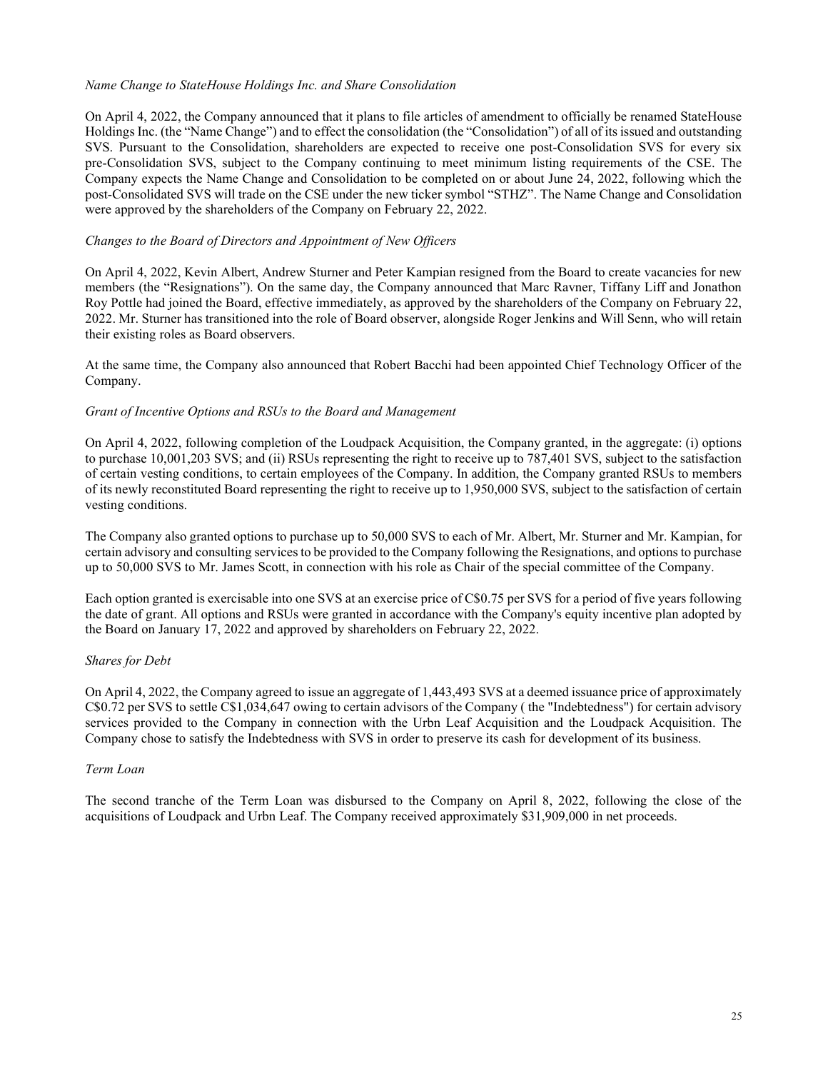*Name Change to StateHouse Holdings Inc. and Share Consolidation*

On April 4, 2022, the Company announced that it plans to file articles of amendment to officially be renamed StateHouse Holdings Inc. (the "Name Change") and to effect the consolidation (the "Consolidation") of all of its issued and outstanding SVS. Pursuant to the Consolidation, shareholders are expected to receive one post-Consolidation SVS for every six pre-Consolidation SVS, subject to the Company continuing to meet minimum listing requirements of the CSE. The Company expects the Name Change and Consolidation to be completed on or about June 24, 2022, following which the post-Consolidated SVS will trade on the CSE under the new ticker symbol "STHZ". The Name Change and Consolidation were approved by the shareholders of the Company on February 22, 2022.

*Changes to the Board of Directors and Appointment of New Officers*

On April 4, 2022, Kevin Albert, Andrew Sturner and Peter Kampian resigned from the Board to create vacancies for new members (the "Resignations"). On the same day, the Company announced that Marc Ravner, Tiffany Liff and Jonathon Roy Pottle had joined the Board, effective immediately, as approved by the shareholders of the Company on February 22, 2022. Mr. Sturner has transitioned into the role of Board observer, alongside Roger Jenkins and Will Senn, who will retain their existing roles as Board observers.

At the same time, the Company also announced that Robert Bacchi had been appointed Chief Technology Officer of the Company.

*Grant of Incentive Options and RSUs to the Board and Management*

On April 4, 2022, following completion of the Loudpack Acquisition, the Company granted, in the aggregate: (i) options to purchase 10,001,203 SVS; and (ii) RSUs representing the right to receive up to 787,401 SVS, subject to the satisfaction of certain vesting conditions, to certain employees of the Company. In addition, the Company granted RSUs to members of its newly reconstituted Board representing the right to receive up to 1,950,000 SVS, subject to the satisfaction of certain vesting conditions.

The Company also granted options to purchase up to 50,000 SVS to each of Mr. Albert, Mr. Sturner and Mr. Kampian, for certain advisory and consulting services to be provided to the Company following the Resignations, and options to purchase up to 50,000 SVS to Mr. James Scott, in connection with his role as Chair of the special committee of the Company.

Each option granted is exercisable into one SVS at an exercise price of C$0.75 per SVS for a period of five years following the date of grant. All options and RSUs were granted in accordance with the Company's equity incentive plan adopted by the Board on January 17, 2022 and approved by shareholders on February 22, 2022.

*Shares for Debt*

On April 4, 2022, the Company agreed to issue an aggregate of 1,443,493 SVS at a deemed issuance price of approximately C$0.72 per SVS to settle C$1,034,647 owing to certain advisors of the Company ( the "Indebtedness") for certain advisory services provided to the Company in connection with the Urbn Leaf Acquisition and the Loudpack Acquisition. The Company chose to satisfy the Indebtedness with SVS in order to preserve its cash for development of its business.

*Term Loan*

The second tranche of the Term Loan was disbursed to the Company on April 8, 2022, following the close of the acquisitions of Loudpack and Urbn Leaf. The Company received approximately $31,909,000 in net proceeds.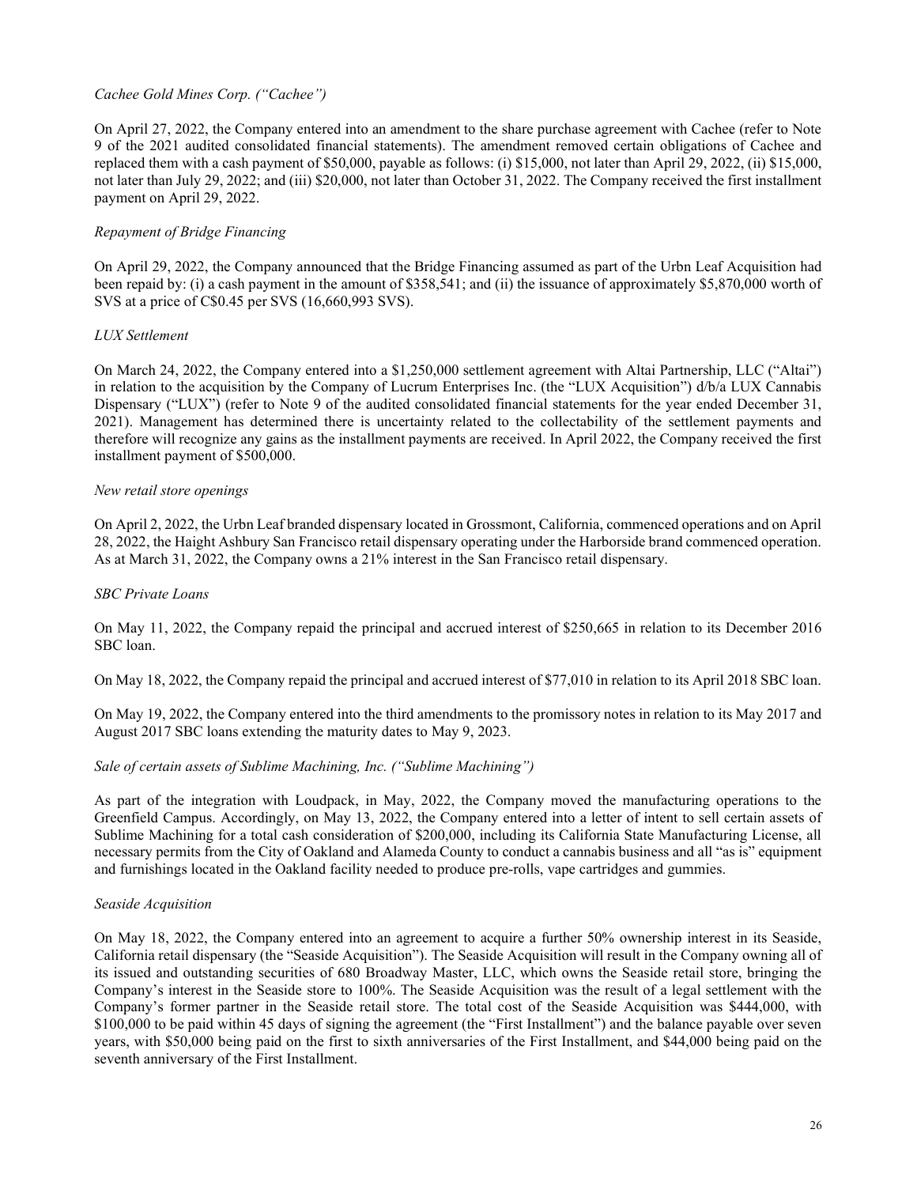*Cachee Gold Mines Corp. ("Cachee")*

On April 27, 2022, the Company entered into an amendment to the share purchase agreement with Cachee (refer to Note 9 of the 2021 audited consolidated financial statements). The amendment removed certain obligations of Cachee and replaced them with a cash payment of $50,000, payable as follows: (i) $15,000, not later than April 29, 2022, (ii) $15,000, not later than July 29, 2022; and (iii) $20,000, not later than October 31, 2022. The Company received the first installment payment on April 29, 2022.

*Repayment of Bridge Financing*

On April 29, 2022, the Company announced that the Bridge Financing assumed as part of the Urbn Leaf Acquisition had been repaid by: (i) a cash payment in the amount of $358,541; and (ii) the issuance of approximately $5,870,000 worth of SVS at a price of C$0.45 per SVS (16,660,993 SVS).

*LUX Settlement*

On March 24, 2022, the Company entered into a $1,250,000 settlement agreement with Altai Partnership, LLC ("Altai") in relation to the acquisition by the Company of Lucrum Enterprises Inc. (the "LUX Acquisition") d/b/a LUX Cannabis Dispensary ("LUX") (refer to Note 9 of the audited consolidated financial statements for the year ended December 31, 2021). Management has determined there is uncertainty related to the collectability of the settlement payments and therefore will recognize any gains as the installment payments are received. In April 2022, the Company received the first installment payment of $500,000.

*New retail store openings*

On April 2, 2022, the Urbn Leaf branded dispensary located in Grossmont, California, commenced operations and on April 28, 2022, the Haight Ashbury San Francisco retail dispensary operating under the Harborside brand commenced operation. As at March 31, 2022, the Company owns a 21% interest in the San Francisco retail dispensary.

*SBC Private Loans*

On May 11, 2022, the Company repaid the principal and accrued interest of $250,665 in relation to its December 2016 SBC loan.

On May 18, 2022, the Company repaid the principal and accrued interest of $77,010 in relation to its April 2018 SBC loan.

On May 19, 2022, the Company entered into the third amendments to the promissory notes in relation to its May 2017 and August 2017 SBC loans extending the maturity dates to May 9, 2023.

*Sale of certain assets of Sublime Machining, Inc. ("Sublime Machining")*

As part of the integration with Loudpack, in May, 2022, the Company moved the manufacturing operations to the Greenfield Campus. Accordingly, on May 13, 2022, the Company entered into a letter of intent to sell certain assets of Sublime Machining for a total cash consideration of $200,000, including its California State Manufacturing License, all necessary permits from the City of Oakland and Alameda County to conduct a cannabis business and all "as is" equipment and furnishings located in the Oakland facility needed to produce pre-rolls, vape cartridges and gummies.

*Seaside Acquisition*

On May 18, 2022, the Company entered into an agreement to acquire a further 50% ownership interest in its Seaside, California retail dispensary (the "Seaside Acquisition"). The Seaside Acquisition will result in the Company owning all of its issued and outstanding securities of 680 Broadway Master, LLC, which owns the Seaside retail store, bringing the Company's interest in the Seaside store to 100%. The Seaside Acquisition was the result of a legal settlement with the Company's former partner in the Seaside retail store. The total cost of the Seaside Acquisition was $444,000, with $100,000 to be paid within 45 days of signing the agreement (the "First Installment") and the balance payable over seven years, with $50,000 being paid on the first to sixth anniversaries of the First Installment, and $44,000 being paid on the seventh anniversary of the First Installment.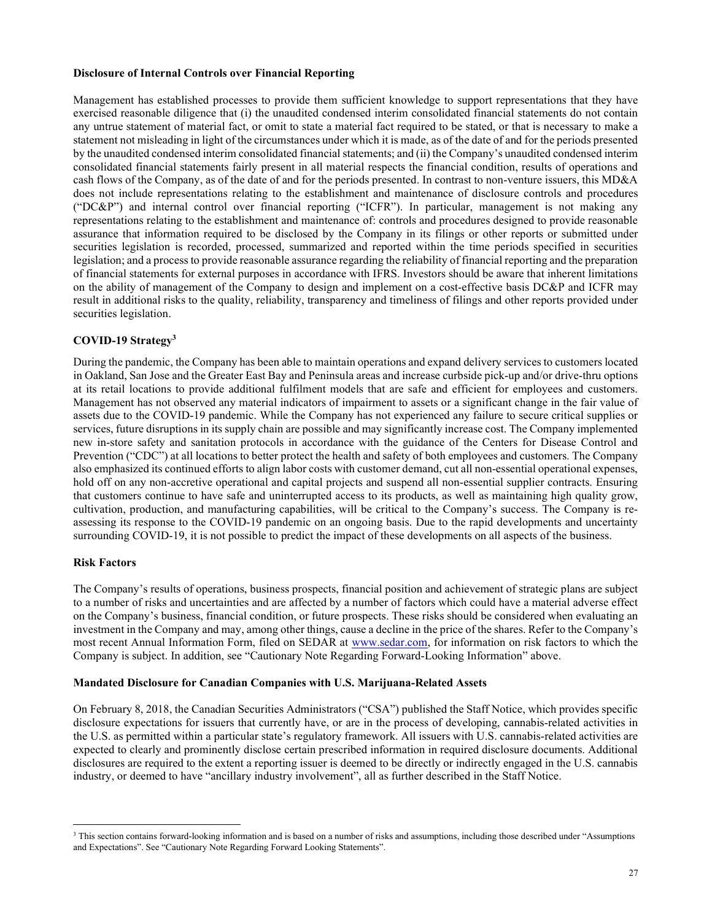**Disclosure of Internal Controls over Financial Reporting**

Management has established processes to provide them sufficient knowledge to support representations that they have exercised reasonable diligence that (i) the unaudited condensed interim consolidated financial statements do not contain any untrue statement of material fact, or omit to state a material fact required to be stated, or that is necessary to make a statement not misleading in light of the circumstances under which it is made, as of the date of and for the periods presented by the unaudited condensed interim consolidated financial statements; and (ii) the Company's unaudited condensed interim consolidated financial statements fairly present in all material respects the financial condition, results of operations and cash flows of the Company, as of the date of and for the periods presented. In contrast to non-venture issuers, this MD&A does not include representations relating to the establishment and maintenance of disclosure controls and procedures ("DC&P") and internal control over financial reporting ("ICFR"). In particular, management is not making any representations relating to the establishment and maintenance of: controls and procedures designed to provide reasonable assurance that information required to be disclosed by the Company in its filings or other reports or submitted under securities legislation is recorded, processed, summarized and reported within the time periods specified in securities legislation; and a process to provide reasonable assurance regarding the reliability of financial reporting and the preparation of financial statements for external purposes in accordance with IFRS. Investors should be aware that inherent limitations on the ability of management of the Company to design and implement on a cost-effective basis DC&P and ICFR may result in additional risks to the quality, reliability, transparency and timeliness of filings and other reports provided under securities legislation.

**COVID-19 Strategy[3]**

During the pandemic, the Company has been able to maintain operations and expand delivery services to customers located in Oakland, San Jose and the Greater East Bay and Peninsula areas and increase curbside pick-up and/or drive-thru options at its retail locations to provide additional fulfilment models that are safe and efficient for employees and customers. Management has not observed any material indicators of impairment to assets or a significant change in the fair value of assets due to the COVID-19 pandemic. While the Company has not experienced any failure to secure critical supplies or services, future disruptions in its supply chain are possible and may significantly increase cost. The Company implemented new in-store safety and sanitation protocols in accordance with the guidance of the Centers for Disease Control and Prevention ("CDC") at all locations to better protect the health and safety of both employees and customers. The Company also emphasized its continued efforts to align labor costs with customer demand, cut all non-essential operational expenses, hold off on any non-accretive operational and capital projects and suspend all non-essential supplier contracts. Ensuring that customers continue to have safe and uninterrupted access to its products, as well as maintaining high quality grow, cultivation, production, and manufacturing capabilities, will be critical to the Company's success. The Company is re-assessing its response to the COVID-19 pandemic on an ongoing basis. Due to the rapid developments and uncertainty surrounding COVID-19, it is not possible to predict the impact of these developments on all aspects of the business.

**Risk Factors**

The Company's results of operations, business prospects, financial position and achievement of strategic plans are subject to a number of risks and uncertainties and are affected by a number of factors which could have a material adverse effect on the Company's business, financial condition, or future prospects. These risks should be considered when evaluating an investment in the Company and may, among other things, cause a decline in the price of the shares. Refer to the Company's most recent Annual Information Form, filed on SEDAR at www.sedar.com, for information on risk factors to which the Company is subject. In addition, see "Cautionary Note Regarding Forward-Looking Information" above.

**Mandated Disclosure for Canadian Companies with U.S. Marijuana-Related Assets**

On February 8, 2018, the Canadian Securities Administrators ("CSA") published the Staff Notice, which provides specific disclosure expectations for issuers that currently have, or are in the process of developing, cannabis-related activities in the U.S. as permitted within a particular state's regulatory framework. All issuers with U.S. cannabis-related activities are expected to clearly and prominently disclose certain prescribed information in required disclosure documents. Additional disclosures are required to the extent a reporting issuer is deemed to be directly or indirectly engaged in the U.S. cannabis industry, or deemed to have "ancillary industry involvement", all as further described in the Staff Notice.

---

[3] This section contains forward-looking information and is based on a number of risks and assumptions, including those described under "Assumptions and Expectations". See "Cautionary Note Regarding Forward Looking Statements".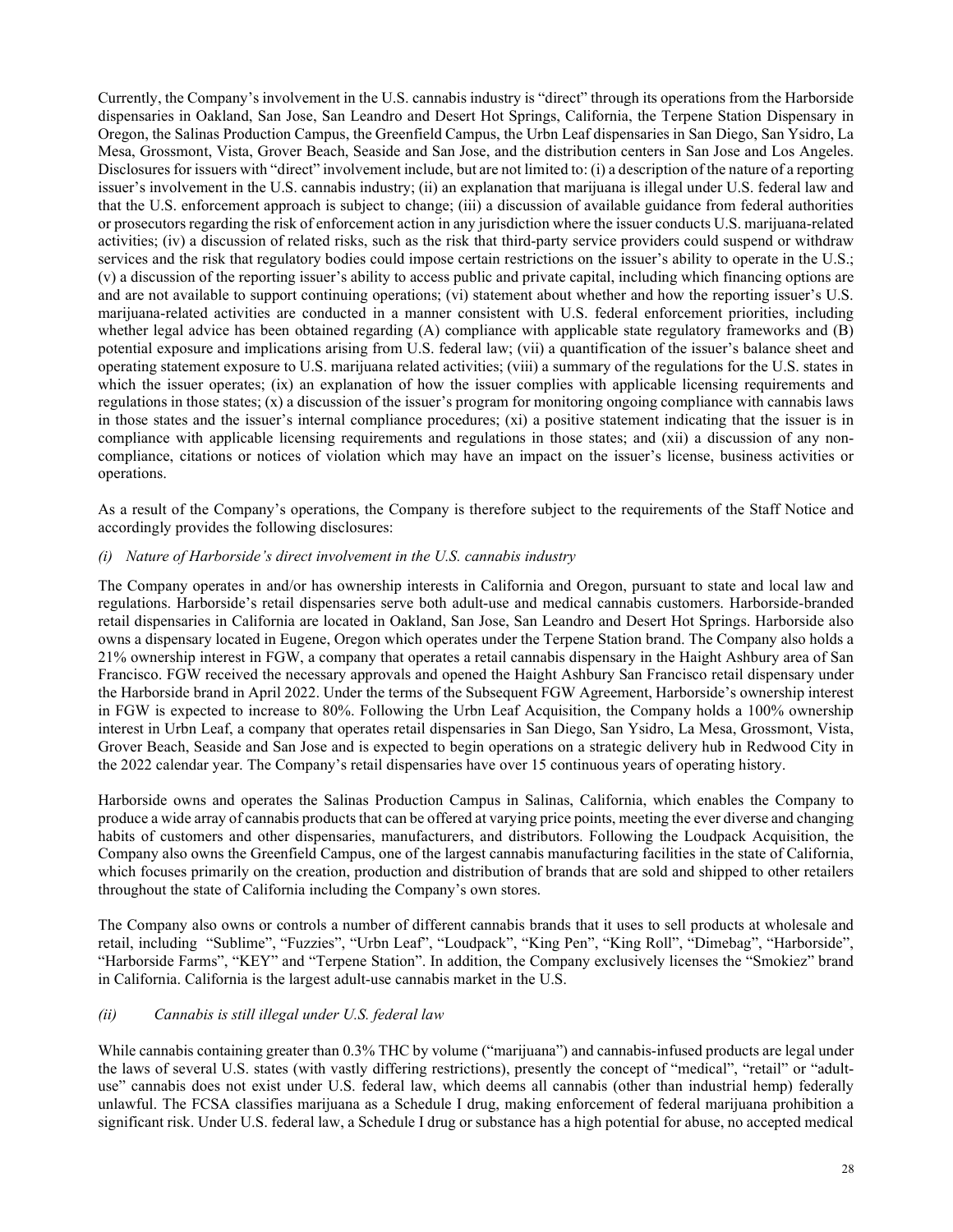Currently, the Company's involvement in the U.S. cannabis industry is "direct" through its operations from the Harborside dispensaries in Oakland, San Jose, San Leandro and Desert Hot Springs, California, the Terpene Station Dispensary in Oregon, the Salinas Production Campus, the Greenfield Campus, the Urbn Leaf dispensaries in San Diego, San Ysidro, La Mesa, Grossmont, Vista, Grover Beach, Seaside and San Jose, and the distribution centers in San Jose and Los Angeles. Disclosures for issuers with "direct" involvement include, but are not limited to: (i) a description of the nature of a reporting issuer's involvement in the U.S. cannabis industry; (ii) an explanation that marijuana is illegal under U.S. federal law and that the U.S. enforcement approach is subject to change; (iii) a discussion of available guidance from federal authorities or prosecutors regarding the risk of enforcement action in any jurisdiction where the issuer conducts U.S. marijuana-related activities; (iv) a discussion of related risks, such as the risk that third-party service providers could suspend or withdraw services and the risk that regulatory bodies could impose certain restrictions on the issuer's ability to operate in the U.S.; (v) a discussion of the reporting issuer's ability to access public and private capital, including which financing options are and are not available to support continuing operations; (vi) statement about whether and how the reporting issuer's U.S. marijuana-related activities are conducted in a manner consistent with U.S. federal enforcement priorities, including whether legal advice has been obtained regarding (A) compliance with applicable state regulatory frameworks and (B) potential exposure and implications arising from U.S. federal law; (vii) a quantification of the issuer's balance sheet and operating statement exposure to U.S. marijuana related activities; (viii) a summary of the regulations for the U.S. states in which the issuer operates; (ix) an explanation of how the issuer complies with applicable licensing requirements and regulations in those states; (x) a discussion of the issuer's program for monitoring ongoing compliance with cannabis laws in those states and the issuer's internal compliance procedures; (xi) a positive statement indicating that the issuer is in compliance with applicable licensing requirements and regulations in those states; and (xii) a discussion of any non-compliance, citations or notices of violation which may have an impact on the issuer's license, business activities or operations.

As a result of the Company's operations, the Company is therefore subject to the requirements of the Staff Notice and accordingly provides the following disclosures:

*(i) Nature of Harborside's direct involvement in the U.S. cannabis industry*

The Company operates in and/or has ownership interests in California and Oregon, pursuant to state and local law and regulations. Harborside's retail dispensaries serve both adult-use and medical cannabis customers. Harborside-branded retail dispensaries in California are located in Oakland, San Jose, San Leandro and Desert Hot Springs. Harborside also owns a dispensary located in Eugene, Oregon which operates under the Terpene Station brand. The Company also holds a 21% ownership interest in FGW, a company that operates a retail cannabis dispensary in the Haight Ashbury area of San Francisco. FGW received the necessary approvals and opened the Haight Ashbury San Francisco retail dispensary under the Harborside brand in April 2022. Under the terms of the Subsequent FGW Agreement, Harborside's ownership interest in FGW is expected to increase to 80%. Following the Urbn Leaf Acquisition, the Company holds a 100% ownership interest in Urbn Leaf, a company that operates retail dispensaries in San Diego, San Ysidro, La Mesa, Grossmont, Vista, Grover Beach, Seaside and San Jose and is expected to begin operations on a strategic delivery hub in Redwood City in the 2022 calendar year. The Company's retail dispensaries have over 15 continuous years of operating history.

Harborside owns and operates the Salinas Production Campus in Salinas, California, which enables the Company to produce a wide array of cannabis products that can be offered at varying price points, meeting the ever diverse and changing habits of customers and other dispensaries, manufacturers, and distributors. Following the Loudpack Acquisition, the Company also owns the Greenfield Campus, one of the largest cannabis manufacturing facilities in the state of California, which focuses primarily on the creation, production and distribution of brands that are sold and shipped to other retailers throughout the state of California including the Company's own stores.

The Company also owns or controls a number of different cannabis brands that it uses to sell products at wholesale and retail, including "Sublime", "Fuzzies", "Urbn Leaf", "Loudpack", "King Pen", "King Roll", "Dimebag", "Harborside", "Harborside Farms", "KEY" and "Terpene Station". In addition, the Company exclusively licenses the "Smokiez" brand in California. California is the largest adult-use cannabis market in the U.S.

*(ii) Cannabis is still illegal under U.S. federal law*

While cannabis containing greater than 0.3% THC by volume ("marijuana") and cannabis-infused products are legal under the laws of several U.S. states (with vastly differing restrictions), presently the concept of "medical", "retail" or "adult-use" cannabis does not exist under U.S. federal law, which deems all cannabis (other than industrial hemp) federally unlawful. The FCSA classifies marijuana as a Schedule I drug, making enforcement of federal marijuana prohibition a significant risk. Under U.S. federal law, a Schedule I drug or substance has a high potential for abuse, no accepted medical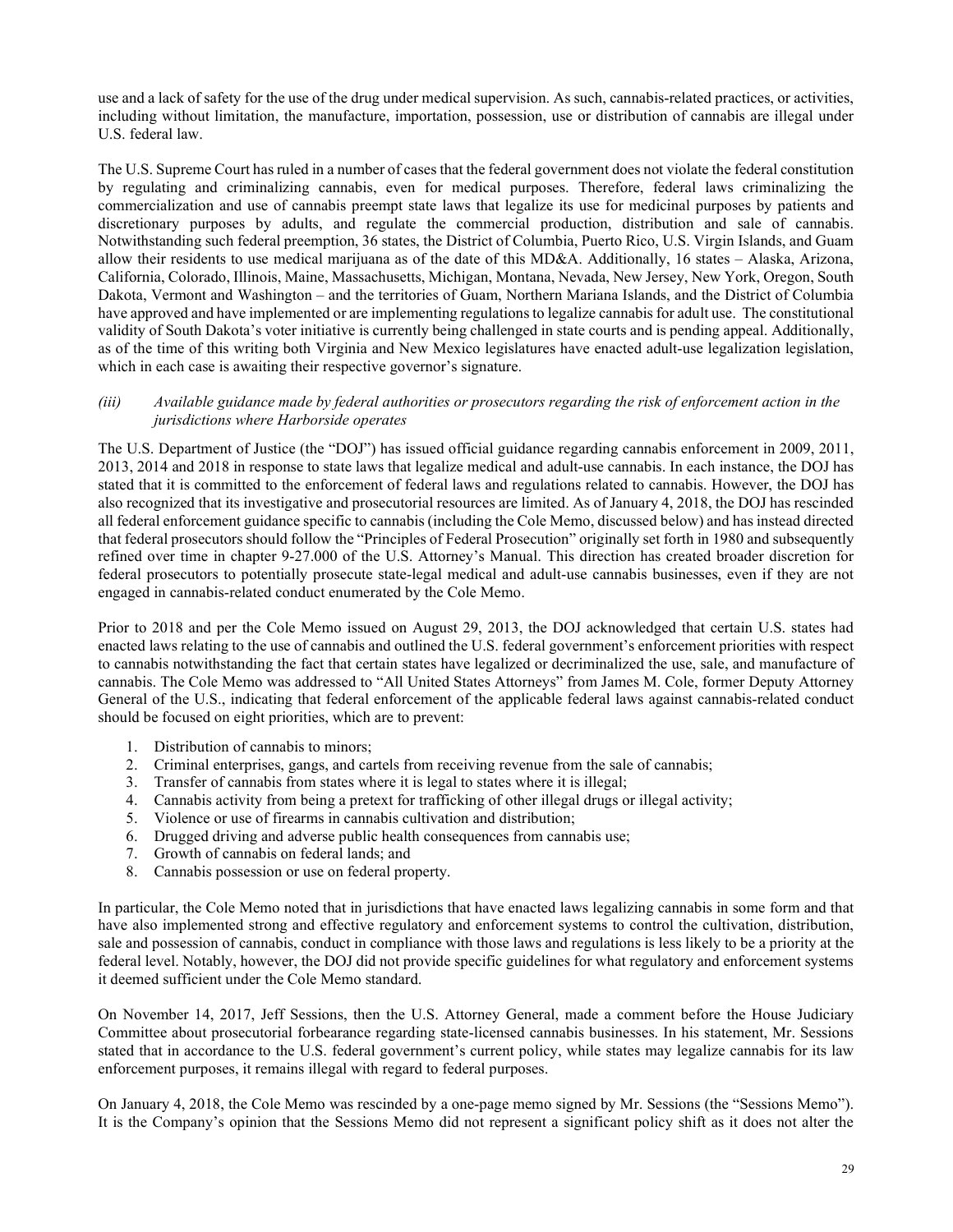use and a lack of safety for the use of the drug under medical supervision. As such, cannabis-related practices, or activities, including without limitation, the manufacture, importation, possession, use or distribution of cannabis are illegal under U.S. federal law.

The U.S. Supreme Court has ruled in a number of cases that the federal government does not violate the federal constitution by regulating and criminalizing cannabis, even for medical purposes. Therefore, federal laws criminalizing the commercialization and use of cannabis preempt state laws that legalize its use for medicinal purposes by patients and discretionary purposes by adults, and regulate the commercial production, distribution and sale of cannabis. Notwithstanding such federal preemption, 36 states, the District of Columbia, Puerto Rico, U.S. Virgin Islands, and Guam allow their residents to use medical marijuana as of the date of this MD&A. Additionally, 16 states – Alaska, Arizona, California, Colorado, Illinois, Maine, Massachusetts, Michigan, Montana, Nevada, New Jersey, New York, Oregon, South Dakota, Vermont and Washington – and the territories of Guam, Northern Mariana Islands, and the District of Columbia have approved and have implemented or are implementing regulations to legalize cannabis for adult use. The constitutional validity of South Dakota's voter initiative is currently being challenged in state courts and is pending appeal. Additionally, as of the time of this writing both Virginia and New Mexico legislatures have enacted adult-use legalization legislation, which in each case is awaiting their respective governor's signature.

*(iii) Available guidance made by federal authorities or prosecutors regarding the risk of enforcement action in the jurisdictions where Harborside operates*

The U.S. Department of Justice (the "DOJ") has issued official guidance regarding cannabis enforcement in 2009, 2011, 2013, 2014 and 2018 in response to state laws that legalize medical and adult-use cannabis. In each instance, the DOJ has stated that it is committed to the enforcement of federal laws and regulations related to cannabis. However, the DOJ has also recognized that its investigative and prosecutorial resources are limited. As of January 4, 2018, the DOJ has rescinded all federal enforcement guidance specific to cannabis (including the Cole Memo, discussed below) and has instead directed that federal prosecutors should follow the "Principles of Federal Prosecution" originally set forth in 1980 and subsequently refined over time in chapter 9-27.000 of the U.S. Attorney's Manual. This direction has created broader discretion for federal prosecutors to potentially prosecute state-legal medical and adult-use cannabis businesses, even if they are not engaged in cannabis-related conduct enumerated by the Cole Memo.

Prior to 2018 and per the Cole Memo issued on August 29, 2013, the DOJ acknowledged that certain U.S. states had enacted laws relating to the use of cannabis and outlined the U.S. federal government's enforcement priorities with respect to cannabis notwithstanding the fact that certain states have legalized or decriminalized the use, sale, and manufacture of cannabis. The Cole Memo was addressed to "All United States Attorneys" from James M. Cole, former Deputy Attorney General of the U.S., indicating that federal enforcement of the applicable federal laws against cannabis-related conduct should be focused on eight priorities, which are to prevent:

1. Distribution of cannabis to minors;
2. Criminal enterprises, gangs, and cartels from receiving revenue from the sale of cannabis;
3. Transfer of cannabis from states where it is legal to states where it is illegal;
4. Cannabis activity from being a pretext for trafficking of other illegal drugs or illegal activity;
5. Violence or use of firearms in cannabis cultivation and distribution;
6. Drugged driving and adverse public health consequences from cannabis use;
7. Growth of cannabis on federal lands; and
8. Cannabis possession or use on federal property.

In particular, the Cole Memo noted that in jurisdictions that have enacted laws legalizing cannabis in some form and that have also implemented strong and effective regulatory and enforcement systems to control the cultivation, distribution, sale and possession of cannabis, conduct in compliance with those laws and regulations is less likely to be a priority at the federal level. Notably, however, the DOJ did not provide specific guidelines for what regulatory and enforcement systems it deemed sufficient under the Cole Memo standard.

On November 14, 2017, Jeff Sessions, then the U.S. Attorney General, made a comment before the House Judiciary Committee about prosecutorial forbearance regarding state-licensed cannabis businesses. In his statement, Mr. Sessions stated that in accordance to the U.S. federal government's current policy, while states may legalize cannabis for its law enforcement purposes, it remains illegal with regard to federal purposes.

On January 4, 2018, the Cole Memo was rescinded by a one-page memo signed by Mr. Sessions (the "Sessions Memo"). It is the Company's opinion that the Sessions Memo did not represent a significant policy shift as it does not alter the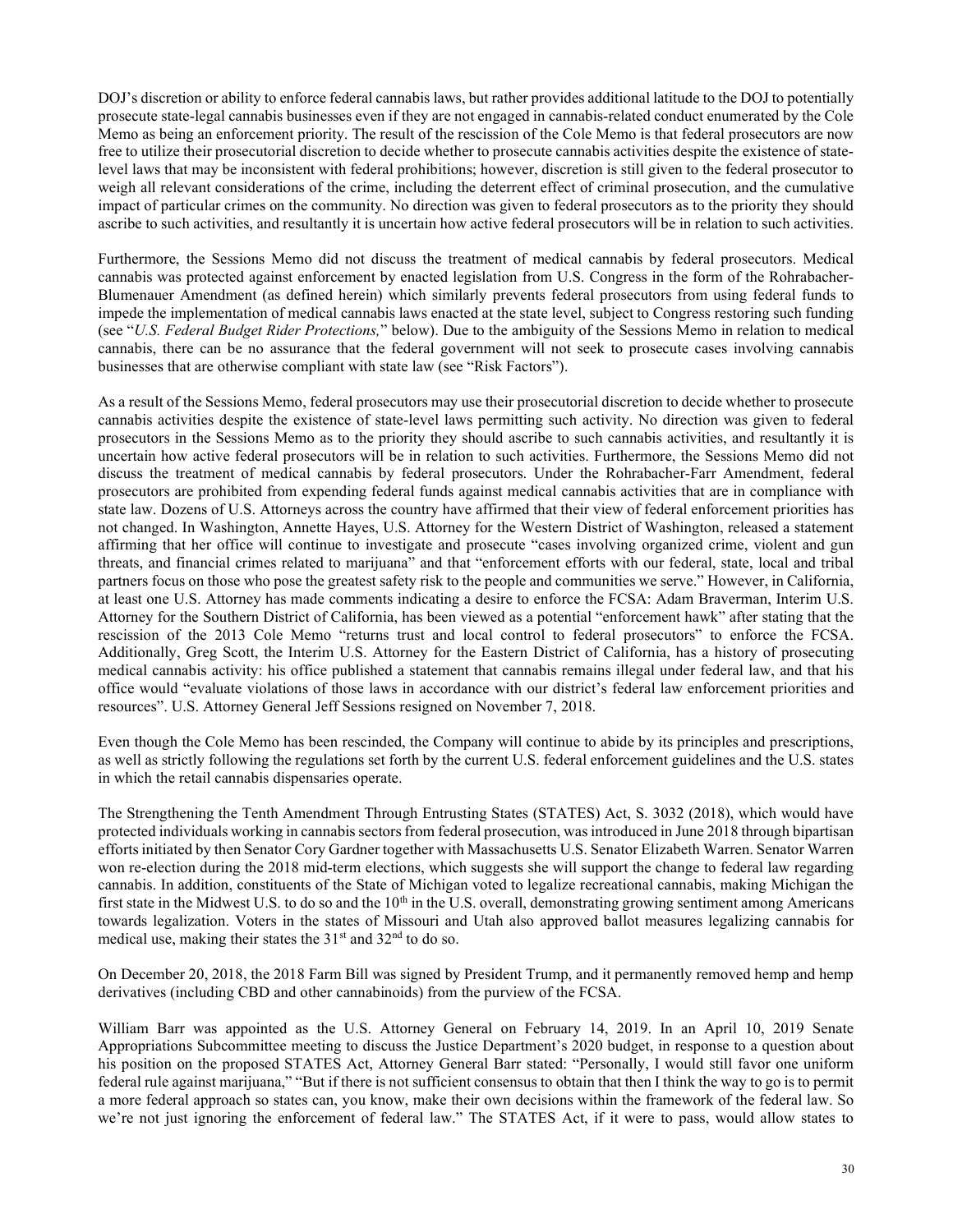DOJ's discretion or ability to enforce federal cannabis laws, but rather provides additional latitude to the DOJ to potentially prosecute state-legal cannabis businesses even if they are not engaged in cannabis-related conduct enumerated by the Cole Memo as being an enforcement priority. The result of the rescission of the Cole Memo is that federal prosecutors are now free to utilize their prosecutorial discretion to decide whether to prosecute cannabis activities despite the existence of state-level laws that may be inconsistent with federal prohibitions; however, discretion is still given to the federal prosecutor to weigh all relevant considerations of the crime, including the deterrent effect of criminal prosecution, and the cumulative impact of particular crimes on the community. No direction was given to federal prosecutors as to the priority they should ascribe to such activities, and resultantly it is uncertain how active federal prosecutors will be in relation to such activities.

Furthermore, the Sessions Memo did not discuss the treatment of medical cannabis by federal prosecutors. Medical cannabis was protected against enforcement by enacted legislation from U.S. Congress in the form of the Rohrabacher-Blumenauer Amendment (as defined herein) which similarly prevents federal prosecutors from using federal funds to impede the implementation of medical cannabis laws enacted at the state level, subject to Congress restoring such funding (see "*U.S. Federal Budget Rider Protections,*" below). Due to the ambiguity of the Sessions Memo in relation to medical cannabis, there can be no assurance that the federal government will not seek to prosecute cases involving cannabis businesses that are otherwise compliant with state law (see "Risk Factors").

As a result of the Sessions Memo, federal prosecutors may use their prosecutorial discretion to decide whether to prosecute cannabis activities despite the existence of state-level laws permitting such activity. No direction was given to federal prosecutors in the Sessions Memo as to the priority they should ascribe to such cannabis activities, and resultantly it is uncertain how active federal prosecutors will be in relation to such activities. Furthermore, the Sessions Memo did not discuss the treatment of medical cannabis by federal prosecutors. Under the Rohrabacher-Farr Amendment, federal prosecutors are prohibited from expending federal funds against medical cannabis activities that are in compliance with state law. Dozens of U.S. Attorneys across the country have affirmed that their view of federal enforcement priorities has not changed. In Washington, Annette Hayes, U.S. Attorney for the Western District of Washington, released a statement affirming that her office will continue to investigate and prosecute "cases involving organized crime, violent and gun threats, and financial crimes related to marijuana" and that "enforcement efforts with our federal, state, local and tribal partners focus on those who pose the greatest safety risk to the people and communities we serve." However, in California, at least one U.S. Attorney has made comments indicating a desire to enforce the FCSA: Adam Braverman, Interim U.S. Attorney for the Southern District of California, has been viewed as a potential "enforcement hawk" after stating that the rescission of the 2013 Cole Memo "returns trust and local control to federal prosecutors" to enforce the FCSA. Additionally, Greg Scott, the Interim U.S. Attorney for the Eastern District of California, has a history of prosecuting medical cannabis activity: his office published a statement that cannabis remains illegal under federal law, and that his office would "evaluate violations of those laws in accordance with our district's federal law enforcement priorities and resources". U.S. Attorney General Jeff Sessions resigned on November 7, 2018.

Even though the Cole Memo has been rescinded, the Company will continue to abide by its principles and prescriptions, as well as strictly following the regulations set forth by the current U.S. federal enforcement guidelines and the U.S. states in which the retail cannabis dispensaries operate.

The Strengthening the Tenth Amendment Through Entrusting States (STATES) Act, S. 3032 (2018), which would have protected individuals working in cannabis sectors from federal prosecution, was introduced in June 2018 through bipartisan efforts initiated by then Senator Cory Gardner together with Massachusetts U.S. Senator Elizabeth Warren. Senator Warren won re-election during the 2018 mid-term elections, which suggests she will support the change to federal law regarding cannabis. In addition, constituents of the State of Michigan voted to legalize recreational cannabis, making Michigan the first state in the Midwest U.S. to do so and the 10th in the U.S. overall, demonstrating growing sentiment among Americans towards legalization. Voters in the states of Missouri and Utah also approved ballot measures legalizing cannabis for medical use, making their states the 31st and 32nd to do so.

On December 20, 2018, the 2018 Farm Bill was signed by President Trump, and it permanently removed hemp and hemp derivatives (including CBD and other cannabinoids) from the purview of the FCSA.

William Barr was appointed as the U.S. Attorney General on February 14, 2019. In an April 10, 2019 Senate Appropriations Subcommittee meeting to discuss the Justice Department's 2020 budget, in response to a question about his position on the proposed STATES Act, Attorney General Barr stated: "Personally, I would still favor one uniform federal rule against marijuana," "But if there is not sufficient consensus to obtain that then I think the way to go is to permit a more federal approach so states can, you know, make their own decisions within the framework of the federal law. So we're not just ignoring the enforcement of federal law." The STATES Act, if it were to pass, would allow states to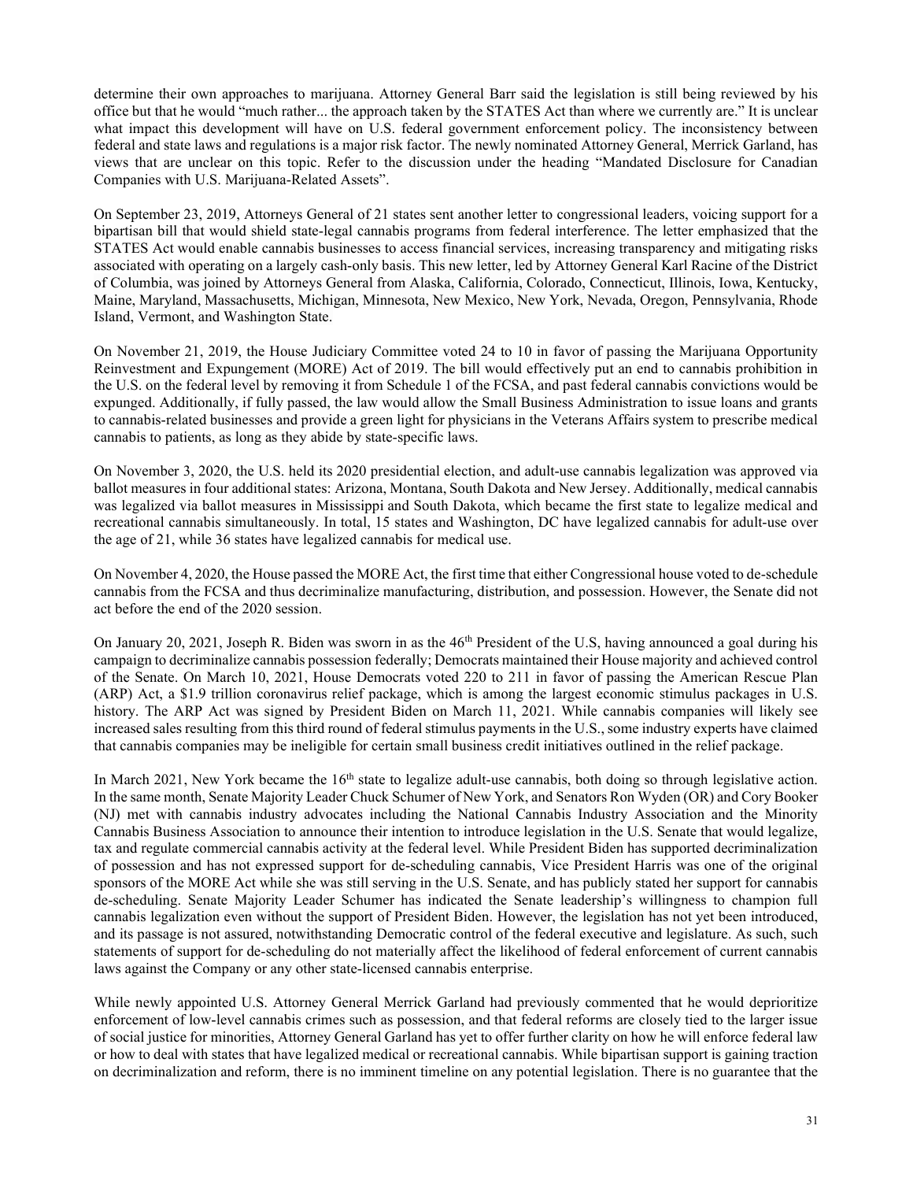determine their own approaches to marijuana. Attorney General Barr said the legislation is still being reviewed by his office but that he would "much rather... the approach taken by the STATES Act than where we currently are." It is unclear what impact this development will have on U.S. federal government enforcement policy. The inconsistency between federal and state laws and regulations is a major risk factor. The newly nominated Attorney General, Merrick Garland, has views that are unclear on this topic. Refer to the discussion under the heading "Mandated Disclosure for Canadian Companies with U.S. Marijuana-Related Assets".

On September 23, 2019, Attorneys General of 21 states sent another letter to congressional leaders, voicing support for a bipartisan bill that would shield state-legal cannabis programs from federal interference. The letter emphasized that the STATES Act would enable cannabis businesses to access financial services, increasing transparency and mitigating risks associated with operating on a largely cash-only basis. This new letter, led by Attorney General Karl Racine of the District of Columbia, was joined by Attorneys General from Alaska, California, Colorado, Connecticut, Illinois, Iowa, Kentucky, Maine, Maryland, Massachusetts, Michigan, Minnesota, New Mexico, New York, Nevada, Oregon, Pennsylvania, Rhode Island, Vermont, and Washington State.

On November 21, 2019, the House Judiciary Committee voted 24 to 10 in favor of passing the Marijuana Opportunity Reinvestment and Expungement (MORE) Act of 2019. The bill would effectively put an end to cannabis prohibition in the U.S. on the federal level by removing it from Schedule 1 of the FCSA, and past federal cannabis convictions would be expunged. Additionally, if fully passed, the law would allow the Small Business Administration to issue loans and grants to cannabis-related businesses and provide a green light for physicians in the Veterans Affairs system to prescribe medical cannabis to patients, as long as they abide by state-specific laws.

On November 3, 2020, the U.S. held its 2020 presidential election, and adult-use cannabis legalization was approved via ballot measures in four additional states: Arizona, Montana, South Dakota and New Jersey. Additionally, medical cannabis was legalized via ballot measures in Mississippi and South Dakota, which became the first state to legalize medical and recreational cannabis simultaneously. In total, 15 states and Washington, DC have legalized cannabis for adult-use over the age of 21, while 36 states have legalized cannabis for medical use.

On November 4, 2020, the House passed the MORE Act, the first time that either Congressional house voted to de-schedule cannabis from the FCSA and thus decriminalize manufacturing, distribution, and possession. However, the Senate did not act before the end of the 2020 session.

On January 20, 2021, Joseph R. Biden was sworn in as the 46th President of the U.S, having announced a goal during his campaign to decriminalize cannabis possession federally; Democrats maintained their House majority and achieved control of the Senate. On March 10, 2021, House Democrats voted 220 to 211 in favor of passing the American Rescue Plan (ARP) Act, a \$1.9 trillion coronavirus relief package, which is among the largest economic stimulus packages in U.S. history. The ARP Act was signed by President Biden on March 11, 2021. While cannabis companies will likely see increased sales resulting from this third round of federal stimulus payments in the U.S., some industry experts have claimed that cannabis companies may be ineligible for certain small business credit initiatives outlined in the relief package.

In March 2021, New York became the 16th state to legalize adult-use cannabis, both doing so through legislative action. In the same month, Senate Majority Leader Chuck Schumer of New York, and Senators Ron Wyden (OR) and Cory Booker (NJ) met with cannabis industry advocates including the National Cannabis Industry Association and the Minority Cannabis Business Association to announce their intention to introduce legislation in the U.S. Senate that would legalize, tax and regulate commercial cannabis activity at the federal level. While President Biden has supported decriminalization of possession and has not expressed support for de-scheduling cannabis, Vice President Harris was one of the original sponsors of the MORE Act while she was still serving in the U.S. Senate, and has publicly stated her support for cannabis de-scheduling. Senate Majority Leader Schumer has indicated the Senate leadership's willingness to champion full cannabis legalization even without the support of President Biden. However, the legislation has not yet been introduced, and its passage is not assured, notwithstanding Democratic control of the federal executive and legislature. As such, such statements of support for de-scheduling do not materially affect the likelihood of federal enforcement of current cannabis laws against the Company or any other state-licensed cannabis enterprise.

While newly appointed U.S. Attorney General Merrick Garland had previously commented that he would deprioritize enforcement of low-level cannabis crimes such as possession, and that federal reforms are closely tied to the larger issue of social justice for minorities, Attorney General Garland has yet to offer further clarity on how he will enforce federal law or how to deal with states that have legalized medical or recreational cannabis. While bipartisan support is gaining traction on decriminalization and reform, there is no imminent timeline on any potential legislation. There is no guarantee that the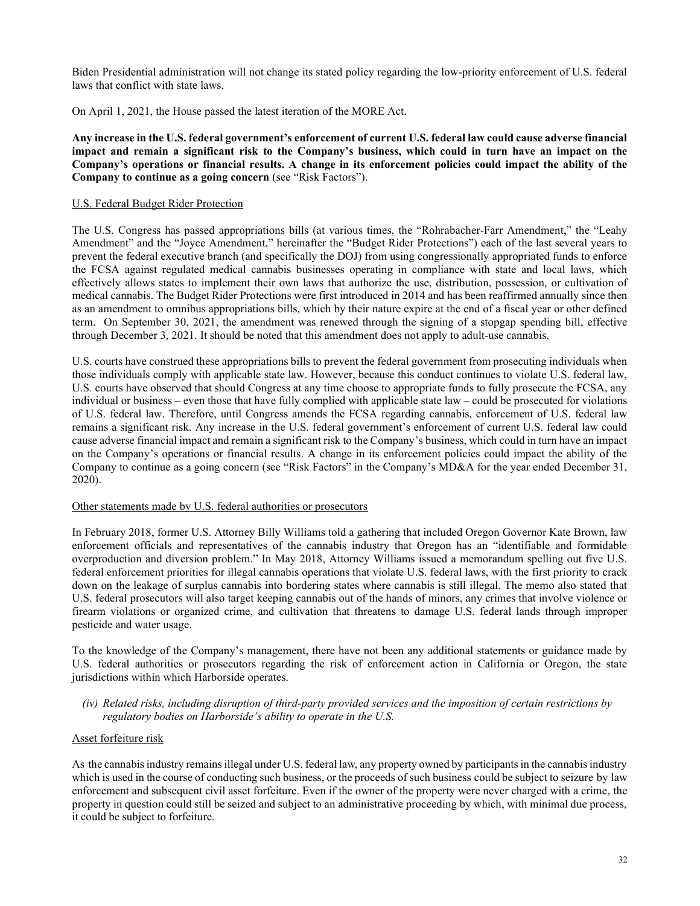Biden Presidential administration will not change its stated policy regarding the low-priority enforcement of U.S. federal laws that conflict with state laws.

On April 1, 2021, the House passed the latest iteration of the MORE Act.

**Any increase in the U.S. federal government's enforcement of current U.S. federal law could cause adverse financial impact and remain a significant risk to the Company's business, which could in turn have an impact on the Company's operations or financial results. A change in its enforcement policies could impact the ability of the Company to continue as a going concern** (see "Risk Factors").

U.S. Federal Budget Rider Protection

The U.S. Congress has passed appropriations bills (at various times, the "Rohrabacher-Farr Amendment," the "Leahy Amendment" and the "Joyce Amendment," hereinafter the "Budget Rider Protections") each of the last several years to prevent the federal executive branch (and specifically the DOJ) from using congressionally appropriated funds to enforce the FCSA against regulated medical cannabis businesses operating in compliance with state and local laws, which effectively allows states to implement their own laws that authorize the use, distribution, possession, or cultivation of medical cannabis. The Budget Rider Protections were first introduced in 2014 and has been reaffirmed annually since then as an amendment to omnibus appropriations bills, which by their nature expire at the end of a fiscal year or other defined term. On September 30, 2021, the amendment was renewed through the signing of a stopgap spending bill, effective through December 3, 2021. It should be noted that this amendment does not apply to adult-use cannabis.

U.S. courts have construed these appropriations bills to prevent the federal government from prosecuting individuals when those individuals comply with applicable state law. However, because this conduct continues to violate U.S. federal law, U.S. courts have observed that should Congress at any time choose to appropriate funds to fully prosecute the FCSA, any individual or business – even those that have fully complied with applicable state law – could be prosecuted for violations of U.S. federal law. Therefore, until Congress amends the FCSA regarding cannabis, enforcement of U.S. federal law remains a significant risk. Any increase in the U.S. federal government's enforcement of current U.S. federal law could cause adverse financial impact and remain a significant risk to the Company's business, which could in turn have an impact on the Company's operations or financial results. A change in its enforcement policies could impact the ability of the Company to continue as a going concern (see "Risk Factors" in the Company's MD&A for the year ended December 31, 2020).

Other statements made by U.S. federal authorities or prosecutors

In February 2018, former U.S. Attorney Billy Williams told a gathering that included Oregon Governor Kate Brown, law enforcement officials and representatives of the cannabis industry that Oregon has an "identifiable and formidable overproduction and diversion problem." In May 2018, Attorney Williams issued a memorandum spelling out five U.S. federal enforcement priorities for illegal cannabis operations that violate U.S. federal laws, with the first priority to crack down on the leakage of surplus cannabis into bordering states where cannabis is still illegal. The memo also stated that U.S. federal prosecutors will also target keeping cannabis out of the hands of minors, any crimes that involve violence or firearm violations or organized crime, and cultivation that threatens to damage U.S. federal lands through improper pesticide and water usage.

To the knowledge of the Company's management, there have not been any additional statements or guidance made by U.S. federal authorities or prosecutors regarding the risk of enforcement action in California or Oregon, the state jurisdictions within which Harborside operates.

*(iv) Related risks, including disruption of third-party provided services and the imposition of certain restrictions by regulatory bodies on Harborside's ability to operate in the U.S.*

Asset forfeiture risk

As the cannabis industry remains illegal under U.S. federal law, any property owned by participants in the cannabis industry which is used in the course of conducting such business, or the proceeds of such business could be subject to seizure by law enforcement and subsequent civil asset forfeiture. Even if the owner of the property were never charged with a crime, the property in question could still be seized and subject to an administrative proceeding by which, with minimal due process, it could be subject to forfeiture.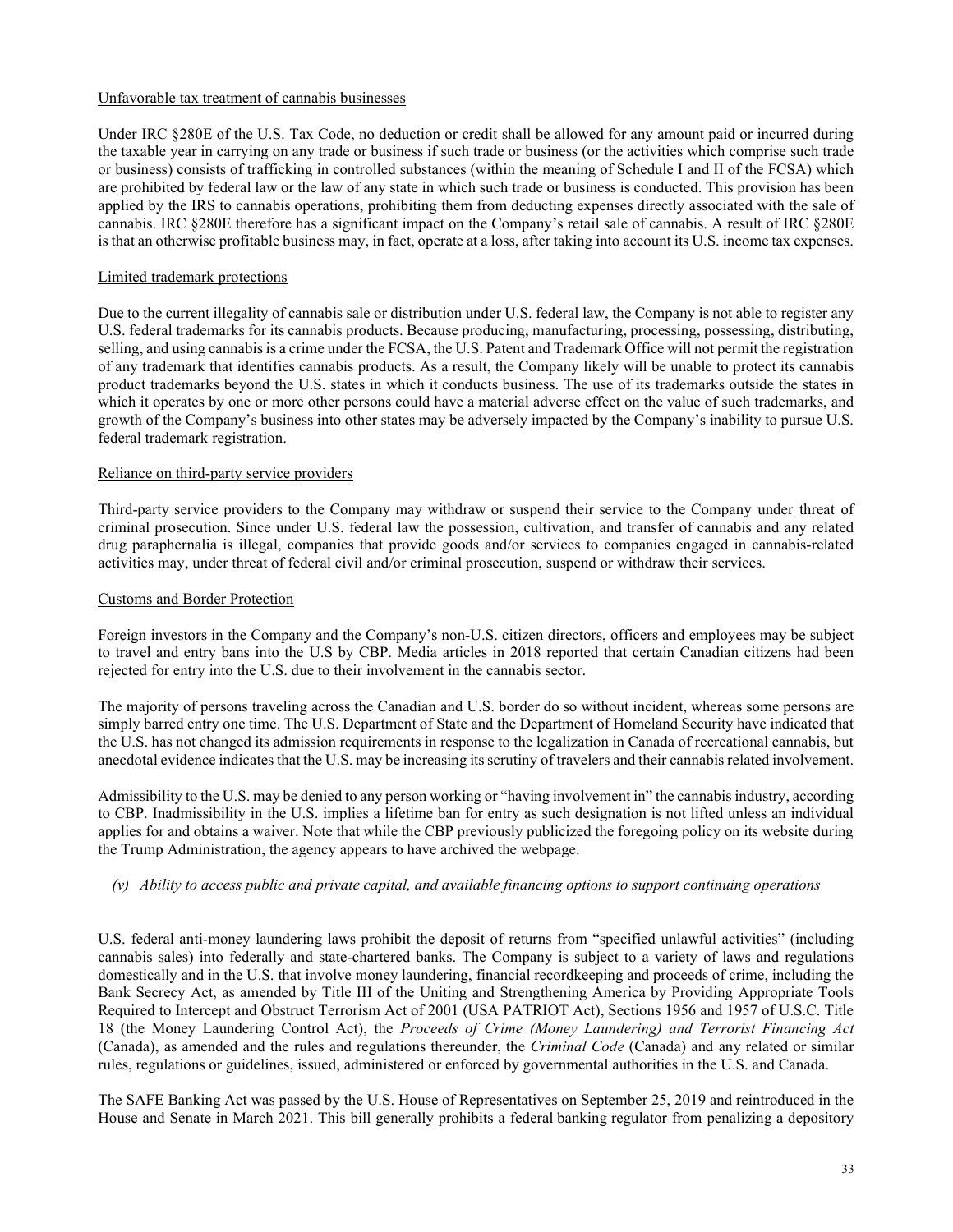Unfavorable tax treatment of cannabis businesses

Under IRC §280E of the U.S. Tax Code, no deduction or credit shall be allowed for any amount paid or incurred during the taxable year in carrying on any trade or business if such trade or business (or the activities which comprise such trade or business) consists of trafficking in controlled substances (within the meaning of Schedule I and II of the FCSA) which are prohibited by federal law or the law of any state in which such trade or business is conducted. This provision has been applied by the IRS to cannabis operations, prohibiting them from deducting expenses directly associated with the sale of cannabis. IRC §280E therefore has a significant impact on the Company's retail sale of cannabis. A result of IRC §280E is that an otherwise profitable business may, in fact, operate at a loss, after taking into account its U.S. income tax expenses.

Limited trademark protections

Due to the current illegality of cannabis sale or distribution under U.S. federal law, the Company is not able to register any U.S. federal trademarks for its cannabis products. Because producing, manufacturing, processing, possessing, distributing, selling, and using cannabis is a crime under the FCSA, the U.S. Patent and Trademark Office will not permit the registration of any trademark that identifies cannabis products. As a result, the Company likely will be unable to protect its cannabis product trademarks beyond the U.S. states in which it conducts business. The use of its trademarks outside the states in which it operates by one or more other persons could have a material adverse effect on the value of such trademarks, and growth of the Company's business into other states may be adversely impacted by the Company's inability to pursue U.S. federal trademark registration.

Reliance on third-party service providers

Third-party service providers to the Company may withdraw or suspend their service to the Company under threat of criminal prosecution. Since under U.S. federal law the possession, cultivation, and transfer of cannabis and any related drug paraphernalia is illegal, companies that provide goods and/or services to companies engaged in cannabis-related activities may, under threat of federal civil and/or criminal prosecution, suspend or withdraw their services.

Customs and Border Protection

Foreign investors in the Company and the Company's non-U.S. citizen directors, officers and employees may be subject to travel and entry bans into the U.S by CBP. Media articles in 2018 reported that certain Canadian citizens had been rejected for entry into the U.S. due to their involvement in the cannabis sector.

The majority of persons traveling across the Canadian and U.S. border do so without incident, whereas some persons are simply barred entry one time. The U.S. Department of State and the Department of Homeland Security have indicated that the U.S. has not changed its admission requirements in response to the legalization in Canada of recreational cannabis, but anecdotal evidence indicates that the U.S. may be increasing its scrutiny of travelers and their cannabis related involvement.

Admissibility to the U.S. may be denied to any person working or "having involvement in" the cannabis industry, according to CBP. Inadmissibility in the U.S. implies a lifetime ban for entry as such designation is not lifted unless an individual applies for and obtains a waiver. Note that while the CBP previously publicized the foregoing policy on its website during the Trump Administration, the agency appears to have archived the webpage.

*(v) Ability to access public and private capital, and available financing options to support continuing operations*

U.S. federal anti-money laundering laws prohibit the deposit of returns from "specified unlawful activities" (including cannabis sales) into federally and state-chartered banks. The Company is subject to a variety of laws and regulations domestically and in the U.S. that involve money laundering, financial recordkeeping and proceeds of crime, including the Bank Secrecy Act, as amended by Title III of the Uniting and Strengthening America by Providing Appropriate Tools Required to Intercept and Obstruct Terrorism Act of 2001 (USA PATRIOT Act), Sections 1956 and 1957 of U.S.C. Title 18 (the Money Laundering Control Act), the *Proceeds of Crime (Money Laundering) and Terrorist Financing Act* (Canada), as amended and the rules and regulations thereunder, the *Criminal Code* (Canada) and any related or similar rules, regulations or guidelines, issued, administered or enforced by governmental authorities in the U.S. and Canada.

The SAFE Banking Act was passed by the U.S. House of Representatives on September 25, 2019 and reintroduced in the House and Senate in March 2021. This bill generally prohibits a federal banking regulator from penalizing a depository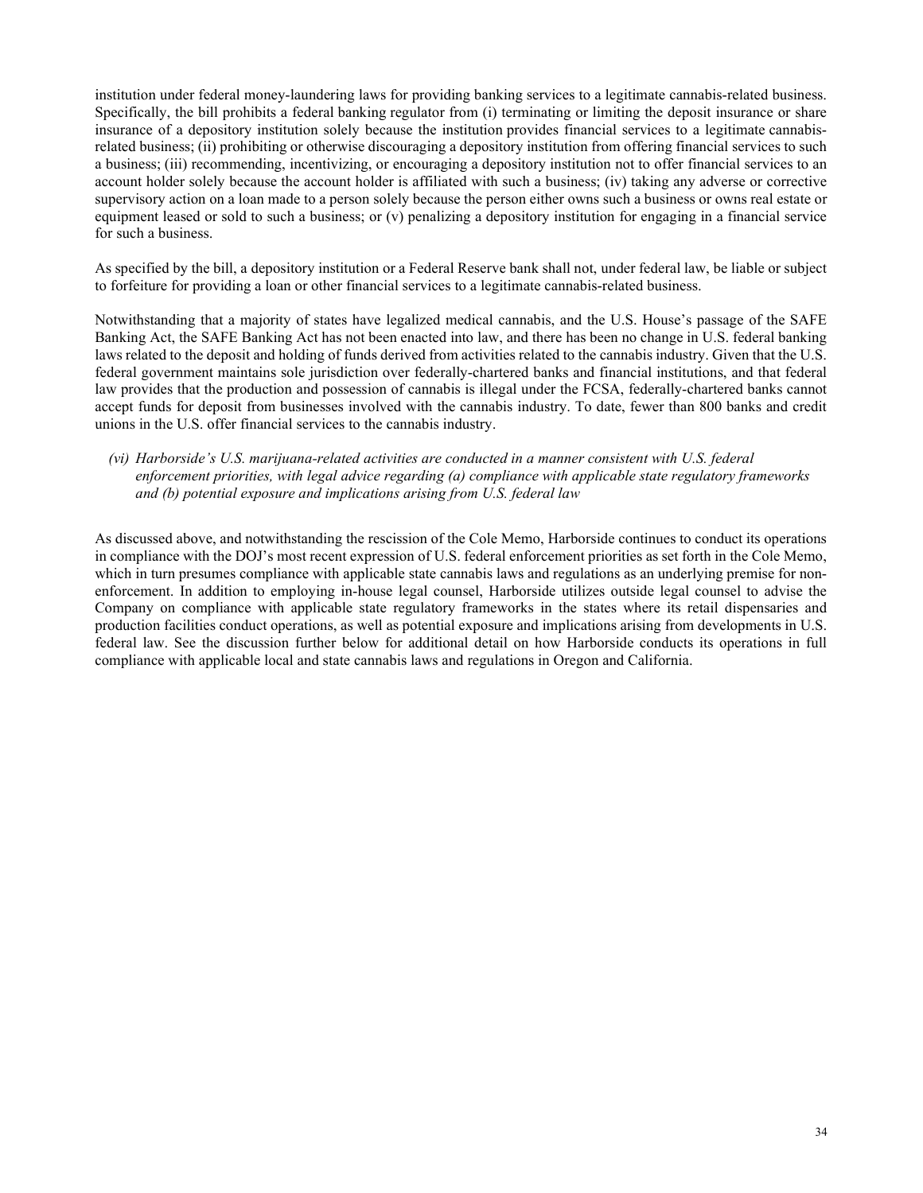institution under federal money-laundering laws for providing banking services to a legitimate cannabis-related business. Specifically, the bill prohibits a federal banking regulator from (i) terminating or limiting the deposit insurance or share insurance of a depository institution solely because the institution provides financial services to a legitimate cannabis-related business; (ii) prohibiting or otherwise discouraging a depository institution from offering financial services to such a business; (iii) recommending, incentivizing, or encouraging a depository institution not to offer financial services to an account holder solely because the account holder is affiliated with such a business; (iv) taking any adverse or corrective supervisory action on a loan made to a person solely because the person either owns such a business or owns real estate or equipment leased or sold to such a business; or (v) penalizing a depository institution for engaging in a financial service for such a business.

As specified by the bill, a depository institution or a Federal Reserve bank shall not, under federal law, be liable or subject to forfeiture for providing a loan or other financial services to a legitimate cannabis-related business.

Notwithstanding that a majority of states have legalized medical cannabis, and the U.S. House's passage of the SAFE Banking Act, the SAFE Banking Act has not been enacted into law, and there has been no change in U.S. federal banking laws related to the deposit and holding of funds derived from activities related to the cannabis industry. Given that the U.S. federal government maintains sole jurisdiction over federally-chartered banks and financial institutions, and that federal law provides that the production and possession of cannabis is illegal under the FCSA, federally-chartered banks cannot accept funds for deposit from businesses involved with the cannabis industry. To date, fewer than 800 banks and credit unions in the U.S. offer financial services to the cannabis industry.

*(vi) Harborside's U.S. marijuana-related activities are conducted in a manner consistent with U.S. federal enforcement priorities, with legal advice regarding (a) compliance with applicable state regulatory frameworks and (b) potential exposure and implications arising from U.S. federal law*

As discussed above, and notwithstanding the rescission of the Cole Memo, Harborside continues to conduct its operations in compliance with the DOJ's most recent expression of U.S. federal enforcement priorities as set forth in the Cole Memo, which in turn presumes compliance with applicable state cannabis laws and regulations as an underlying premise for non-enforcement. In addition to employing in-house legal counsel, Harborside utilizes outside legal counsel to advise the Company on compliance with applicable state regulatory frameworks in the states where its retail dispensaries and production facilities conduct operations, as well as potential exposure and implications arising from developments in U.S. federal law. See the discussion further below for additional detail on how Harborside conducts its operations in full compliance with applicable local and state cannabis laws and regulations in Oregon and California.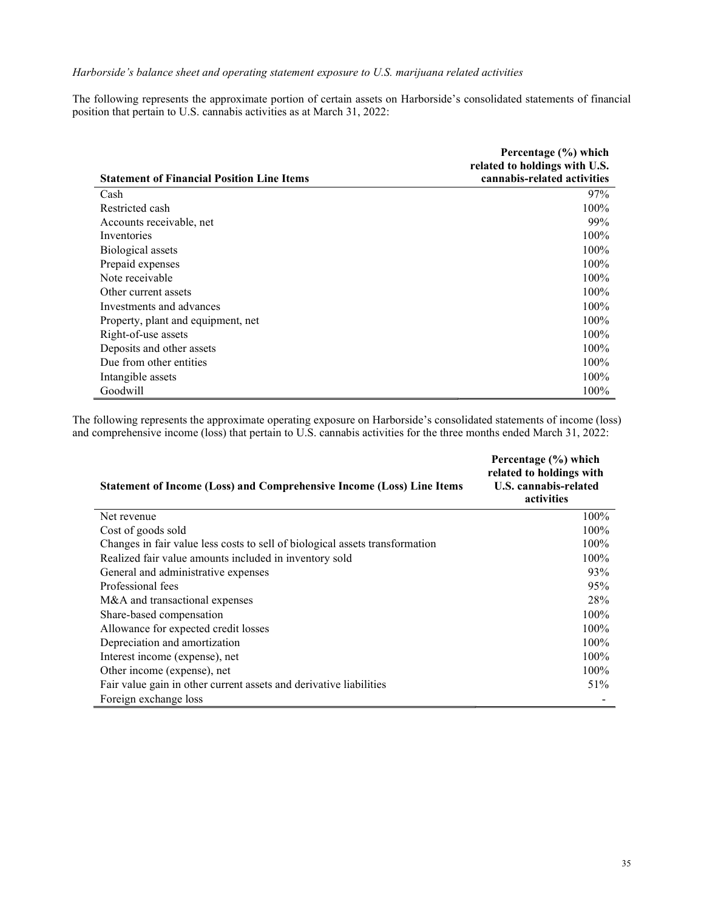*Harborside's balance sheet and operating statement exposure to U.S. marijuana related activities*

The following represents the approximate portion of certain assets on Harborside's consolidated statements of financial position that pertain to U.S. cannabis activities as at March 31, 2022:

| Statement of Financial Position Line Items | Percentage (%) which related to holdings with U.S. cannabis-related activities |
|---|---|
| Cash | 97% |
| Restricted cash | 100% |
| Accounts receivable, net | 99% |
| Inventories | 100% |
| Biological assets | 100% |
| Prepaid expenses | 100% |
| Note receivable | 100% |
| Other current assets | 100% |
| Investments and advances | 100% |
| Property, plant and equipment, net | 100% |
| Right-of-use assets | 100% |
| Deposits and other assets | 100% |
| Due from other entities | 100% |
| Intangible assets | 100% |
| Goodwill | 100% |

The following represents the approximate operating exposure on Harborside's consolidated statements of income (loss) and comprehensive income (loss) that pertain to U.S. cannabis activities for the three months ended March 31, 2022:

| Statement of Income (Loss) and Comprehensive Income (Loss) Line Items | Percentage (%) which related to holdings with U.S. cannabis-related activities |
|---|---|
| Net revenue | 100% |
| Cost of goods sold | 100% |
| Changes in fair value less costs to sell of biological assets transformation | 100% |
| Realized fair value amounts included in inventory sold | 100% |
| General and administrative expenses | 93% |
| Professional fees | 95% |
| M&A and transactional expenses | 28% |
| Share-based compensation | 100% |
| Allowance for expected credit losses | 100% |
| Depreciation and amortization | 100% |
| Interest income (expense), net | 100% |
| Other income (expense), net | 100% |
| Fair value gain in other current assets and derivative liabilities | 51% |
| Foreign exchange loss | - |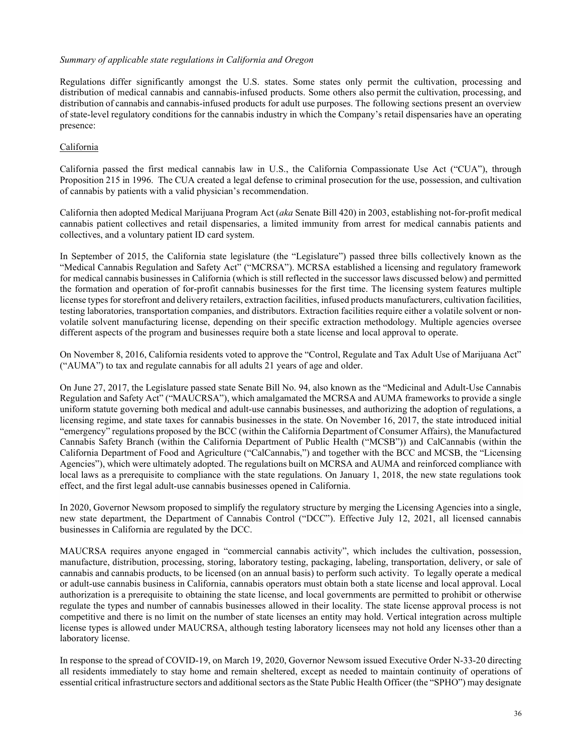*Summary of applicable state regulations in California and Oregon*

Regulations differ significantly amongst the U.S. states. Some states only permit the cultivation, processing and distribution of medical cannabis and cannabis-infused products. Some others also permit the cultivation, processing, and distribution of cannabis and cannabis-infused products for adult use purposes. The following sections present an overview of state-level regulatory conditions for the cannabis industry in which the Company's retail dispensaries have an operating presence:

California

California passed the first medical cannabis law in U.S., the California Compassionate Use Act ("CUA"), through Proposition 215 in 1996. The CUA created a legal defense to criminal prosecution for the use, possession, and cultivation of cannabis by patients with a valid physician's recommendation.

California then adopted Medical Marijuana Program Act (*aka* Senate Bill 420) in 2003, establishing not-for-profit medical cannabis patient collectives and retail dispensaries, a limited immunity from arrest for medical cannabis patients and collectives, and a voluntary patient ID card system.

In September of 2015, the California state legislature (the "Legislature") passed three bills collectively known as the "Medical Cannabis Regulation and Safety Act" ("MCRSA"). MCRSA established a licensing and regulatory framework for medical cannabis businesses in California (which is still reflected in the successor laws discussed below) and permitted the formation and operation of for-profit cannabis businesses for the first time. The licensing system features multiple license types for storefront and delivery retailers, extraction facilities, infused products manufacturers, cultivation facilities, testing laboratories, transportation companies, and distributors. Extraction facilities require either a volatile solvent or non-volatile solvent manufacturing license, depending on their specific extraction methodology. Multiple agencies oversee different aspects of the program and businesses require both a state license and local approval to operate.

On November 8, 2016, California residents voted to approve the "Control, Regulate and Tax Adult Use of Marijuana Act" ("AUMA") to tax and regulate cannabis for all adults 21 years of age and older.

On June 27, 2017, the Legislature passed state Senate Bill No. 94, also known as the "Medicinal and Adult-Use Cannabis Regulation and Safety Act" ("MAUCRSA"), which amalgamated the MCRSA and AUMA frameworks to provide a single uniform statute governing both medical and adult-use cannabis businesses, and authorizing the adoption of regulations, a licensing regime, and state taxes for cannabis businesses in the state. On November 16, 2017, the state introduced initial "emergency" regulations proposed by the BCC (within the California Department of Consumer Affairs), the Manufactured Cannabis Safety Branch (within the California Department of Public Health ("MCSB")) and CalCannabis (within the California Department of Food and Agriculture ("CalCannabis,") and together with the BCC and MCSB, the "Licensing Agencies"), which were ultimately adopted. The regulations built on MCRSA and AUMA and reinforced compliance with local laws as a prerequisite to compliance with the state regulations. On January 1, 2018, the new state regulations took effect, and the first legal adult-use cannabis businesses opened in California.

In 2020, Governor Newsom proposed to simplify the regulatory structure by merging the Licensing Agencies into a single, new state department, the Department of Cannabis Control ("DCC"). Effective July 12, 2021, all licensed cannabis businesses in California are regulated by the DCC.

MAUCRSA requires anyone engaged in "commercial cannabis activity", which includes the cultivation, possession, manufacture, distribution, processing, storing, laboratory testing, packaging, labeling, transportation, delivery, or sale of cannabis and cannabis products, to be licensed (on an annual basis) to perform such activity. To legally operate a medical or adult-use cannabis business in California, cannabis operators must obtain both a state license and local approval. Local authorization is a prerequisite to obtaining the state license, and local governments are permitted to prohibit or otherwise regulate the types and number of cannabis businesses allowed in their locality. The state license approval process is not competitive and there is no limit on the number of state licenses an entity may hold. Vertical integration across multiple license types is allowed under MAUCRSA, although testing laboratory licensees may not hold any licenses other than a laboratory license.

In response to the spread of COVID-19, on March 19, 2020, Governor Newsom issued Executive Order N-33-20 directing all residents immediately to stay home and remain sheltered, except as needed to maintain continuity of operations of essential critical infrastructure sectors and additional sectors as the State Public Health Officer (the "SPHO") may designate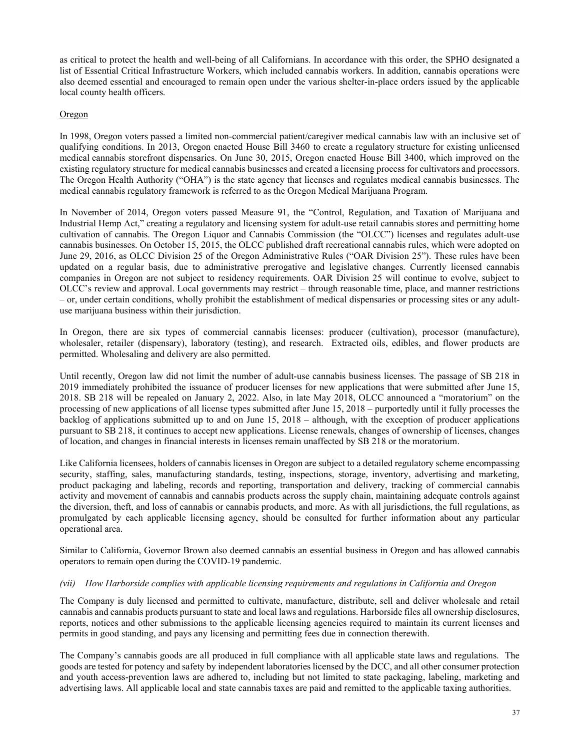as critical to protect the health and well-being of all Californians. In accordance with this order, the SPHO designated a list of Essential Critical Infrastructure Workers, which included cannabis workers. In addition, cannabis operations were also deemed essential and encouraged to remain open under the various shelter-in-place orders issued by the applicable local county health officers.

Oregon

In 1998, Oregon voters passed a limited non-commercial patient/caregiver medical cannabis law with an inclusive set of qualifying conditions. In 2013, Oregon enacted House Bill 3460 to create a regulatory structure for existing unlicensed medical cannabis storefront dispensaries. On June 30, 2015, Oregon enacted House Bill 3400, which improved on the existing regulatory structure for medical cannabis businesses and created a licensing process for cultivators and processors. The Oregon Health Authority ("OHA") is the state agency that licenses and regulates medical cannabis businesses. The medical cannabis regulatory framework is referred to as the Oregon Medical Marijuana Program.

In November of 2014, Oregon voters passed Measure 91, the "Control, Regulation, and Taxation of Marijuana and Industrial Hemp Act," creating a regulatory and licensing system for adult-use retail cannabis stores and permitting home cultivation of cannabis. The Oregon Liquor and Cannabis Commission (the "OLCC") licenses and regulates adult-use cannabis businesses. On October 15, 2015, the OLCC published draft recreational cannabis rules, which were adopted on June 29, 2016, as OLCC Division 25 of the Oregon Administrative Rules ("OAR Division 25"). These rules have been updated on a regular basis, due to administrative prerogative and legislative changes. Currently licensed cannabis companies in Oregon are not subject to residency requirements. OAR Division 25 will continue to evolve, subject to OLCC's review and approval. Local governments may restrict – through reasonable time, place, and manner restrictions – or, under certain conditions, wholly prohibit the establishment of medical dispensaries or processing sites or any adult-use marijuana business within their jurisdiction.

In Oregon, there are six types of commercial cannabis licenses: producer (cultivation), processor (manufacture), wholesaler, retailer (dispensary), laboratory (testing), and research. Extracted oils, edibles, and flower products are permitted. Wholesaling and delivery are also permitted.

Until recently, Oregon law did not limit the number of adult-use cannabis business licenses. The passage of SB 218 in 2019 immediately prohibited the issuance of producer licenses for new applications that were submitted after June 15, 2018. SB 218 will be repealed on January 2, 2022. Also, in late May 2018, OLCC announced a "moratorium" on the processing of new applications of all license types submitted after June 15, 2018 – purportedly until it fully processes the backlog of applications submitted up to and on June 15, 2018 – although, with the exception of producer applications pursuant to SB 218, it continues to accept new applications. License renewals, changes of ownership of licenses, changes of location, and changes in financial interests in licenses remain unaffected by SB 218 or the moratorium.

Like California licensees, holders of cannabis licenses in Oregon are subject to a detailed regulatory scheme encompassing security, staffing, sales, manufacturing standards, testing, inspections, storage, inventory, advertising and marketing, product packaging and labeling, records and reporting, transportation and delivery, tracking of commercial cannabis activity and movement of cannabis and cannabis products across the supply chain, maintaining adequate controls against the diversion, theft, and loss of cannabis or cannabis products, and more. As with all jurisdictions, the full regulations, as promulgated by each applicable licensing agency, should be consulted for further information about any particular operational area.

Similar to California, Governor Brown also deemed cannabis an essential business in Oregon and has allowed cannabis operators to remain open during the COVID-19 pandemic.

*(vii) How Harborside complies with applicable licensing requirements and regulations in California and Oregon*

The Company is duly licensed and permitted to cultivate, manufacture, distribute, sell and deliver wholesale and retail cannabis and cannabis products pursuant to state and local laws and regulations. Harborside files all ownership disclosures, reports, notices and other submissions to the applicable licensing agencies required to maintain its current licenses and permits in good standing, and pays any licensing and permitting fees due in connection therewith.

The Company's cannabis goods are all produced in full compliance with all applicable state laws and regulations. The goods are tested for potency and safety by independent laboratories licensed by the DCC, and all other consumer protection and youth access-prevention laws are adhered to, including but not limited to state packaging, labeling, marketing and advertising laws. All applicable local and state cannabis taxes are paid and remitted to the applicable taxing authorities.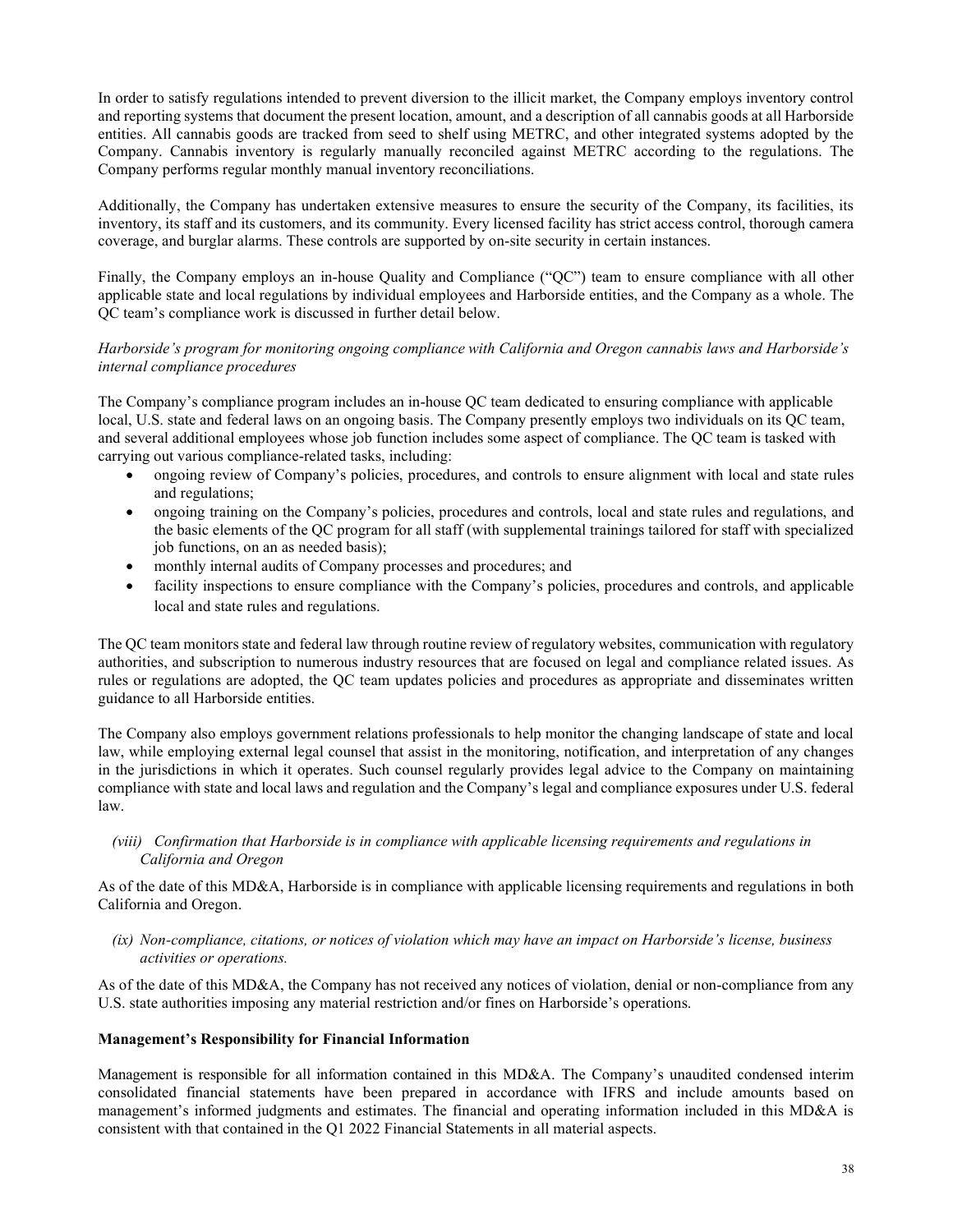In order to satisfy regulations intended to prevent diversion to the illicit market, the Company employs inventory control and reporting systems that document the present location, amount, and a description of all cannabis goods at all Harborside entities. All cannabis goods are tracked from seed to shelf using METRC, and other integrated systems adopted by the Company. Cannabis inventory is regularly manually reconciled against METRC according to the regulations. The Company performs regular monthly manual inventory reconciliations.

Additionally, the Company has undertaken extensive measures to ensure the security of the Company, its facilities, its inventory, its staff and its customers, and its community. Every licensed facility has strict access control, thorough camera coverage, and burglar alarms. These controls are supported by on-site security in certain instances.

Finally, the Company employs an in-house Quality and Compliance ("QC") team to ensure compliance with all other applicable state and local regulations by individual employees and Harborside entities, and the Company as a whole. The QC team's compliance work is discussed in further detail below.

*Harborside's program for monitoring ongoing compliance with California and Oregon cannabis laws and Harborside's internal compliance procedures*

The Company's compliance program includes an in-house QC team dedicated to ensuring compliance with applicable local, U.S. state and federal laws on an ongoing basis. The Company presently employs two individuals on its QC team, and several additional employees whose job function includes some aspect of compliance. The QC team is tasked with carrying out various compliance-related tasks, including:

- ongoing review of Company's policies, procedures, and controls to ensure alignment with local and state rules and regulations;
- ongoing training on the Company's policies, procedures and controls, local and state rules and regulations, and the basic elements of the QC program for all staff (with supplemental trainings tailored for staff with specialized job functions, on an as needed basis);
- monthly internal audits of Company processes and procedures; and
- facility inspections to ensure compliance with the Company's policies, procedures and controls, and applicable local and state rules and regulations.

The QC team monitors state and federal law through routine review of regulatory websites, communication with regulatory authorities, and subscription to numerous industry resources that are focused on legal and compliance related issues. As rules or regulations are adopted, the QC team updates policies and procedures as appropriate and disseminates written guidance to all Harborside entities.

The Company also employs government relations professionals to help monitor the changing landscape of state and local law, while employing external legal counsel that assist in the monitoring, notification, and interpretation of any changes in the jurisdictions in which it operates. Such counsel regularly provides legal advice to the Company on maintaining compliance with state and local laws and regulation and the Company's legal and compliance exposures under U.S. federal law.

*(viii) Confirmation that Harborside is in compliance with applicable licensing requirements and regulations in California and Oregon*

As of the date of this MD&A, Harborside is in compliance with applicable licensing requirements and regulations in both California and Oregon.

*(ix) Non-compliance, citations, or notices of violation which may have an impact on Harborside's license, business activities or operations.*

As of the date of this MD&A, the Company has not received any notices of violation, denial or non-compliance from any U.S. state authorities imposing any material restriction and/or fines on Harborside's operations.

**Management's Responsibility for Financial Information**

Management is responsible for all information contained in this MD&A. The Company's unaudited condensed interim consolidated financial statements have been prepared in accordance with IFRS and include amounts based on management's informed judgments and estimates. The financial and operating information included in this MD&A is consistent with that contained in the Q1 2022 Financial Statements in all material aspects.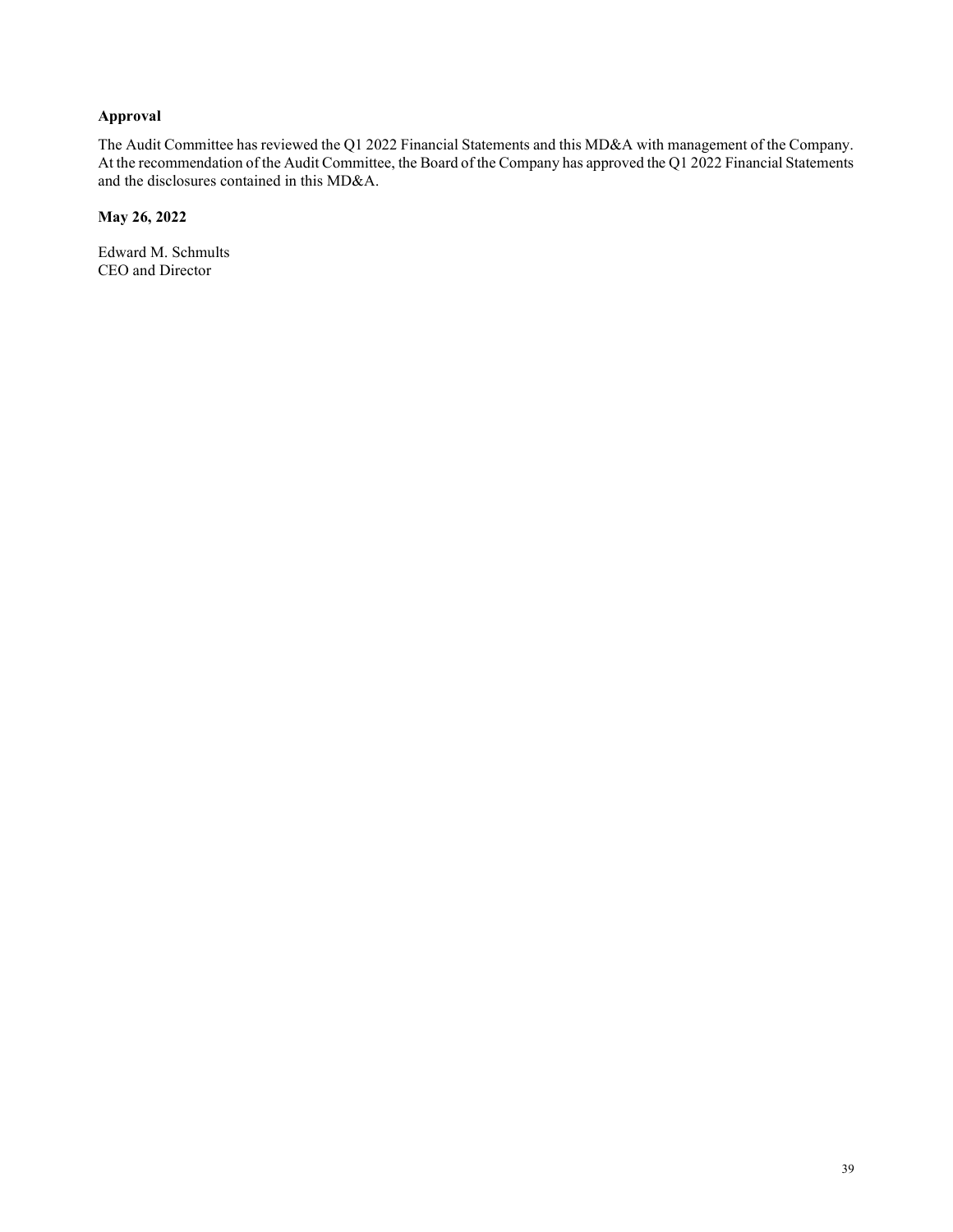**Approval**

The Audit Committee has reviewed the Q1 2022 Financial Statements and this MD&A with management of the Company. At the recommendation of the Audit Committee, the Board of the Company has approved the Q1 2022 Financial Statements and the disclosures contained in this MD&A.

**May 26, 2022**

Edward M. Schmults
CEO and Director